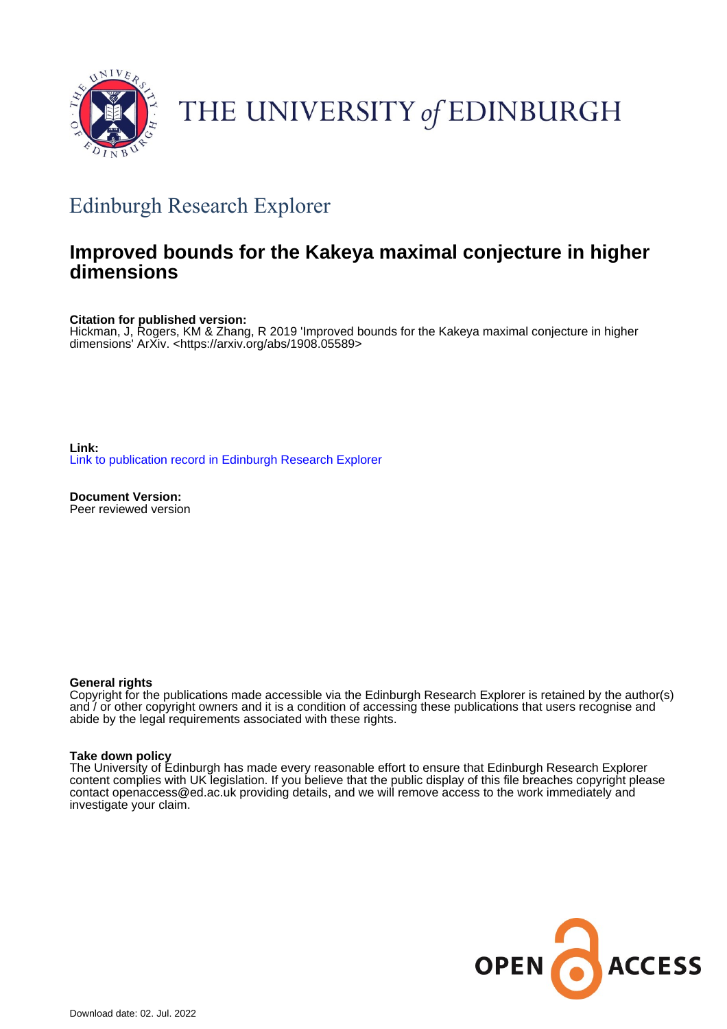THE UNIVERSITY of EDINBURGH

## Edinburgh Research Explorer

# Improved bounds for the Kakeya maximal conjecture in higher dimensions

**Citation for published version:**
Hickman, J, Rogers, KM & Zhang, R 2019 'Improved bounds for the Kakeya maximal conjecture in higher dimensions' ArXiv. <https://arxiv.org/abs/1908.05589>

**Link:**
Link to publication record in Edinburgh Research Explorer

**Document Version:**
Peer reviewed version

**General rights**
Copyright for the publications made accessible via the Edinburgh Research Explorer is retained by the author(s) and / or other copyright owners and it is a condition of accessing these publications that users recognise and abide by the legal requirements associated with these rights.

**Take down policy**
The University of Edinburgh has made every reasonable effort to ensure that Edinburgh Research Explorer content complies with UK legislation. If you believe that the public display of this file breaches copyright please contact openaccess@ed.ac.uk providing details, and we will remove access to the work immediately and investigate your claim.

OPEN ACCESS

Download date: 02. Jul. 2022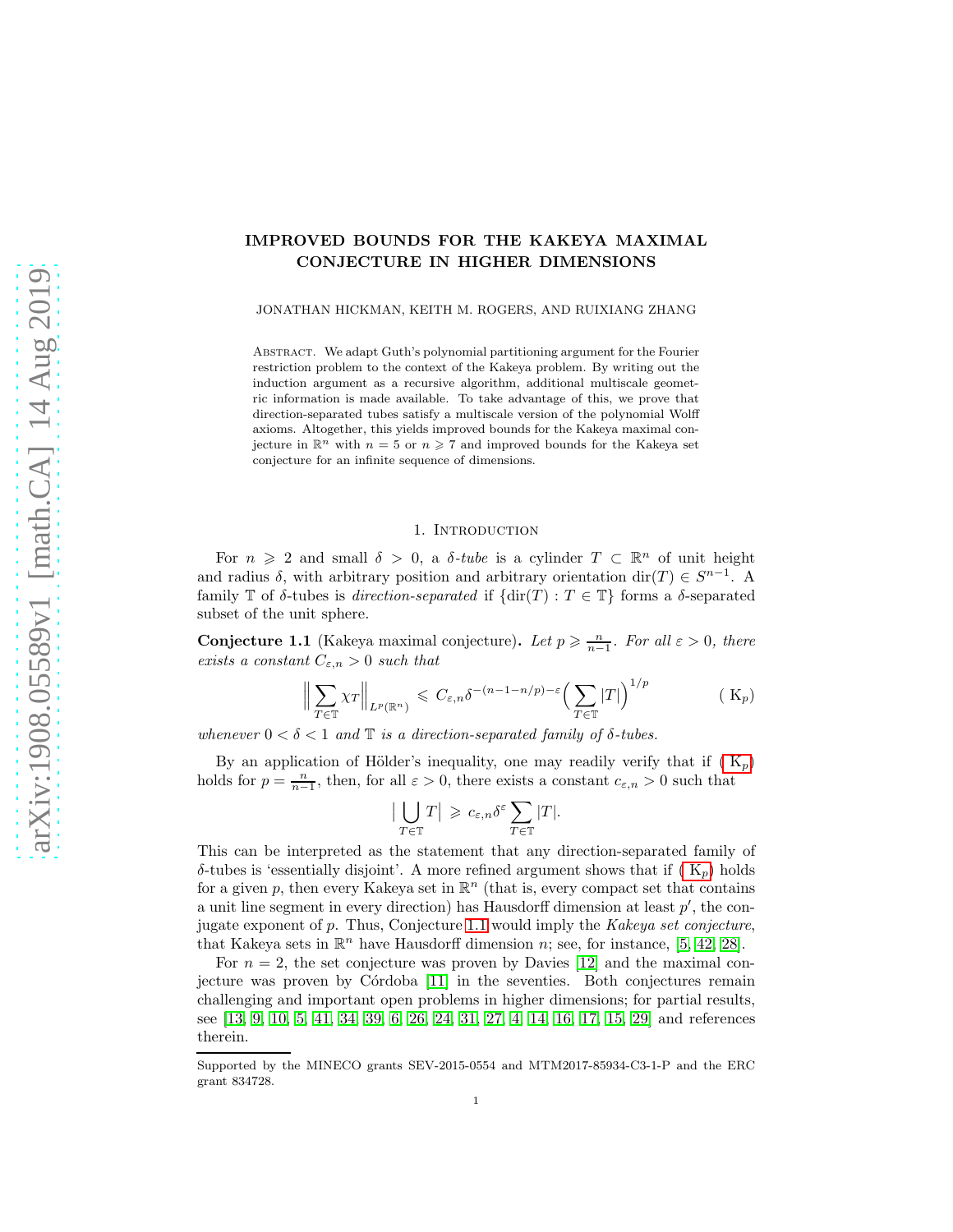# IMPROVED BOUNDS FOR THE KAKEYA MAXIMAL CONJECTURE IN HIGHER DIMENSIONS

JONATHAN HICKMAN, KEITH M. ROGERS, AND RUIXIANG ZHANG

Abstract. We adapt Guth's polynomial partitioning argument for the Fourier restriction problem to the context of the Kakeya problem. By writing out the induction argument as a recursive algorithm, additional multiscale geometric information is made available. To take advantage of this, we prove that direction-separated tubes satisfy a multiscale version of the polynomial Wolff axioms. Altogether, this yields improved bounds for the Kakeya maximal conjecture in $\mathbb{R}^n$ with $n = 5$ or $n \geqslant 7$ and improved bounds for the Kakeya set conjecture for an infinite sequence of dimensions.

## 1. Introduction

For $n \geqslant 2$ and small $\delta > 0$, a *$\delta$-tube* is a cylinder $T \subset \mathbb{R}^n$ of unit height and radius $\delta$, with arbitrary position and arbitrary orientation $\mathrm{dir}(T) \in S^{n-1}$. A family $\mathbb{T}$ of $\delta$-tubes is *direction-separated* if $\{\mathrm{dir}(T) : T \in \mathbb{T}\}$ forms a $\delta$-separated subset of the unit sphere.

**Conjecture 1.1** (Kakeya maximal conjecture)**.** *Let $p \geqslant \frac{n}{n-1}$. For all $\varepsilon > 0$, there exists a constant $C_{\varepsilon,n} > 0$ such that*

$$\Big\| \sum_{T\in\mathbb{T}} \chi_T \Big\|_{L^p(\mathbb{R}^n)} \leqslant C_{\varepsilon,n} \delta^{-(n-1-n/p)-\varepsilon} \Big( \sum_{T\in\mathbb{T}} |T| \Big)^{1/p} \qquad (\mathrm{K}_p)$$

*whenever $0 < \delta < 1$ and $\mathbb{T}$ is a direction-separated family of $\delta$-tubes.*

By an application of Hölder's inequality, one may readily verify that if ($\mathrm{K}_p$) holds for $p = \frac{n}{n-1}$, then, for all $\varepsilon > 0$, there exists a constant $c_{\varepsilon,n} > 0$ such that

$$\Big| \bigcup_{T\in\mathbb{T}} T \Big| \geqslant c_{\varepsilon,n} \delta^{\varepsilon} \sum_{T\in\mathbb{T}} |T|.$$

This can be interpreted as the statement that any direction-separated family of $\delta$-tubes is 'essentially disjoint'. A more refined argument shows that if ($\mathrm{K}_p$) holds for a given $p$, then every Kakeya set in $\mathbb{R}^n$ (that is, every compact set that contains a unit line segment in every direction) has Hausdorff dimension at least $p'$, the conjugate exponent of $p$. Thus, Conjecture 1.1 would imply the *Kakeya set conjecture*, that Kakeya sets in $\mathbb{R}^n$ have Hausdorff dimension $n$; see, for instance, [5, 42, 28].

For $n = 2$, the set conjecture was proven by Davies [12] and the maximal conjecture was proven by Córdoba [11] in the seventies. Both conjectures remain challenging and important open problems in higher dimensions; for partial results, see [13, 9, 10, 5, 41, 34, 39, 6, 26, 24, 31, 27, 4, 14, 16, 17, 15, 29] and references therein.

Supported by the MINECO grants SEV-2015-0554 and MTM2017-85934-C3-1-P and the ERC grant 834728.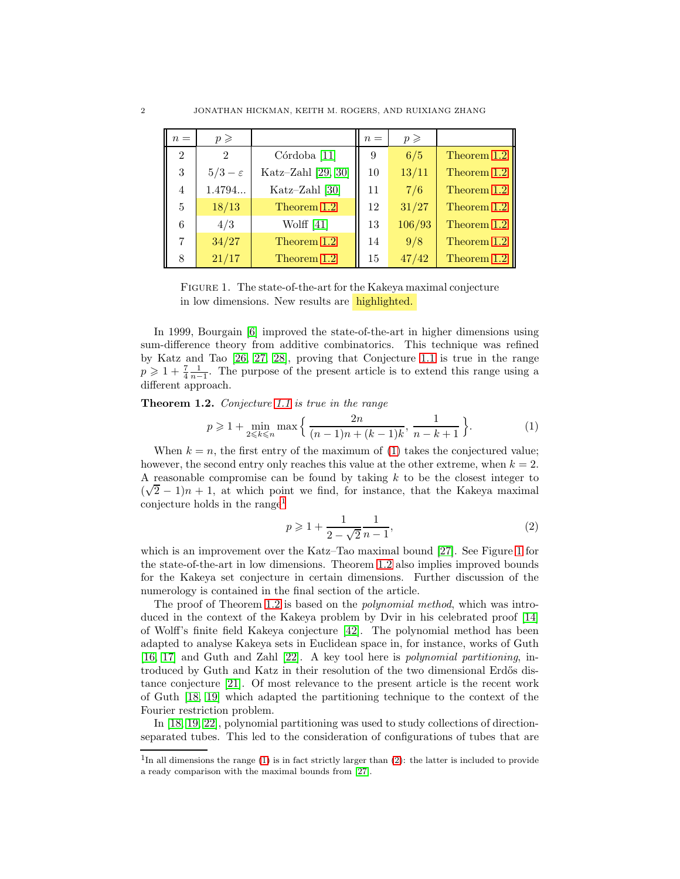| $n =$ | $p \geqslant$ | | $n =$ | $p \geqslant$ | |
|---|---|---|---|---|---|
| 2 | 2 | Córdoba [11] | 9 | 6/5 | Theorem 1.2 |
| 3 | $5/3 - \varepsilon$ | Katz–Zahl [29, 30] | 10 | 13/11 | Theorem 1.2 |
| 4 | 1.4794... | Katz–Zahl [30] | 11 | 7/6 | Theorem 1.2 |
| 5 | 18/13 | Theorem 1.2 | 12 | 31/27 | Theorem 1.2 |
| 6 | 4/3 | Wolff [41] | 13 | 106/93 | Theorem 1.2 |
| 7 | 34/27 | Theorem 1.2 | 14 | 9/8 | Theorem 1.2 |
| 8 | 21/17 | Theorem 1.2 | 15 | 47/42 | Theorem 1.2 |

FIGURE 1. The state-of-the-art for the Kakeya maximal conjecture in low dimensions. New results are highlighted.

In 1999, Bourgain [6] improved the state-of-the-art in higher dimensions using sum-difference theory from additive combinatorics. This technique was refined by Katz and Tao [26, 27, 28], proving that Conjecture 1.1 is true in the range $p \geqslant 1 + \frac{7}{4}\frac{1}{n-1}$. The purpose of the present article is to extend this range using a different approach.

**Theorem 1.2.** *Conjecture 1.1 is true in the range*

$$p \geqslant 1 + \min_{2 \leqslant k \leqslant n} \max\Big\{ \frac{2n}{(n-1)n + (k-1)k}, \frac{1}{n-k+1} \Big\}. \tag{1}$$

When $k = n$, the first entry of the maximum of (1) takes the conjectured value; however, the second entry only reaches this value at the other extreme, when $k = 2$. A reasonable compromise can be found by taking $k$ to be the closest integer to $(\sqrt{2} - 1)n + 1$, at which point we find, for instance, that the Kakeya maximal conjecture holds in the range[1]

$$p \geqslant 1 + \frac{1}{2 - \sqrt{2}}\frac{1}{n-1}, \tag{2}$$

which is an improvement over the Katz–Tao maximal bound [27]. See Figure 1 for the state-of-the-art in low dimensions. Theorem 1.2 also implies improved bounds for the Kakeya set conjecture in certain dimensions. Further discussion of the numerology is contained in the final section of the article.

The proof of Theorem 1.2 is based on the *polynomial method*, which was introduced in the context of the Kakeya problem by Dvir in his celebrated proof [14] of Wolff's finite field Kakeya conjecture [42]. The polynomial method has been adapted to analyse Kakeya sets in Euclidean space in, for instance, works of Guth [16, 17] and Guth and Zahl [22]. A key tool here is *polynomial partitioning*, introduced by Guth and Katz in their resolution of the two dimensional Erdős distance conjecture [21]. Of most relevance to the present article is the recent work of Guth [18, 19] which adapted the partitioning technique to the context of the Fourier restriction problem.

In [18, 19, 22], polynomial partitioning was used to study collections of direction-separated tubes. This led to the consideration of configurations of tubes that are

[1] In all dimensions the range (1) is in fact strictly larger than (2): the latter is included to provide a ready comparison with the maximal bounds from [27].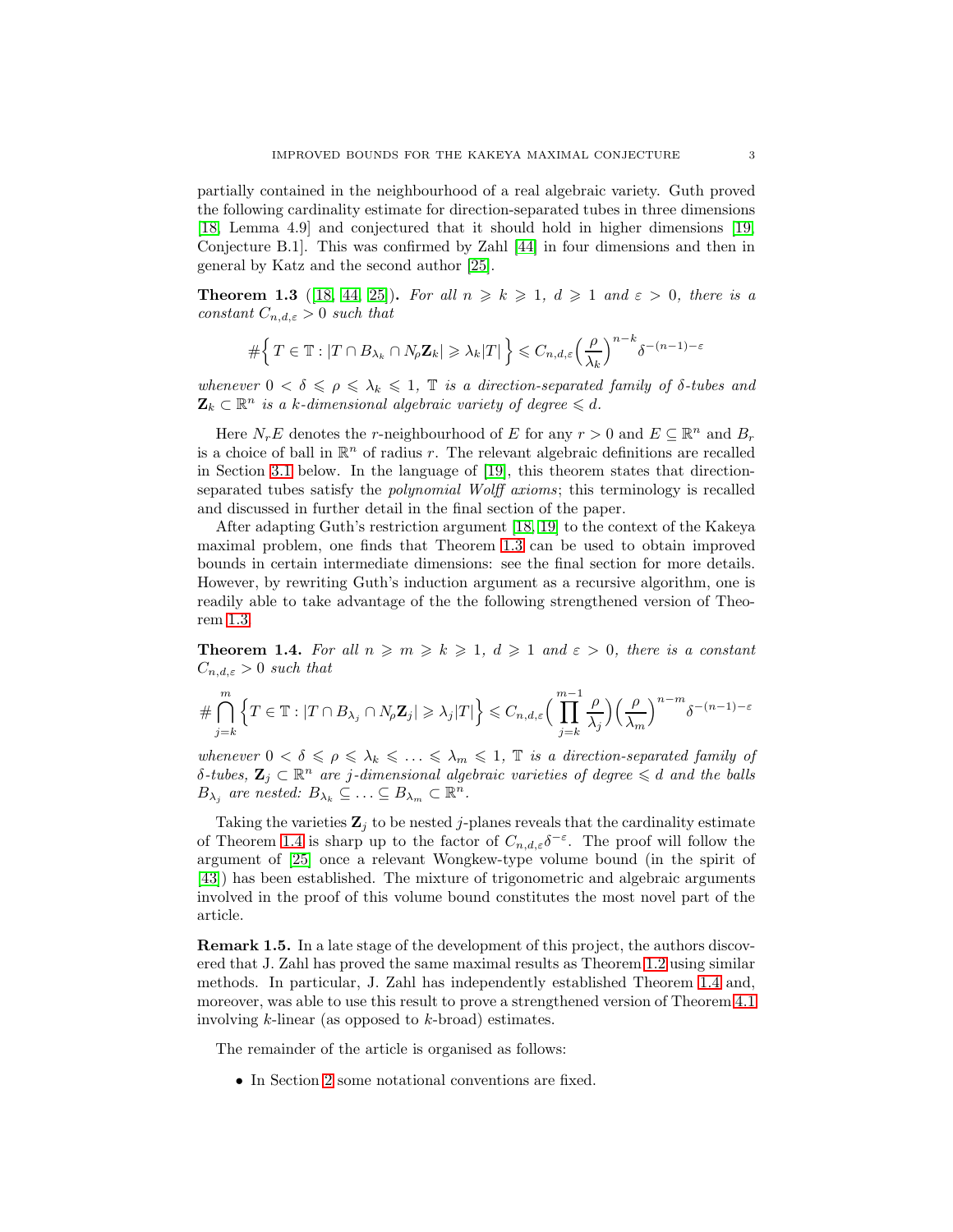partially contained in the neighbourhood of a real algebraic variety. Guth proved the following cardinality estimate for direction-separated tubes in three dimensions [18, Lemma 4.9] and conjectured that it should hold in higher dimensions [19, Conjecture B.1]. This was confirmed by Zahl [44] in four dimensions and then in general by Katz and the second author [25].

**Theorem 1.3** ([18, 44, 25]). *For all $n \geqslant k \geqslant 1$, $d \geqslant 1$ and $\varepsilon > 0$, there is a constant $C_{n,d,\varepsilon} > 0$ such that*

$$\#\Big\{\, T \in \mathbb{T} : |T \cap B_{\lambda_k} \cap N_\rho \mathbf{Z}_k| \geqslant \lambda_k |T| \,\Big\} \leqslant C_{n,d,\varepsilon}\Big(\frac{\rho}{\lambda_k}\Big)^{n-k} \delta^{-(n-1)-\varepsilon}$$

*whenever $0 < \delta \leqslant \rho \leqslant \lambda_k \leqslant 1$, $\mathbb{T}$ is a direction-separated family of $\delta$-tubes and $\mathbf{Z}_k \subset \mathbb{R}^n$ is a $k$-dimensional algebraic variety of degree $\leqslant d$.*

Here $N_r E$ denotes the $r$-neighbourhood of $E$ for any $r > 0$ and $E \subseteq \mathbb{R}^n$ and $B_r$ is a choice of ball in $\mathbb{R}^n$ of radius $r$. The relevant algebraic definitions are recalled in Section 3.1 below. In the language of [19], this theorem states that direction-separated tubes satisfy the *polynomial Wolff axioms*; this terminology is recalled and discussed in further detail in the final section of the paper.

After adapting Guth's restriction argument [18, 19] to the context of the Kakeya maximal problem, one finds that Theorem 1.3 can be used to obtain improved bounds in certain intermediate dimensions: see the final section for more details. However, by rewriting Guth's induction argument as a recursive algorithm, one is readily able to take advantage of the the following strengthened version of Theorem 1.3.

**Theorem 1.4.** *For all $n \geqslant m \geqslant k \geqslant 1$, $d \geqslant 1$ and $\varepsilon > 0$, there is a constant $C_{n,d,\varepsilon} > 0$ such that*

$$\#\bigcap_{j=k}^{m}\Big\{T \in \mathbb{T} : |T \cap B_{\lambda_j} \cap N_\rho \mathbf{Z}_j| \geqslant \lambda_j |T|\Big\} \leqslant C_{n,d,\varepsilon}\Big(\prod_{j=k}^{m-1}\frac{\rho}{\lambda_j}\Big)\Big(\frac{\rho}{\lambda_m}\Big)^{n-m}\delta^{-(n-1)-\varepsilon}$$

*whenever $0 < \delta \leqslant \rho \leqslant \lambda_k \leqslant \ldots \leqslant \lambda_m \leqslant 1$, $\mathbb{T}$ is a direction-separated family of $\delta$-tubes, $\mathbf{Z}_j \subset \mathbb{R}^n$ are $j$-dimensional algebraic varieties of degree $\leqslant d$ and the balls $B_{\lambda_j}$ are nested: $B_{\lambda_k} \subseteq \ldots \subseteq B_{\lambda_m} \subset \mathbb{R}^n$.*

Taking the varieties $\mathbf{Z}_j$ to be nested $j$-planes reveals that the cardinality estimate of Theorem 1.4 is sharp up to the factor of $C_{n,d,\varepsilon}\delta^{-\varepsilon}$. The proof will follow the argument of [25] once a relevant Wongkew-type volume bound (in the spirit of [43]) has been established. The mixture of trigonometric and algebraic arguments involved in the proof of this volume bound constitutes the most novel part of the article.

**Remark 1.5.** In a late stage of the development of this project, the authors discovered that J. Zahl has proved the same maximal results as Theorem 1.2 using similar methods. In particular, J. Zahl has independently established Theorem 1.4 and, moreover, was able to use this result to prove a strengthened version of Theorem 4.1 involving $k$-linear (as opposed to $k$-broad) estimates.

The remainder of the article is organised as follows:

- In Section 2 some notational conventions are fixed.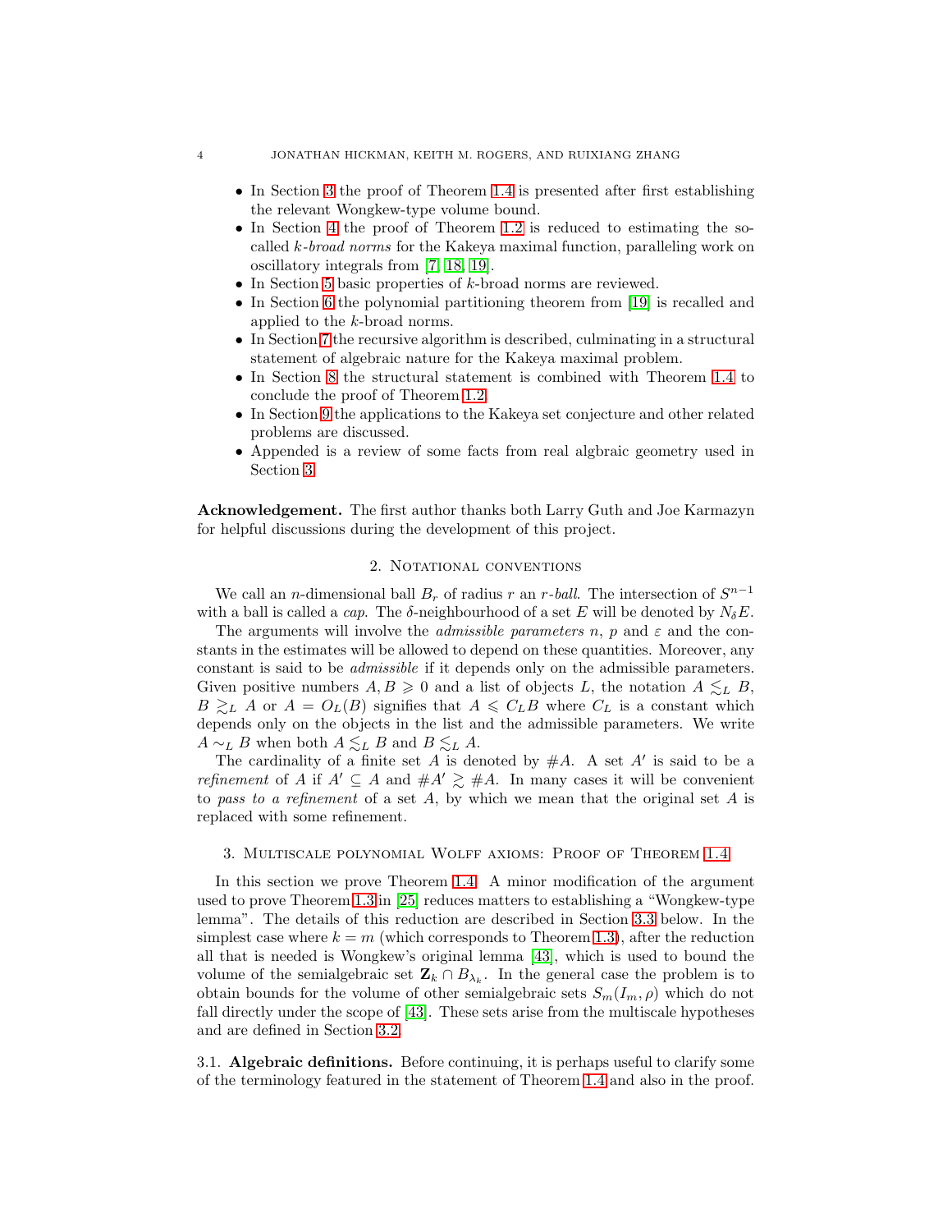- In Section 3 the proof of Theorem 1.4 is presented after first establishing the relevant Wongkew-type volume bound.
- In Section 4 the proof of Theorem 1.2 is reduced to estimating the so-called *k-broad norms* for the Kakeya maximal function, paralleling work on oscillatory integrals from [7, 18, 19].
- In Section 5 basic properties of $k$-broad norms are reviewed.
- In Section 6 the polynomial partitioning theorem from [19] is recalled and applied to the $k$-broad norms.
- In Section 7 the recursive algorithm is described, culminating in a structural statement of algebraic nature for the Kakeya maximal problem.
- In Section 8 the structural statement is combined with Theorem 1.4 to conclude the proof of Theorem 1.2.
- In Section 9 the applications to the Kakeya set conjecture and other related problems are discussed.
- Appended is a review of some facts from real algbraic geometry used in Section 3.

**Acknowledgement.** The first author thanks both Larry Guth and Joe Karmazyn for helpful discussions during the development of this project.

## 2. Notational conventions

We call an $n$-dimensional ball $B_r$ of radius $r$ an *$r$-ball*. The intersection of $S^{n-1}$ with a ball is called a *cap*. The $\delta$-neighbourhood of a set $E$ will be denoted by $N_\delta E$.

The arguments will involve the *admissible parameters* $n$, $p$ and $\varepsilon$ and the constants in the estimates will be allowed to depend on these quantities. Moreover, any constant is said to be *admissible* if it depends only on the admissible parameters. Given positive numbers $A, B \geqslant 0$ and a list of objects $L$, the notation $A \lesssim_L B$, $B \gtrsim_L A$ or $A = O_L(B)$ signifies that $A \leqslant C_L B$ where $C_L$ is a constant which depends only on the objects in the list and the admissible parameters. We write $A \sim_L B$ when both $A \lesssim_L B$ and $B \lesssim_L A$.

The cardinality of a finite set $A$ is denoted by $\#A$. A set $A'$ is said to be a *refinement* of $A$ if $A' \subseteq A$ and $\#A' \gtrsim \#A$. In many cases it will be convenient to *pass to a refinement* of a set $A$, by which we mean that the original set $A$ is replaced with some refinement.

## 3. Multiscale polynomial Wolff axioms: Proof of Theorem 1.4

In this section we prove Theorem 1.4. A minor modification of the argument used to prove Theorem 1.3 in [25] reduces matters to establishing a "Wongkew-type lemma". The details of this reduction are described in Section 3.3 below. In the simplest case where $k = m$ (which corresponds to Theorem 1.3), after the reduction all that is needed is Wongkew's original lemma [43], which is used to bound the volume of the semialgebraic set $\mathbf{Z}_k \cap B_{\lambda_k}$. In the general case the problem is to obtain bounds for the volume of other semialgebraic sets $S_m(I_m, \rho)$ which do not fall directly under the scope of [43]. These sets arise from the multiscale hypotheses and are defined in Section 3.2.

### 3.1. Algebraic definitions.

Before continuing, it is perhaps useful to clarify some of the terminology featured in the statement of Theorem 1.4 and also in the proof.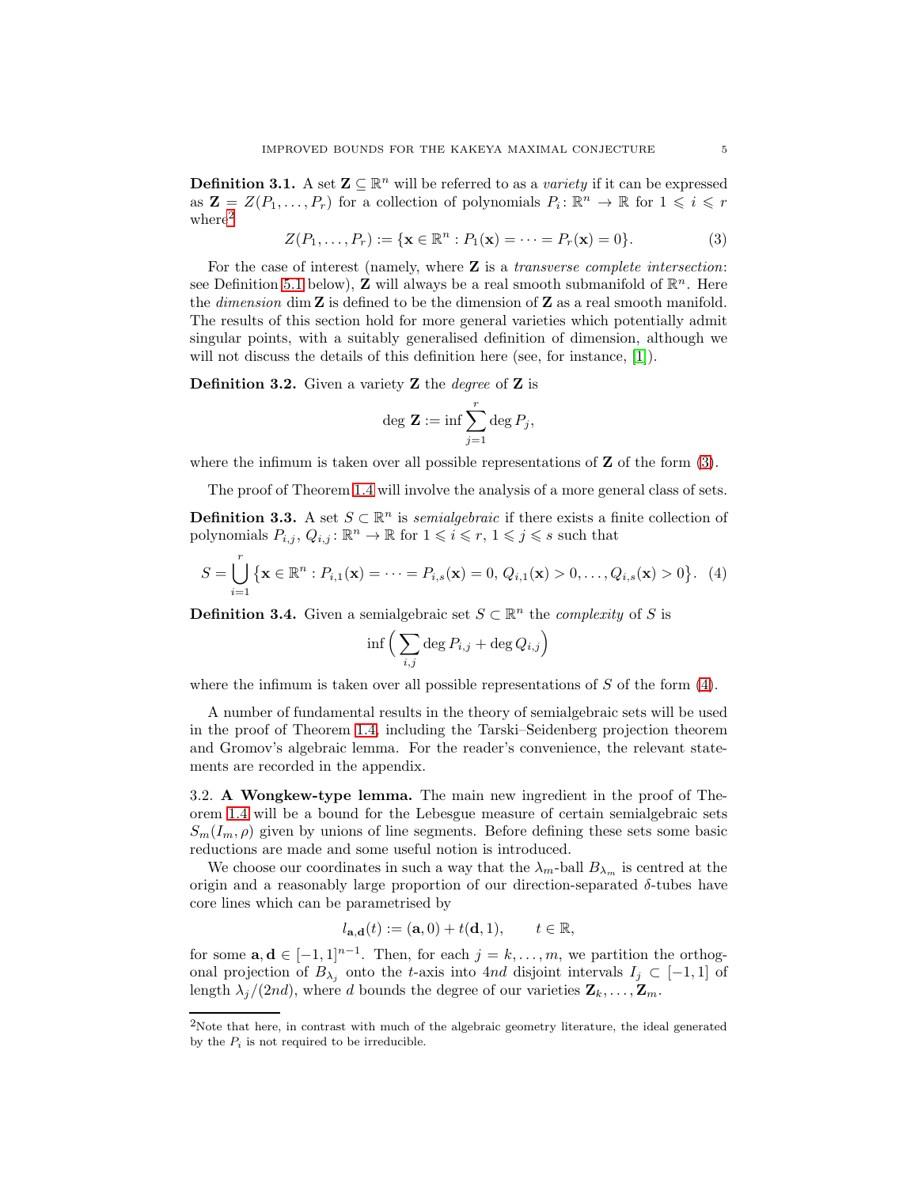**Definition 3.1.** A set $\mathbf{Z} \subseteq \mathbb{R}^n$ will be referred to as a *variety* if it can be expressed as $\mathbf{Z} = Z(P_1, \dots, P_r)$ for a collection of polynomials $P_i \colon \mathbb{R}^n \to \mathbb{R}$ for $1 \leqslant i \leqslant r$ where[2]

$$Z(P_1, \dots, P_r) := \{\mathbf{x} \in \mathbb{R}^n : P_1(\mathbf{x}) = \dots = P_r(\mathbf{x}) = 0\}. \tag{3}$$

For the case of interest (namely, where $\mathbf{Z}$ is a *transverse complete intersection*: see Definition 5.1 below), $\mathbf{Z}$ will always be a real smooth submanifold of $\mathbb{R}^n$. Here the *dimension* $\dim \mathbf{Z}$ is defined to be the dimension of $\mathbf{Z}$ as a real smooth manifold. The results of this section hold for more general varieties which potentially admit singular points, with a suitably generalised definition of dimension, although we will not discuss the details of this definition here (see, for instance, [1]).

**Definition 3.2.** Given a variety $\mathbf{Z}$ the *degree* of $\mathbf{Z}$ is

$$\deg\, \mathbf{Z} := \inf \sum_{j=1}^{r} \deg P_j,$$

where the infimum is taken over all possible representations of $\mathbf{Z}$ of the form (3).

The proof of Theorem 1.4 will involve the analysis of a more general class of sets.

**Definition 3.3.** A set $S \subset \mathbb{R}^n$ is *semialgebraic* if there exists a finite collection of polynomials $P_{i,j}, Q_{i,j} \colon \mathbb{R}^n \to \mathbb{R}$ for $1 \leqslant i \leqslant r$, $1 \leqslant j \leqslant s$ such that

$$S = \bigcup_{i=1}^{r} \big\{\mathbf{x} \in \mathbb{R}^n : P_{i,1}(\mathbf{x}) = \dots = P_{i,s}(\mathbf{x}) = 0,\, Q_{i,1}(\mathbf{x}) > 0, \dots, Q_{i,s}(\mathbf{x}) > 0\big\}. \tag{4}$$

**Definition 3.4.** Given a semialgebraic set $S \subset \mathbb{R}^n$ the *complexity* of $S$ is

$$\inf \Big( \sum_{i,j} \deg P_{i,j} + \deg Q_{i,j} \Big)$$

where the infimum is taken over all possible representations of $S$ of the form (4).

A number of fundamental results in the theory of semialgebraic sets will be used in the proof of Theorem 1.4, including the Tarski–Seidenberg projection theorem and Gromov's algebraic lemma. For the reader's convenience, the relevant statements are recorded in the appendix.

3.2. **A Wongkew-type lemma.** The main new ingredient in the proof of Theorem 1.4 will be a bound for the Lebesgue measure of certain semialgebraic sets $S_m(I_m, \rho)$ given by unions of line segments. Before defining these sets some basic reductions are made and some useful notion is introduced.

We choose our coordinates in such a way that the $\lambda_m$-ball $B_{\lambda_m}$ is centred at the origin and a reasonably large proportion of our direction-separated $\delta$-tubes have core lines which can be parametrised by

$$l_{\mathbf{a},\mathbf{d}}(t) := (\mathbf{a}, 0) + t(\mathbf{d}, 1), \qquad t \in \mathbb{R},$$

for some $\mathbf{a}, \mathbf{d} \in [-1,1]^{n-1}$. Then, for each $j = k, \dots, m$, we partition the orthogonal projection of $B_{\lambda_j}$ onto the $t$-axis into $4nd$ disjoint intervals $I_j \subset [-1,1]$ of length $\lambda_j/(2nd)$, where $d$ bounds the degree of our varieties $\mathbf{Z}_k, \dots, \mathbf{Z}_m$.

---

[2] Note that here, in contrast with much of the algebraic geometry literature, the ideal generated by the $P_i$ is not required to be irreducible.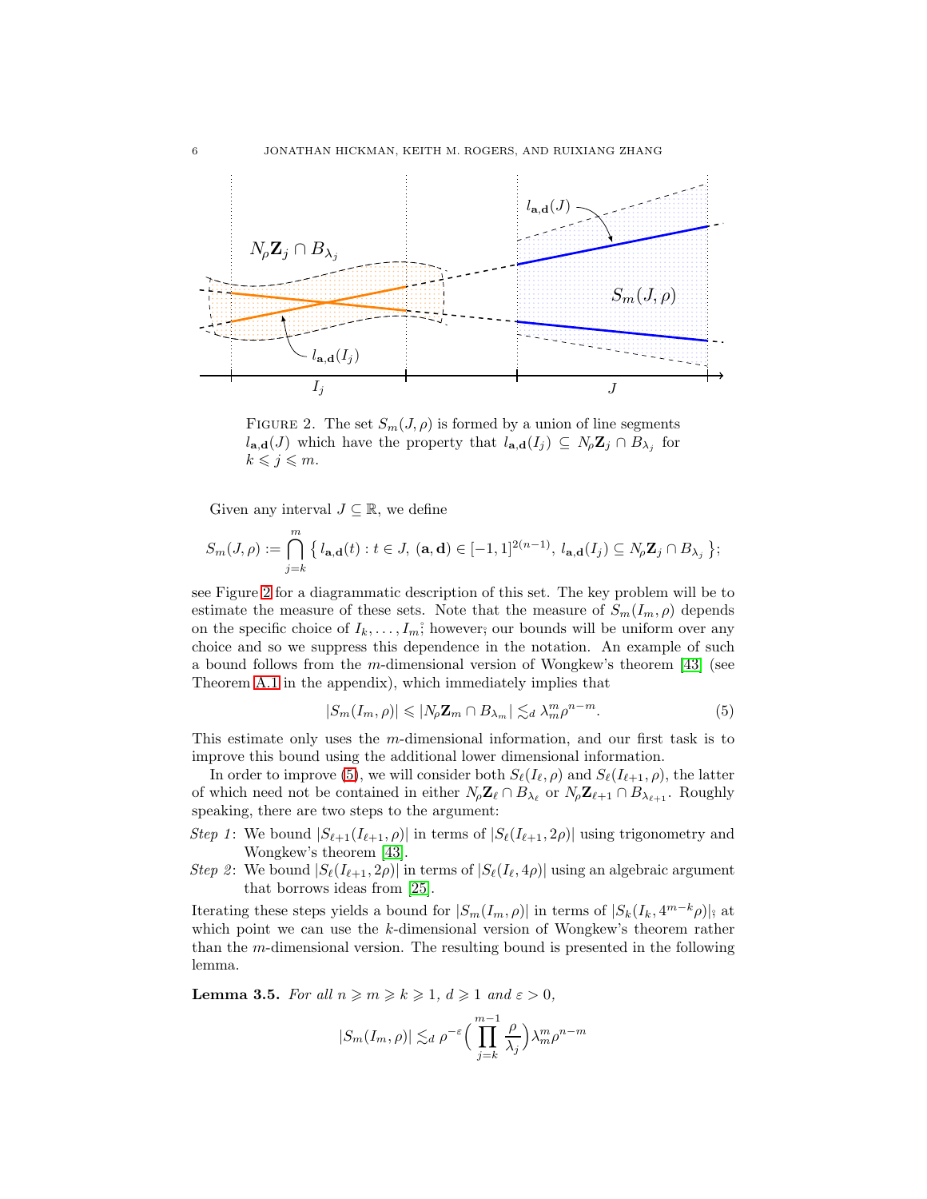FIGURE 2. The set $S_m(J, \rho)$ is formed by a union of line segments $l_{\mathbf{a},\mathbf{d}}(J)$ which have the property that $l_{\mathbf{a},\mathbf{d}}(I_j) \subseteq N_\rho \mathbf{Z}_j \cap B_{\lambda_j}$ for $k \leqslant j \leqslant m$.

Given any interval $J \subseteq \mathbb{R}$, we define

$$S_m(J, \rho) := \bigcap_{j=k}^{m} \big\{ l_{\mathbf{a},\mathbf{d}}(t) : t \in J,\ (\mathbf{a}, \mathbf{d}) \in [-1,1]^{2(n-1)},\ l_{\mathbf{a},\mathbf{d}}(I_j) \subseteq N_\rho \mathbf{Z}_j \cap B_{\lambda_j} \big\};$$

see Figure 2 for a diagrammatic description of this set. The key problem will be to estimate the measure of these sets. Note that the measure of $S_m(I_m, \rho)$ depends on the specific choice of $I_k, \dots, I_m$; however, our bounds will be uniform over any choice and so we suppress this dependence in the notation. An example of such a bound follows from the $m$-dimensional version of Wongkew's theorem [43] (see Theorem A.1 in the appendix), which immediately implies that

$$|S_m(I_m, \rho)| \leqslant |N_\rho \mathbf{Z}_m \cap B_{\lambda_m}| \lesssim_d \lambda_m^m \rho^{n-m}. \tag{5}$$

This estimate only uses the $m$-dimensional information, and our first task is to improve this bound using the additional lower dimensional information.

In order to improve (5), we will consider both $S_\ell(I_\ell, \rho)$ and $S_\ell(I_{\ell+1}, \rho)$, the latter of which need not be contained in either $N_\rho \mathbf{Z}_\ell \cap B_{\lambda_\ell}$ or $N_\rho \mathbf{Z}_{\ell+1} \cap B_{\lambda_{\ell+1}}$. Roughly speaking, there are two steps to the argument:

*Step 1*: We bound $|S_{\ell+1}(I_{\ell+1}, \rho)|$ in terms of $|S_\ell(I_{\ell+1}, 2\rho)|$ using trigonometry and Wongkew's theorem [43].

*Step 2*: We bound $|S_\ell(I_{\ell+1}, 2\rho)|$ in terms of $|S_\ell(I_\ell, 4\rho)|$ using an algebraic argument that borrows ideas from [25].

Iterating these steps yields a bound for $|S_m(I_m, \rho)|$ in terms of $|S_k(I_k, 4^{m-k}\rho)|$; at which point we can use the $k$-dimensional version of Wongkew's theorem rather than the $m$-dimensional version. The resulting bound is presented in the following lemma.

**Lemma 3.5.** *For all $n \geqslant m \geqslant k \geqslant 1$, $d \geqslant 1$ and $\varepsilon > 0$,*

$$|S_m(I_m, \rho)| \lesssim_d \rho^{-\varepsilon} \Big( \prod_{j=k}^{m-1} \frac{\rho}{\lambda_j} \Big) \lambda_m^m \rho^{n-m}$$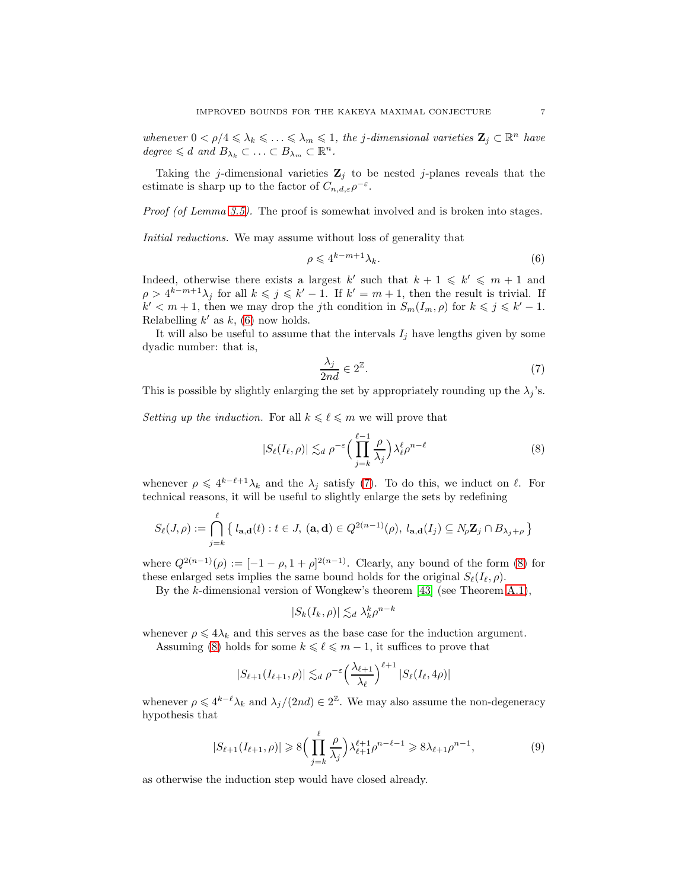*whenever* $0 < \rho/4 \leqslant \lambda_k \leqslant \ldots \leqslant \lambda_m \leqslant 1$*, the* $j$*-dimensional varieties* $\mathbf{Z}_j \subset \mathbb{R}^n$ *have degree* $\leqslant d$ *and* $B_{\lambda_k} \subset \ldots \subset B_{\lambda_m} \subset \mathbb{R}^n$*.*

Taking the $j$-dimensional varieties $\mathbf{Z}_j$ to be nested $j$-planes reveals that the estimate is sharp up to the factor of $C_{n,d,\varepsilon}\rho^{-\varepsilon}$.

*Proof (of Lemma 3.5).* The proof is somewhat involved and is broken into stages.

*Initial reductions.* We may assume without loss of generality that

$$\rho \leqslant 4^{k-m+1}\lambda_k. \tag{6}$$

Indeed, otherwise there exists a largest $k'$ such that $k+1 \leqslant k' \leqslant m+1$ and $\rho > 4^{k-m+1}\lambda_j$ for all $k \leqslant j \leqslant k'-1$. If $k' = m+1$, then the result is trivial. If $k' < m+1$, then we may drop the $j$th condition in $S_m(I_m, \rho)$ for $k \leqslant j \leqslant k'-1$. Relabelling $k'$ as $k$, (6) now holds.

It will also be useful to assume that the intervals $I_j$ have lengths given by some dyadic number: that is,

$$\frac{\lambda_j}{2nd} \in 2^{\mathbb{Z}}. \tag{7}$$

This is possible by slightly enlarging the set by appropriately rounding up the $\lambda_j$'s.

*Setting up the induction.* For all $k \leqslant \ell \leqslant m$ we will prove that

$$|S_\ell(I_\ell, \rho)| \lesssim_d \rho^{-\varepsilon}\Big(\prod_{j=k}^{\ell-1}\frac{\rho}{\lambda_j}\Big)\lambda_\ell^\ell \rho^{n-\ell} \tag{8}$$

whenever $\rho \leqslant 4^{k-\ell+1}\lambda_k$ and the $\lambda_j$ satisfy (7). To do this, we induct on $\ell$. For technical reasons, it will be useful to slightly enlarge the sets by redefining

$$S_\ell(J, \rho) := \bigcap_{j=k}^{\ell}\big\{\, l_{\mathbf{a},\mathbf{d}}(t) : t \in J,\ (\mathbf{a}, \mathbf{d}) \in Q^{2(n-1)}(\rho),\ l_{\mathbf{a},\mathbf{d}}(I_j) \subseteq N_\rho \mathbf{Z}_j \cap B_{\lambda_j+\rho}\,\big\}$$

where $Q^{2(n-1)}(\rho) := [-1-\rho, 1+\rho]^{2(n-1)}$. Clearly, any bound of the form (8) for these enlarged sets implies the same bound holds for the original $S_\ell(I_\ell, \rho)$.

By the $k$-dimensional version of Wongkew's theorem [43] (see Theorem A.1),

$$|S_k(I_k, \rho)| \lesssim_d \lambda_k^k \rho^{n-k}$$

whenever $\rho \leqslant 4\lambda_k$ and this serves as the base case for the induction argument.

Assuming (8) holds for some $k \leqslant \ell \leqslant m-1$, it suffices to prove that

$$|S_{\ell+1}(I_{\ell+1}, \rho)| \lesssim_d \rho^{-\varepsilon}\Big(\frac{\lambda_{\ell+1}}{\lambda_\ell}\Big)^{\ell+1}|S_\ell(I_\ell, 4\rho)|$$

whenever $\rho \leqslant 4^{k-\ell}\lambda_k$ and $\lambda_j/(2nd) \in 2^{\mathbb{Z}}$. We may also assume the non-degeneracy hypothesis that

$$|S_{\ell+1}(I_{\ell+1}, \rho)| \geqslant 8\Big(\prod_{j=k}^{\ell}\frac{\rho}{\lambda_j}\Big)\lambda_{\ell+1}^{\ell+1}\rho^{n-\ell-1} \geqslant 8\lambda_{\ell+1}\rho^{n-1}, \tag{9}$$

as otherwise the induction step would have closed already.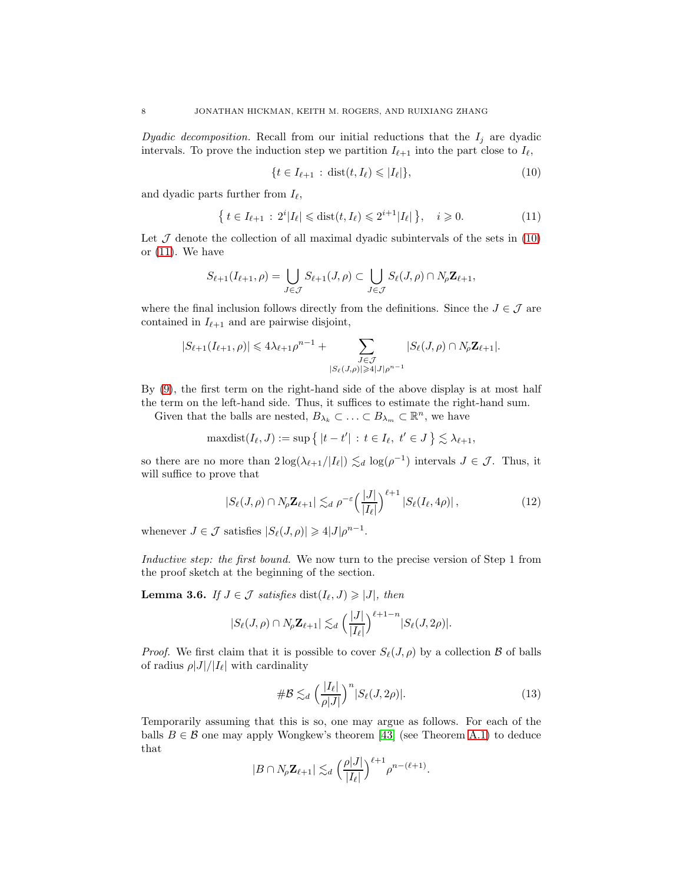*Dyadic decomposition.* Recall from our initial reductions that the $I_j$ are dyadic intervals. To prove the induction step we partition $I_{\ell+1}$ into the part close to $I_\ell$,

$$\{t \in I_{\ell+1} : \operatorname{dist}(t, I_\ell) \leqslant |I_\ell|\}, \tag{10}$$

and dyadic parts further from $I_\ell$,

$$\big\{ t \in I_{\ell+1} : 2^i|I_\ell| \leqslant \operatorname{dist}(t, I_\ell) \leqslant 2^{i+1}|I_\ell| \big\}, \quad i \geqslant 0. \tag{11}$$

Let $\mathcal{J}$ denote the collection of all maximal dyadic subintervals of the sets in (10) or (11). We have

$$S_{\ell+1}(I_{\ell+1}, \rho) = \bigcup_{J \in \mathcal{J}} S_{\ell+1}(J, \rho) \subset \bigcup_{J \in \mathcal{J}} S_\ell(J, \rho) \cap N_\rho \mathbf{Z}_{\ell+1},$$

where the final inclusion follows directly from the definitions. Since the $J \in \mathcal{J}$ are contained in $I_{\ell+1}$ and are pairwise disjoint,

$$|S_{\ell+1}(I_{\ell+1}, \rho)| \leqslant 4\lambda_{\ell+1}\rho^{n-1} + \sum_{\substack{J \in \mathcal{J} \\ |S_\ell(J,\rho)| \geqslant 4|J|\rho^{n-1}}} |S_\ell(J, \rho) \cap N_\rho \mathbf{Z}_{\ell+1}|.$$

By (9), the first term on the right-hand side of the above display is at most half the term on the left-hand side. Thus, it suffices to estimate the right-hand sum.

Given that the balls are nested, $B_{\lambda_k} \subset \ldots \subset B_{\lambda_m} \subset \mathbb{R}^n$, we have

$$\operatorname{maxdist}(I_\ell, J) := \sup\big\{ |t - t'| : t \in I_\ell, \ t' \in J \big\} \lesssim \lambda_{\ell+1},$$

so there are no more than $2\log(\lambda_{\ell+1}/|I_\ell|) \lesssim_d \log(\rho^{-1})$ intervals $J \in \mathcal{J}$. Thus, it will suffice to prove that

$$|S_\ell(J, \rho) \cap N_\rho \mathbf{Z}_{\ell+1}| \lesssim_d \rho^{-\varepsilon}\Big(\frac{|J|}{|I_\ell|}\Big)^{\ell+1} |S_\ell(I_\ell, 4\rho)|\,, \tag{12}$$

whenever $J \in \mathcal{J}$ satisfies $|S_\ell(J, \rho)| \geqslant 4|J|\rho^{n-1}$.

*Inductive step: the first bound.* We now turn to the precise version of Step 1 from the proof sketch at the beginning of the section.

**Lemma 3.6.** *If $J \in \mathcal{J}$ satisfies $\operatorname{dist}(I_\ell, J) \geqslant |J|$, then*

$$|S_\ell(J, \rho) \cap N_\rho \mathbf{Z}_{\ell+1}| \lesssim_d \Big(\frac{|J|}{|I_\ell|}\Big)^{\ell+1-n} |S_\ell(J, 2\rho)|.$$

*Proof.* We first claim that it is possible to cover $S_\ell(J, \rho)$ by a collection $\mathcal{B}$ of balls of radius $\rho|J|/|I_\ell|$ with cardinality

$$\#\mathcal{B} \lesssim_d \Big(\frac{|I_\ell|}{\rho|J|}\Big)^n |S_\ell(J, 2\rho)|. \tag{13}$$

Temporarily assuming that this is so, one may argue as follows. For each of the balls $B \in \mathcal{B}$ one may apply Wongkew's theorem [43] (see Theorem A.1) to deduce that

$$|B \cap N_\rho \mathbf{Z}_{\ell+1}| \lesssim_d \Big(\frac{\rho|J|}{|I_\ell|}\Big)^{\ell+1} \rho^{n-(\ell+1)}.$$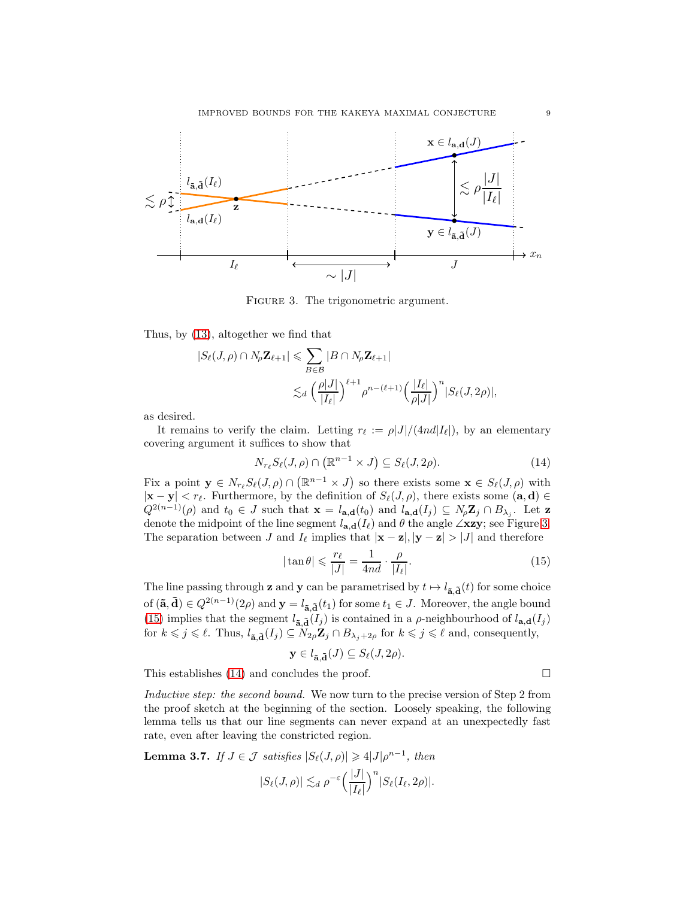Figure 3. The trigonometric argument.

Thus, by (13), altogether we find that

$$
\begin{aligned}
|S_\ell(J,\rho) \cap N_\rho \mathbf{Z}_{\ell+1}| &\leqslant \sum_{B \in \mathcal{B}} |B \cap N_\rho \mathbf{Z}_{\ell+1}| \\
&\lesssim_d \Big(\frac{\rho|J|}{|I_\ell|}\Big)^{\ell+1} \rho^{n-(\ell+1)} \Big(\frac{|I_\ell|}{\rho|J|}\Big)^n |S_\ell(J, 2\rho)|,
\end{aligned}
$$

as desired.

It remains to verify the claim. Letting $r_\ell := \rho|J|/(4nd|I_\ell|)$, by an elementary covering argument it suffices to show that

$$
N_{r_\ell} S_\ell(J,\rho) \cap \big(\mathbb{R}^{n-1} \times J\big) \subseteq S_\ell(J, 2\rho). \tag{14}
$$

Fix a point $\mathbf{y} \in N_{r_\ell} S_\ell(J,\rho) \cap \big(\mathbb{R}^{n-1} \times J\big)$ so there exists some $\mathbf{x} \in S_\ell(J,\rho)$ with $|\mathbf{x} - \mathbf{y}| < r_\ell$. Furthermore, by the definition of $S_\ell(J,\rho)$, there exists some $(\mathbf{a},\mathbf{d}) \in Q^{2(n-1)}(\rho)$ and $t_0 \in J$ such that $\mathbf{x} = l_{\mathbf{a},\mathbf{d}}(t_0)$ and $l_{\mathbf{a},\mathbf{d}}(I_j) \subseteq N_\rho \mathbf{Z}_j \cap B_{\lambda_j}$. Let $\mathbf{z}$ denote the midpoint of the line segment $l_{\mathbf{a},\mathbf{d}}(I_\ell)$ and $\theta$ the angle $\angle \mathbf{x}\mathbf{z}\mathbf{y}$; see Figure 3. The separation between $J$ and $I_\ell$ implies that $|\mathbf{x} - \mathbf{z}|, |\mathbf{y} - \mathbf{z}| > |J|$ and therefore

$$
|\tan\theta| \leqslant \frac{r_\ell}{|J|} = \frac{1}{4nd} \cdot \frac{\rho}{|I_\ell|}. \tag{15}
$$

The line passing through $\mathbf{z}$ and $\mathbf{y}$ can be parametrised by $t \mapsto l_{\tilde{\mathbf{a}},\tilde{\mathbf{d}}}(t)$ for some choice of $(\tilde{\mathbf{a}},\tilde{\mathbf{d}}) \in Q^{2(n-1)}(2\rho)$ and $\mathbf{y} = l_{\tilde{\mathbf{a}},\tilde{\mathbf{d}}}(t_1)$ for some $t_1 \in J$. Moreover, the angle bound (15) implies that the segment $l_{\tilde{\mathbf{a}},\tilde{\mathbf{d}}}(I_j)$ is contained in a $\rho$-neighbourhood of $l_{\mathbf{a},\mathbf{d}}(I_j)$ for $k \leqslant j \leqslant \ell$. Thus, $l_{\tilde{\mathbf{a}},\tilde{\mathbf{d}}}(I_j) \subseteq N_{2\rho} \mathbf{Z}_j \cap B_{\lambda_j + 2\rho}$ for $k \leqslant j \leqslant \ell$ and, consequently,

$$
\mathbf{y} \in l_{\tilde{\mathbf{a}},\tilde{\mathbf{d}}}(J) \subseteq S_\ell(J, 2\rho).
$$

This establishes (14) and concludes the proof. $\square$

*Inductive step: the second bound.* We now turn to the precise version of Step 2 from the proof sketch at the beginning of the section. Loosely speaking, the following lemma tells us that our line segments can never expand at an unexpectedly fast rate, even after leaving the constricted region.

**Lemma 3.7.** *If $J \in \mathcal{J}$ satisfies $|S_\ell(J,\rho)| \geqslant 4|J|\rho^{n-1}$, then*

$$
|S_\ell(J,\rho)| \lesssim_d \rho^{-\varepsilon} \Big(\frac{|J|}{|I_\ell|}\Big)^n |S_\ell(I_\ell, 2\rho)|.
$$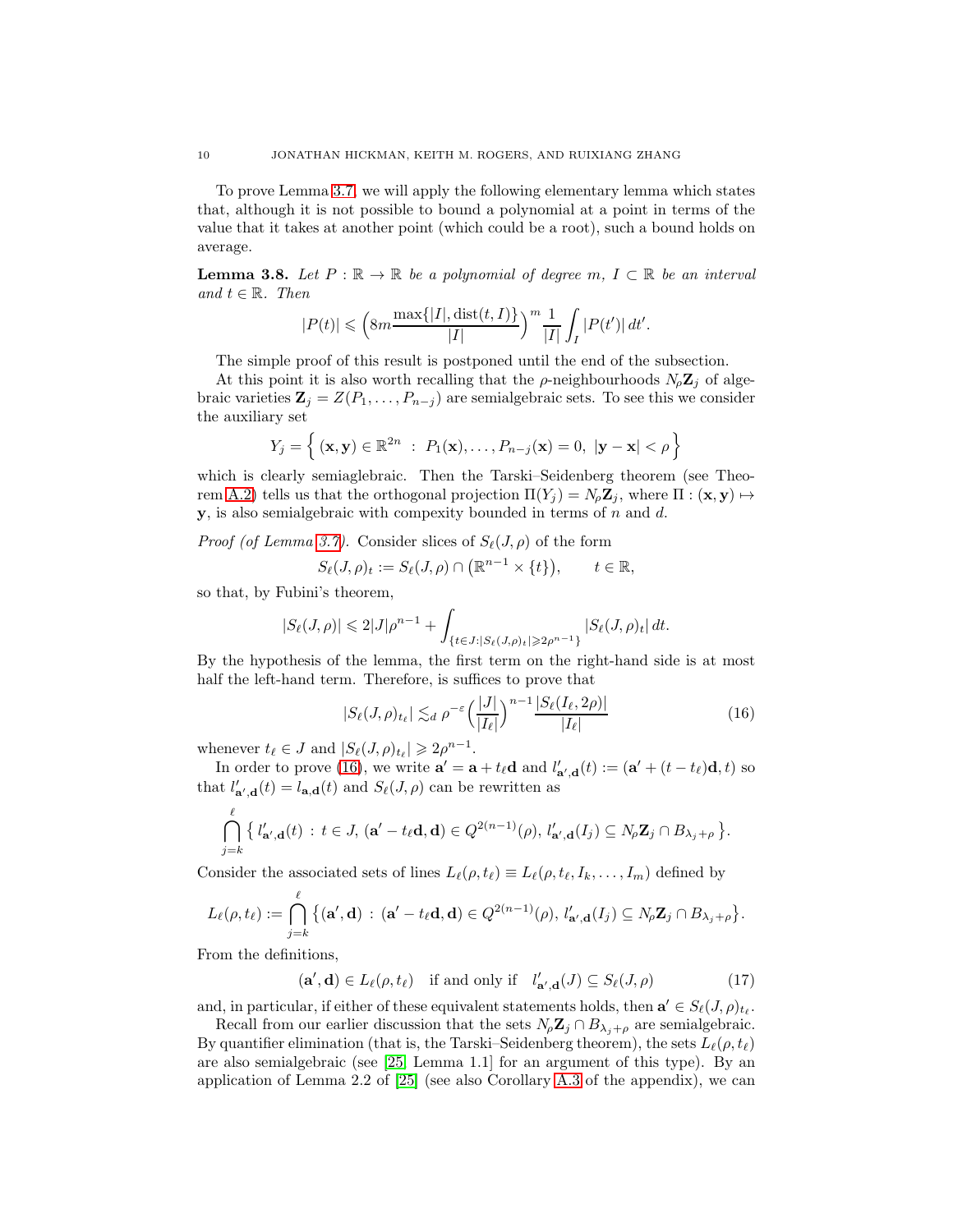To prove Lemma 3.7, we will apply the following elementary lemma which states that, although it is not possible to bound a polynomial at a point in terms of the value that it takes at another point (which could be a root), such a bound holds on average.

**Lemma 3.8.** *Let $P : \mathbb{R} \to \mathbb{R}$ be a polynomial of degree $m$, $I \subset \mathbb{R}$ be an interval and $t \in \mathbb{R}$. Then*

$$|P(t)| \leqslant \Big(8m\frac{\max\{|I|, \mathrm{dist}(t, I)\}}{|I|}\Big)^m \frac{1}{|I|}\int_I |P(t')|\, dt'.$$

The simple proof of this result is postponed until the end of the subsection.

At this point it is also worth recalling that the $\rho$-neighbourhoods $N_\rho \mathbf{Z}_j$ of algebraic varieties $\mathbf{Z}_j = Z(P_1, \dots, P_{n-j})$ are semialgebraic sets. To see this we consider the auxiliary set

$$Y_j = \Big\{ (\mathbf{x}, \mathbf{y}) \in \mathbb{R}^{2n} \ : \ P_1(\mathbf{x}), \dots, P_{n-j}(\mathbf{x}) = 0,\ |\mathbf{y} - \mathbf{x}| < \rho \Big\}$$

which is clearly semiaglebraic. Then the Tarski–Seidenberg theorem (see Theorem A.2) tells us that the orthogonal projection $\Pi(Y_j) = N_\rho \mathbf{Z}_j$, where $\Pi : (\mathbf{x}, \mathbf{y}) \mapsto \mathbf{y}$, is also semialgebraic with compexity bounded in terms of $n$ and $d$.

*Proof (of Lemma 3.7).* Consider slices of $S_\ell(J, \rho)$ of the form

$$S_\ell(J, \rho)_t := S_\ell(J, \rho) \cap \big(\mathbb{R}^{n-1} \times \{t\}\big), \qquad t \in \mathbb{R},$$

so that, by Fubini's theorem,

$$|S_\ell(J, \rho)| \leqslant 2|J|\rho^{n-1} + \int_{\{t \in J : |S_\ell(J,\rho)_t| \geqslant 2\rho^{n-1}\}} |S_\ell(J, \rho)_t|\, dt.$$

By the hypothesis of the lemma, the first term on the right-hand side is at most half the left-hand term. Therefore, is suffices to prove that

$$|S_\ell(J, \rho)_{t_\ell}| \lesssim_d \rho^{-\varepsilon} \Big(\frac{|J|}{|I_\ell|}\Big)^{n-1} \frac{|S_\ell(I_\ell, 2\rho)|}{|I_\ell|} \tag{16}$$

whenever $t_\ell \in J$ and $|S_\ell(J, \rho)_{t_\ell}| \geqslant 2\rho^{n-1}$.

In order to prove (16), we write $\mathbf{a}' = \mathbf{a} + t_\ell \mathbf{d}$ and $l'_{\mathbf{a}',\mathbf{d}}(t) := (\mathbf{a}' + (t - t_\ell)\mathbf{d}, t)$ so that $l'_{\mathbf{a}',\mathbf{d}}(t) = l_{\mathbf{a},\mathbf{d}}(t)$ and $S_\ell(J, \rho)$ can be rewritten as

$$\bigcap_{j=k}^{\ell} \big\{\, l'_{\mathbf{a}',\mathbf{d}}(t) \,:\, t \in J,\ (\mathbf{a}' - t_\ell \mathbf{d}, \mathbf{d}) \in Q^{2(n-1)}(\rho),\ l'_{\mathbf{a}',\mathbf{d}}(I_j) \subseteq N_\rho \mathbf{Z}_j \cap B_{\lambda_j + \rho} \,\big\}.$$

Consider the associated sets of lines $L_\ell(\rho, t_\ell) \equiv L_\ell(\rho, t_\ell, I_k, \dots, I_m)$ defined by

$$L_\ell(\rho, t_\ell) := \bigcap_{j=k}^{\ell} \big\{(\mathbf{a}', \mathbf{d}) \,:\, (\mathbf{a}' - t_\ell \mathbf{d}, \mathbf{d}) \in Q^{2(n-1)}(\rho),\ l'_{\mathbf{a}',\mathbf{d}}(I_j) \subseteq N_\rho \mathbf{Z}_j \cap B_{\lambda_j + \rho}\big\}.$$

From the definitions,

$$(\mathbf{a}', \mathbf{d}) \in L_\ell(\rho, t_\ell) \quad \text{if and only if} \quad l'_{\mathbf{a}',\mathbf{d}}(J) \subseteq S_\ell(J, \rho) \tag{17}$$

and, in particular, if either of these equivalent statements holds, then $\mathbf{a}' \in S_\ell(J, \rho)_{t_\ell}$.

Recall from our earlier discussion that the sets $N_\rho \mathbf{Z}_j \cap B_{\lambda_j + \rho}$ are semialgebraic. By quantifier elimination (that is, the Tarski–Seidenberg theorem), the sets $L_\ell(\rho, t_\ell)$ are also semialgebraic (see [25, Lemma 1.1] for an argument of this type). By an application of Lemma 2.2 of [25] (see also Corollary A.3 of the appendix), we can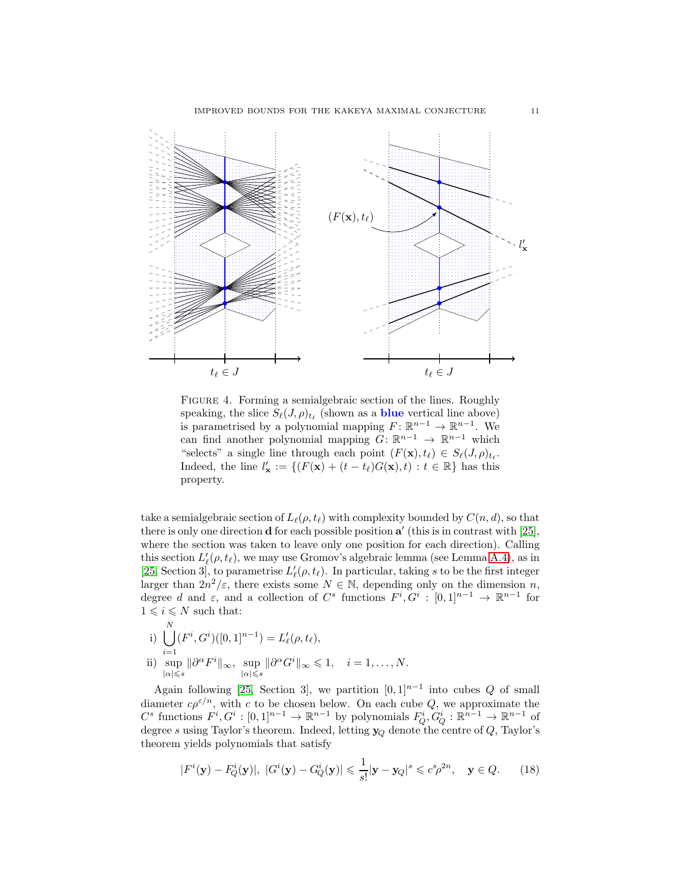Figure 4. Forming a semialgebraic section of the lines. Roughly speaking, the slice $S_\ell(J,\rho)_{t_\ell}$ (shown as a **blue** vertical line above) is parametrised by a polynomial mapping $F\colon \mathbb{R}^{n-1} \to \mathbb{R}^{n-1}$. We can find another polynomial mapping $G\colon \mathbb{R}^{n-1} \to \mathbb{R}^{n-1}$ which "selects" a single line through each point $(F(\mathbf{x}), t_\ell) \in S_\ell(J,\rho)_{t_\ell}$. Indeed, the line $l'_{\mathbf{x}} := \{(F(\mathbf{x}) + (t-t_\ell)G(\mathbf{x}), t) : t \in \mathbb{R}\}$ has this property.

take a semialgebraic section of $L_\ell(\rho, t_\ell)$ with complexity bounded by $C(n,d)$, so that there is only one direction $\mathbf{d}$ for each possible position $\mathbf{a}'$ (this is in contrast with [25], where the section was taken to leave only one position for each direction). Calling this section $L'_\ell(\rho, t_\ell)$, we may use Gromov's algebraic lemma (see Lemma A.4), as in [25, Section 3], to parametrise $L'_\ell(\rho, t_\ell)$. In particular, taking $s$ to be the first integer larger than $2n^2/\varepsilon$, there exists some $N \in \mathbb{N}$, depending only on the dimension $n$, degree $d$ and $\varepsilon$, and a collection of $C^s$ functions $F^i, G^i : [0,1]^{n-1} \to \mathbb{R}^{n-1}$ for $1 \leqslant i \leqslant N$ such that:

i) $\displaystyle\bigcup_{i=1}^{N} (F^i, G^i)([0,1]^{n-1}) = L'_\ell(\rho, t_\ell)$,

ii) $\displaystyle\sup_{|\alpha| \leqslant s} \|\partial^\alpha F^i\|_\infty, \ \sup_{|\alpha| \leqslant s} \|\partial^\alpha G^i\|_\infty \leqslant 1, \quad i = 1, \ldots, N.$

Again following [25, Section 3], we partition $[0,1]^{n-1}$ into cubes $Q$ of small diameter $c\rho^{\varepsilon/n}$, with $c$ to be chosen below. On each cube $Q$, we approximate the $C^s$ functions $F^i, G^i : [0,1]^{n-1} \to \mathbb{R}^{n-1}$ by polynomials $F^i_Q, G^i_Q : \mathbb{R}^{n-1} \to \mathbb{R}^{n-1}$ of degree $s$ using Taylor's theorem. Indeed, letting $\mathbf{y}_Q$ denote the centre of $Q$, Taylor's theorem yields polynomials that satisfy

$$|F^i(\mathbf{y}) - F^i_Q(\mathbf{y})|, \ |G^i(\mathbf{y}) - G^i_Q(\mathbf{y})| \leqslant \frac{1}{s!}|\mathbf{y} - \mathbf{y}_Q|^s \leqslant c^s \rho^{2n}, \quad \mathbf{y} \in Q. \tag{18}$$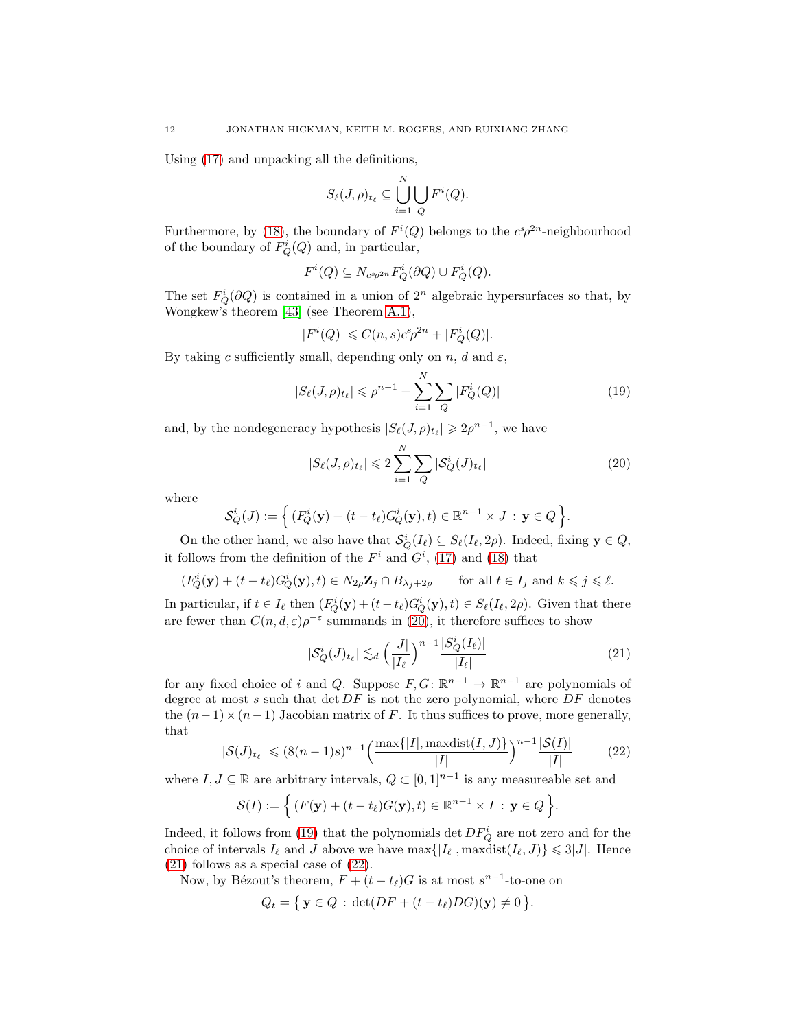Using (17) and unpacking all the definitions,

$$S_\ell(J,\rho)_{t_\ell} \subseteq \bigcup_{i=1}^{N} \bigcup_{Q} F^i(Q).$$

Furthermore, by (18), the boundary of $F^i(Q)$ belongs to the $c^s\rho^{2n}$-neighbourhood of the boundary of $F^i_Q(Q)$ and, in particular,

$$F^i(Q) \subseteq N_{c^s\rho^{2n}} F^i_Q(\partial Q) \cup F^i_Q(Q).$$

The set $F^i_Q(\partial Q)$ is contained in a union of $2^n$ algebraic hypersurfaces so that, by Wongkew's theorem [43] (see Theorem A.1),

$$|F^i(Q)| \leqslant C(n,s)c^s\rho^{2n} + |F^i_Q(Q)|.$$

By taking $c$ sufficiently small, depending only on $n$, $d$ and $\varepsilon$,

$$|S_\ell(J,\rho)_{t_\ell}| \leqslant \rho^{n-1} + \sum_{i=1}^{N}\sum_{Q} |F^i_Q(Q)| \tag{19}$$

and, by the nondegeneracy hypothesis $|S_\ell(J,\rho)_{t_\ell}| \geqslant 2\rho^{n-1}$, we have

$$|S_\ell(J,\rho)_{t_\ell}| \leqslant 2\sum_{i=1}^{N}\sum_{Q} |\mathcal{S}^i_Q(J)_{t_\ell}| \tag{20}$$

where

$$\mathcal{S}^i_Q(J) := \Big\{ (F^i_Q(\mathbf{y}) + (t-t_\ell)G^i_Q(\mathbf{y}), t) \in \mathbb{R}^{n-1}\times J \,:\, \mathbf{y} \in Q \Big\}.$$

On the other hand, we also have that $\mathcal{S}^i_Q(I_\ell) \subseteq S_\ell(I_\ell, 2\rho)$. Indeed, fixing $\mathbf{y} \in Q$, it follows from the definition of the $F^i$ and $G^i$, (17) and (18) that

$$(F^i_Q(\mathbf{y}) + (t-t_\ell)G^i_Q(\mathbf{y}), t) \in N_{2\rho}\mathbf{Z}_j \cap B_{\lambda_j+2\rho} \qquad \text{for all } t\in I_j \text{ and } k\leqslant j\leqslant \ell.$$

In particular, if $t\in I_\ell$ then $(F^i_Q(\mathbf{y}) + (t-t_\ell)G^i_Q(\mathbf{y}), t) \in S_\ell(I_\ell, 2\rho)$. Given that there are fewer than $C(n,d,\varepsilon)\rho^{-\varepsilon}$ summands in (20), it therefore suffices to show

$$|\mathcal{S}^i_Q(J)_{t_\ell}| \lesssim_d \Big(\frac{|J|}{|I_\ell|}\Big)^{n-1}\frac{|S^i_Q(I_\ell)|}{|I_\ell|} \tag{21}$$

for any fixed choice of $i$ and $Q$. Suppose $F, G\colon \mathbb{R}^{n-1}\to\mathbb{R}^{n-1}$ are polynomials of degree at most $s$ such that $\det DF$ is not the zero polynomial, where $DF$ denotes the $(n-1)\times(n-1)$ Jacobian matrix of $F$. It thus suffices to prove, more generally, that

$$|\mathcal{S}(J)_{t_\ell}| \leqslant (8(n-1)s)^{n-1}\Big(\frac{\max\{|I|, \operatorname{maxdist}(I,J)\}}{|I|}\Big)^{n-1}\frac{|\mathcal{S}(I)|}{|I|} \tag{22}$$

where $I, J\subseteq \mathbb{R}$ are arbitrary intervals, $Q\subset[0,1]^{n-1}$ is any measureable set and

$$\mathcal{S}(I) := \Big\{ (F(\mathbf{y}) + (t-t_\ell)G(\mathbf{y}), t) \in \mathbb{R}^{n-1}\times I \,:\, \mathbf{y}\in Q \Big\}.$$

Indeed, it follows from (19) that the polynomials $\det DF^i_Q$ are not zero and for the choice of intervals $I_\ell$ and $J$ above we have $\max\{|I_\ell|, \operatorname{maxdist}(I_\ell, J)\} \leqslant 3|J|$. Hence (21) follows as a special case of (22).

Now, by Bézout's theorem, $F + (t-t_\ell)G$ is at most $s^{n-1}$-to-one on

$$Q_t = \big\{ \mathbf{y}\in Q \,:\, \det(DF + (t-t_\ell)DG)(\mathbf{y}) \neq 0 \big\}.$$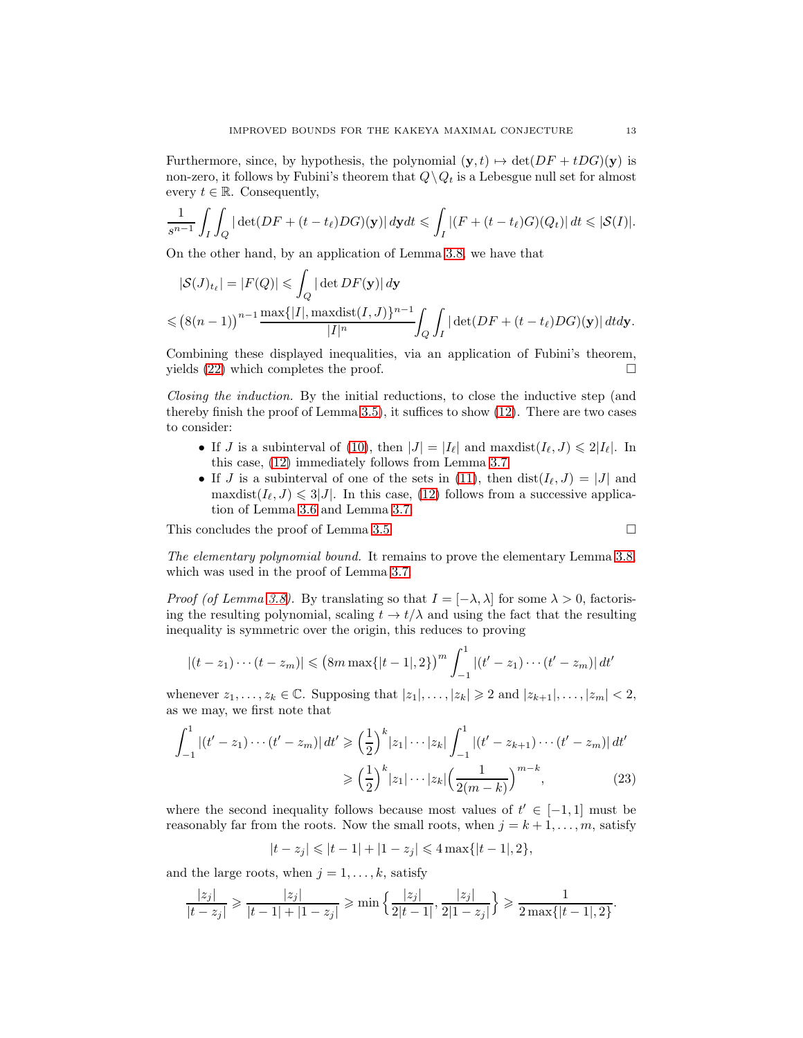Furthermore, since, by hypothesis, the polynomial $(\mathbf{y}, t) \mapsto \det(DF + tDG)(\mathbf{y})$ is non-zero, it follows by Fubini's theorem that $Q \backslash Q_t$ is a Lebesgue null set for almost every $t \in \mathbb{R}$. Consequently,

$$\frac{1}{s^{n-1}} \int_I \int_Q |\det(DF + (t - t_\ell)DG)(\mathbf{y})| \, d\mathbf{y} dt \leqslant \int_I |(F + (t - t_\ell)G)(Q_t)| \, dt \leqslant |\mathcal{S}(I)|.$$

On the other hand, by an application of Lemma 3.8, we have that

$$|\mathcal{S}(J)_{t_\ell}| = |F(Q)| \leqslant \int_Q |\det DF(\mathbf{y})| \, d\mathbf{y}$$

$$\leqslant \big(8(n-1)\big)^{n-1} \frac{\max\{|I|, \mathrm{maxdist}(I, J)\}^{n-1}}{|I|^n} \int_Q \int_I |\det(DF + (t - t_\ell)DG)(\mathbf{y})| \, dt d\mathbf{y}.$$

Combining these displayed inequalities, via an application of Fubini's theorem, yields (22) which completes the proof. $\square$

*Closing the induction.* By the initial reductions, to close the inductive step (and thereby finish the proof of Lemma 3.5), it suffices to show (12). There are two cases to consider:

- If $J$ is a subinterval of (10), then $|J| = |I_\ell|$ and $\mathrm{maxdist}(I_\ell, J) \leqslant 2|I_\ell|$. In this case, (12) immediately follows from Lemma 3.7.
- If $J$ is a subinterval of one of the sets in (11), then $\mathrm{dist}(I_\ell, J) = |J|$ and $\mathrm{maxdist}(I_\ell, J) \leqslant 3|J|$. In this case, (12) follows from a successive application of Lemma 3.6 and Lemma 3.7.

This concludes the proof of Lemma 3.5. $\square$

*The elementary polynomial bound.* It remains to prove the elementary Lemma 3.8, which was used in the proof of Lemma 3.7.

*Proof (of Lemma 3.8).* By translating so that $I = [-\lambda, \lambda]$ for some $\lambda > 0$, factorising the resulting polynomial, scaling $t \to t/\lambda$ and using the fact that the resulting inequality is symmetric over the origin, this reduces to proving

$$|(t - z_1) \cdots (t - z_m)| \leqslant \big(8m \max\{|t - 1|, 2\}\big)^m \int_{-1}^{1} |(t' - z_1) \cdots (t' - z_m)| \, dt'$$

whenever $z_1, \dots, z_k \in \mathbb{C}$. Supposing that $|z_1|, \dots, |z_k| \geqslant 2$ and $|z_{k+1}|, \dots, |z_m| < 2$, as we may, we first note that

$$\int_{-1}^{1} |(t' - z_1) \cdots (t' - z_m)| \, dt' \geqslant \Big(\frac{1}{2}\Big)^k |z_1| \cdots |z_k| \int_{-1}^{1} |(t' - z_{k+1}) \cdots (t' - z_m)| \, dt'$$
$$\geqslant \Big(\frac{1}{2}\Big)^k |z_1| \cdots |z_k| \Big(\frac{1}{2(m-k)}\Big)^{m-k}, \tag{23}$$

where the second inequality follows because most values of $t' \in [-1, 1]$ must be reasonably far from the roots. Now the small roots, when $j = k+1, \dots, m$, satisfy

$$|t - z_j| \leqslant |t - 1| + |1 - z_j| \leqslant 4 \max\{|t - 1|, 2\},$$

and the large roots, when $j = 1, \dots, k$, satisfy

$$\frac{|z_j|}{|t - z_j|} \geqslant \frac{|z_j|}{|t - 1| + |1 - z_j|} \geqslant \min\Big\{\frac{|z_j|}{2|t - 1|}, \frac{|z_j|}{2|1 - z_j|}\Big\} \geqslant \frac{1}{2\max\{|t - 1|, 2\}}.$$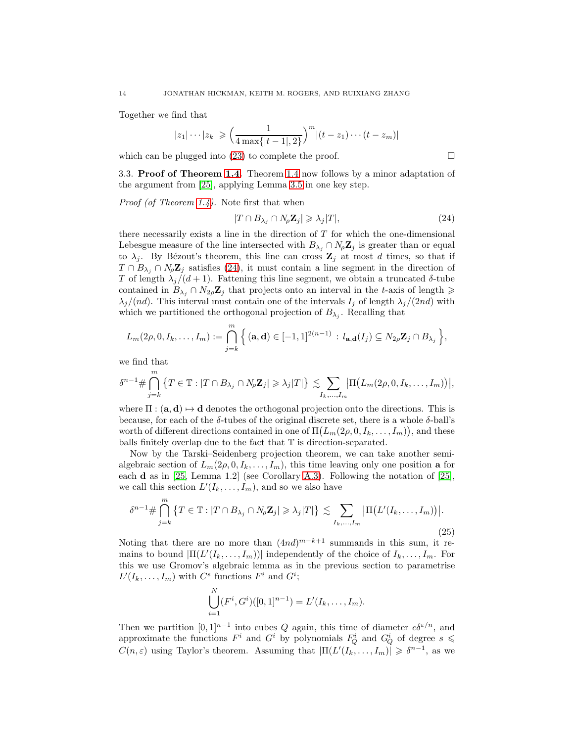Together we find that

$$|z_1| \cdots |z_k| \geqslant \Big( \frac{1}{4 \max\{|t-1|, 2\}} \Big)^m |(t-z_1) \cdots (t-z_m)|$$

which can be plugged into (23) to complete the proof. $\square$

### 3.3. Proof of Theorem 1.4.

Theorem 1.4 now follows by a minor adaptation of the argument from [25], applying Lemma 3.5 in one key step.

*Proof (of Theorem 1.4).* Note first that when

$$|T \cap B_{\lambda_j} \cap N_\rho \mathbf{Z}_j| \geqslant \lambda_j |T|, \tag{24}$$

there necessarily exists a line in the direction of $T$ for which the one-dimensional Lebesgue measure of the line intersected with $B_{\lambda_j} \cap N_\rho \mathbf{Z}_j$ is greater than or equal to $\lambda_j$. By Bézout's theorem, this line can cross $\mathbf{Z}_j$ at most $d$ times, so that if $T \cap B_{\lambda_j} \cap N_\rho \mathbf{Z}_j$ satisfies (24), it must contain a line segment in the direction of $T$ of length $\lambda_j/(d+1)$. Fattening this line segment, we obtain a truncated $\delta$-tube contained in $B_{\lambda_j} \cap N_{2\rho} \mathbf{Z}_j$ that projects onto an interval in the $t$-axis of length $\geqslant \lambda_j/(nd)$. This interval must contain one of the intervals $I_j$ of length $\lambda_j/(2nd)$ with which we partitioned the orthogonal projection of $B_{\lambda_j}$. Recalling that

$$L_m(2\rho, 0, I_k, \dots, I_m) := \bigcap_{j=k}^m \Big\{ (\mathbf{a}, \mathbf{d}) \in [-1,1]^{2(n-1)} : l_{\mathbf{a},\mathbf{d}}(I_j) \subseteq N_{2\rho} \mathbf{Z}_j \cap B_{\lambda_j} \Big\},$$

we find that

$$\delta^{n-1} \# \bigcap_{j=k}^m \big\{ T \in \mathbb{T} : |T \cap B_{\lambda_j} \cap N_\rho \mathbf{Z}_j| \geqslant \lambda_j |T| \big\} \lesssim \sum_{I_k, \dots, I_m} \big| \Pi\big( L_m(2\rho, 0, I_k, \dots, I_m) \big) \big|,$$

where $\Pi : (\mathbf{a}, \mathbf{d}) \mapsto \mathbf{d}$ denotes the orthogonal projection onto the directions. This is because, for each of the $\delta$-tubes of the original discrete set, there is a whole $\delta$-ball's worth of different directions contained in one of $\Pi\big(L_m(2\rho, 0, I_k, \dots, I_m)\big)$, and these balls finitely overlap due to the fact that $\mathbb{T}$ is direction-separated.

Now by the Tarski–Seidenberg projection theorem, we can take another semi-algebraic section of $L_m(2\rho, 0, I_k, \dots, I_m)$, this time leaving only one position $\mathbf{a}$ for each $\mathbf{d}$ as in [25, Lemma 1.2] (see Corollary A.3). Following the notation of [25], we call this section $L'(I_k, \dots, I_m)$, and so we also have

$$\delta^{n-1} \# \bigcap_{j=k}^m \big\{ T \in \mathbb{T} : |T \cap B_{\lambda_j} \cap N_\rho \mathbf{Z}_j| \geqslant \lambda_j |T| \big\} \lesssim \sum_{I_k, \dots, I_m} \big| \Pi\big( L'(I_k, \dots, I_m) \big) \big|. \tag{25}$$

Noting that there are no more than $(4nd)^{m-k+1}$ summands in this sum, it remains to bound $|\Pi(L'(I_k, \dots, I_m))|$ independently of the choice of $I_k, \dots, I_m$. For this we use Gromov's algebraic lemma as in the previous section to parametrise $L'(I_k, \dots, I_m)$ with $C^s$ functions $F^i$ and $G^i$;

$$\bigcup_{i=1}^N (F^i, G^i)([0,1]^{n-1}) = L'(I_k, \dots, I_m).$$

Then we partition $[0,1]^{n-1}$ into cubes $Q$ again, this time of diameter $c\delta^{\varepsilon/n}$, and approximate the functions $F^i$ and $G^i$ by polynomials $F^i_Q$ and $G^i_Q$ of degree $s \leqslant C(n, \varepsilon)$ using Taylor's theorem. Assuming that $|\Pi(L'(I_k, \dots, I_m)| \geqslant \delta^{n-1}$, as we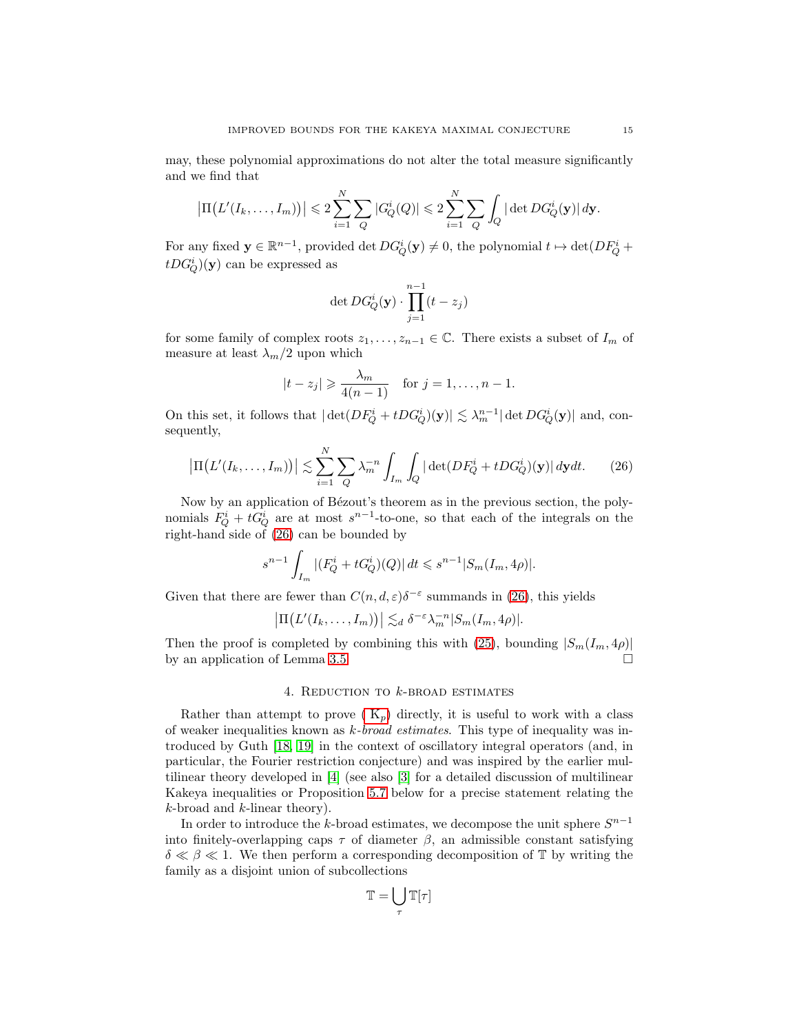may, these polynomial approximations do not alter the total measure significantly and we find that

$$\big|\Pi\big(L'(I_k, \dots, I_m)\big)\big| \leqslant 2\sum_{i=1}^{N}\sum_{Q} |G_Q^i(Q)| \leqslant 2\sum_{i=1}^{N}\sum_{Q}\int_Q |\det DG_Q^i(\mathbf{y})|\, d\mathbf{y}.$$

For any fixed $\mathbf{y} \in \mathbb{R}^{n-1}$, provided $\det DG_Q^i(\mathbf{y}) \neq 0$, the polynomial $t \mapsto \det(DF_Q^i + tDG_Q^i)(\mathbf{y})$ can be expressed as

$$\det DG_Q^i(\mathbf{y}) \cdot \prod_{j=1}^{n-1}(t - z_j)$$

for some family of complex roots $z_1, \dots, z_{n-1} \in \mathbb{C}$. There exists a subset of $I_m$ of measure at least $\lambda_m/2$ upon which

$$|t - z_j| \geqslant \frac{\lambda_m}{4(n-1)} \quad \text{for } j = 1, \dots, n-1.$$

On this set, it follows that $|\det(DF_Q^i + tDG_Q^i)(\mathbf{y})| \lesssim \lambda_m^{n-1}|\det DG_Q^i(\mathbf{y})|$ and, consequently,

$$\big|\Pi\big(L'(I_k, \dots, I_m)\big)\big| \lesssim \sum_{i=1}^{N}\sum_{Q} \lambda_m^{-n}\int_{I_m}\int_Q |\det(DF_Q^i + tDG_Q^i)(\mathbf{y})|\, d\mathbf{y}dt. \tag{26}$$

Now by an application of Bézout's theorem as in the previous section, the polynomials $F_Q^i + tG_Q^i$ are at most $s^{n-1}$-to-one, so that each of the integrals on the right-hand side of (26) can be bounded by

$$s^{n-1}\int_{I_m} |(F_Q^i + tG_Q^i)(Q)|\, dt \leqslant s^{n-1}|S_m(I_m, 4\rho)|.$$

Given that there are fewer than $C(n, d, \varepsilon)\delta^{-\varepsilon}$ summands in (26), this yields

$$\big|\Pi\big(L'(I_k, \dots, I_m)\big)\big| \lesssim_d \delta^{-\varepsilon}\lambda_m^{-n}|S_m(I_m, 4\rho)|.$$

Then the proof is completed by combining this with (25), bounding $|S_m(I_m, 4\rho)|$ by an application of Lemma 3.5. □

## 4. Reduction to $k$-broad estimates

Rather than attempt to prove ($\mathrm{K}_p$) directly, it is useful to work with a class of weaker inequalities known as *$k$-broad estimates*. This type of inequality was introduced by Guth [18, 19] in the context of oscillatory integral operators (and, in particular, the Fourier restriction conjecture) and was inspired by the earlier multilinear theory developed in [4] (see also [3] for a detailed discussion of multilinear Kakeya inequalities or Proposition 5.7 below for a precise statement relating the $k$-broad and $k$-linear theory).

In order to introduce the $k$-broad estimates, we decompose the unit sphere $S^{n-1}$ into finitely-overlapping caps $\tau$ of diameter $\beta$, an admissible constant satisfying $\delta \ll \beta \ll 1$. We then perform a corresponding decomposition of $\mathbb{T}$ by writing the family as a disjoint union of subcollections

$$\mathbb{T} = \bigcup_{\tau} \mathbb{T}[\tau]$$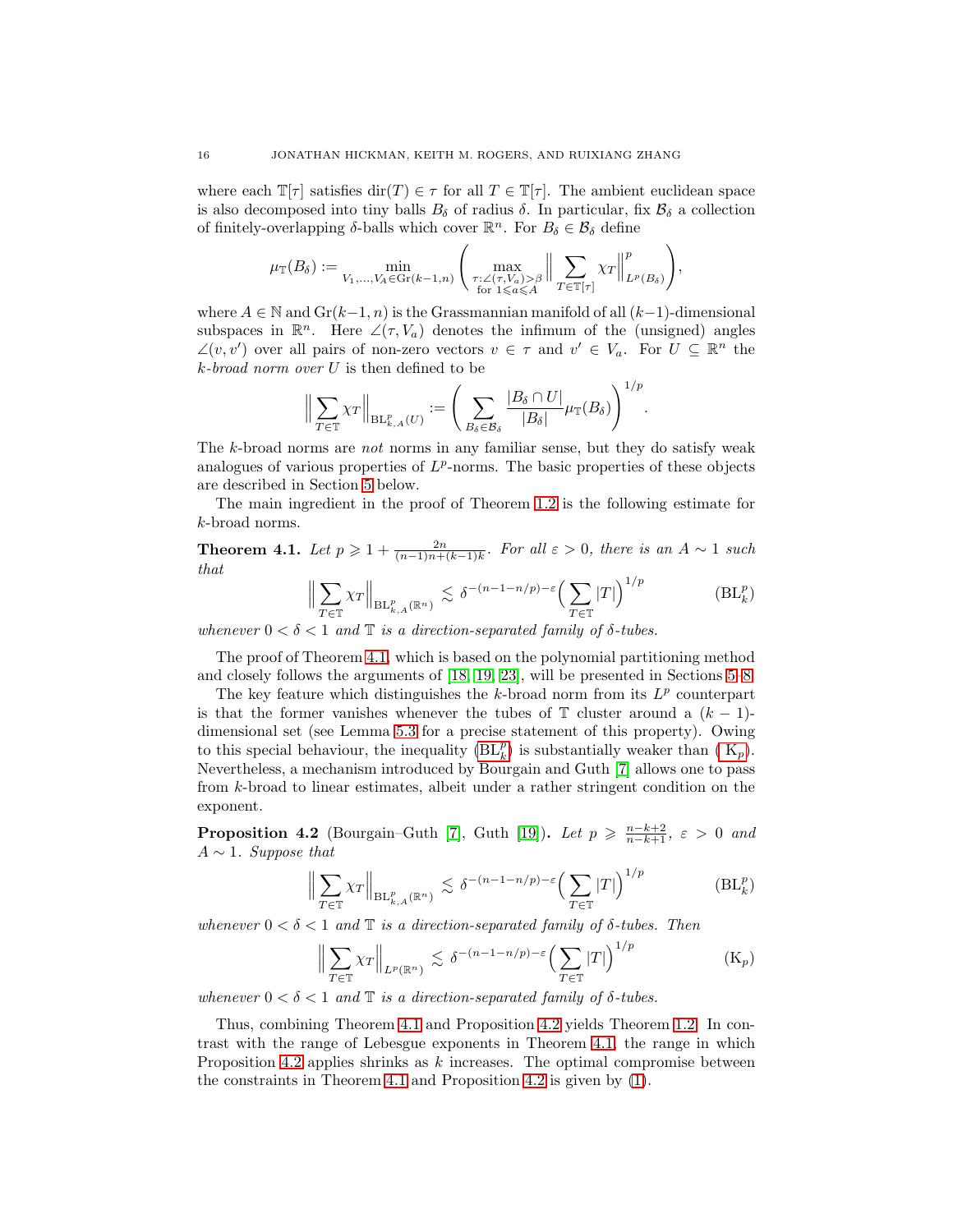where each $\mathbb{T}[\tau]$ satisfies $\mathrm{dir}(T) \in \tau$ for all $T \in \mathbb{T}[\tau]$. The ambient euclidean space is also decomposed into tiny balls $B_\delta$ of radius $\delta$. In particular, fix $\mathcal{B}_\delta$ a collection of finitely-overlapping $\delta$-balls which cover $\mathbb{R}^n$. For $B_\delta \in \mathcal{B}_\delta$ define

$$\mu_{\mathbb{T}}(B_\delta) := \min_{V_1,\dots,V_A \in \mathrm{Gr}(k-1,n)} \left( \max_{\substack{\tau : \angle(\tau, V_a) > \beta \\ \text{for } 1 \leqslant a \leqslant A}} \Big\| \sum_{T \in \mathbb{T}[\tau]} \chi_T \Big\|_{L^p(B_\delta)}^p \right),$$

where $A \in \mathbb{N}$ and $\mathrm{Gr}(k-1, n)$ is the Grassmannian manifold of all $(k-1)$-dimensional subspaces in $\mathbb{R}^n$. Here $\angle(\tau, V_a)$ denotes the infimum of the (unsigned) angles $\angle(v, v')$ over all pairs of non-zero vectors $v \in \tau$ and $v' \in V_a$. For $U \subseteq \mathbb{R}^n$ the *k-broad norm over* $U$ is then defined to be

$$\Big\| \sum_{T \in \mathbb{T}} \chi_T \Big\|_{\mathrm{BL}^p_{k,A}(U)} := \left( \sum_{B_\delta \in \mathcal{B}_\delta} \frac{|B_\delta \cap U|}{|B_\delta|} \mu_{\mathbb{T}}(B_\delta) \right)^{1/p}.$$

The $k$-broad norms are *not* norms in any familiar sense, but they do satisfy weak analogues of various properties of $L^p$-norms. The basic properties of these objects are described in Section 5 below.

The main ingredient in the proof of Theorem 1.2 is the following estimate for $k$-broad norms.

**Theorem 4.1.** *Let $p \geqslant 1 + \frac{2n}{(n-1)n + (k-1)k}$. For all $\varepsilon > 0$, there is an $A \sim 1$ such that*

$$\Big\| \sum_{T \in \mathbb{T}} \chi_T \Big\|_{\mathrm{BL}^p_{k,A}(\mathbb{R}^n)} \lesssim \delta^{-(n-1-n/p)-\varepsilon} \Big( \sum_{T \in \mathbb{T}} |T| \Big)^{1/p} \qquad (\mathrm{BL}^p_k)$$

*whenever $0 < \delta < 1$ and $\mathbb{T}$ is a direction-separated family of $\delta$-tubes.*

The proof of Theorem 4.1, which is based on the polynomial partitioning method and closely follows the arguments of [18, 19, 23], will be presented in Sections 5–8.

The key feature which distinguishes the $k$-broad norm from its $L^p$ counterpart is that the former vanishes whenever the tubes of $\mathbb{T}$ cluster around a $(k-1)$-dimensional set (see Lemma 5.3 for a precise statement of this property). Owing to this special behaviour, the inequality ($\mathrm{BL}^p_k$) is substantially weaker than ($\mathrm{K}_p$). Nevertheless, a mechanism introduced by Bourgain and Guth [7] allows one to pass from $k$-broad to linear estimates, albeit under a rather stringent condition on the exponent.

**Proposition 4.2** (Bourgain–Guth [7], Guth [19])**.** *Let $p \geqslant \frac{n-k+2}{n-k+1}$, $\varepsilon > 0$ and $A \sim 1$. Suppose that*

$$\Big\| \sum_{T \in \mathbb{T}} \chi_T \Big\|_{\mathrm{BL}^p_{k,A}(\mathbb{R}^n)} \lesssim \delta^{-(n-1-n/p)-\varepsilon} \Big( \sum_{T \in \mathbb{T}} |T| \Big)^{1/p} \qquad (\mathrm{BL}^p_k)$$

*whenever $0 < \delta < 1$ and $\mathbb{T}$ is a direction-separated family of $\delta$-tubes. Then*

$$\Big\| \sum_{T \in \mathbb{T}} \chi_T \Big\|_{L^p(\mathbb{R}^n)} \lesssim \delta^{-(n-1-n/p)-\varepsilon} \Big( \sum_{T \in \mathbb{T}} |T| \Big)^{1/p} \qquad (\mathrm{K}_p)$$

*whenever $0 < \delta < 1$ and $\mathbb{T}$ is a direction-separated family of $\delta$-tubes.*

Thus, combining Theorem 4.1 and Proposition 4.2 yields Theorem 1.2. In contrast with the range of Lebesgue exponents in Theorem 4.1, the range in which Proposition 4.2 applies shrinks as $k$ increases. The optimal compromise between the constraints in Theorem 4.1 and Proposition 4.2 is given by (1).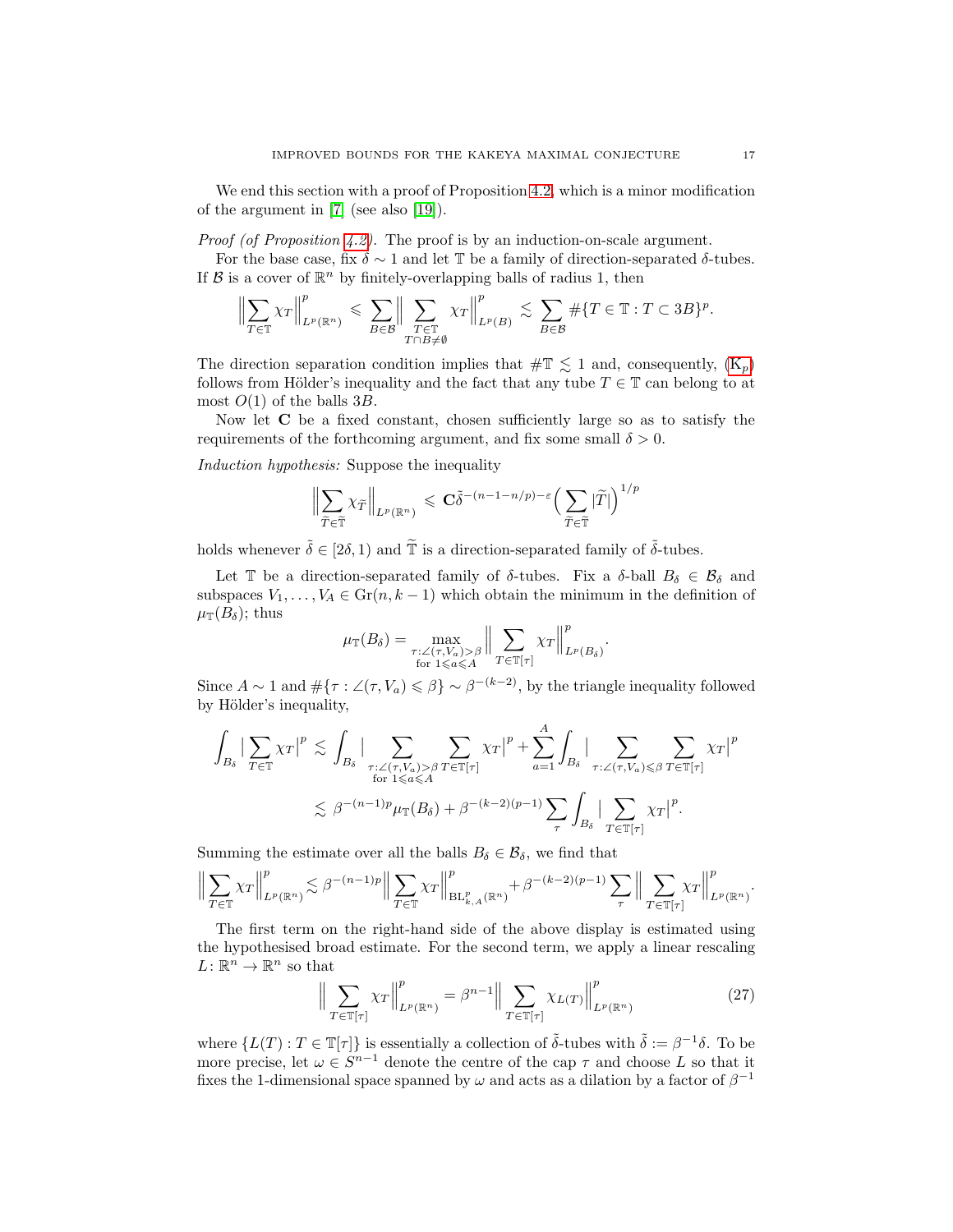We end this section with a proof of Proposition 4.2, which is a minor modification of the argument in [7] (see also [19]).

*Proof (of Proposition 4.2).* The proof is by an induction-on-scale argument.

For the base case, fix $\delta \sim 1$ and let $\mathbb{T}$ be a family of direction-separated $\delta$-tubes. If $\mathcal{B}$ is a cover of $\mathbb{R}^n$ by finitely-overlapping balls of radius 1, then

$$\Big\|\sum_{T\in\mathbb{T}}\chi_T\Big\|_{L^p(\mathbb{R}^n)}^p \leqslant \sum_{B\in\mathcal{B}}\Big\|\sum_{\substack{T\in\mathbb{T}\\ T\cap B\neq\emptyset}}\chi_T\Big\|_{L^p(B)}^p \lesssim \sum_{B\in\mathcal{B}}\#\{T\in\mathbb{T} : T\subset 3B\}^p.$$

The direction separation condition implies that $\#\mathbb{T}\lesssim 1$ and, consequently, ($\mathrm{K}_p$) follows from Hölder's inequality and the fact that any tube $T\in\mathbb{T}$ can belong to at most $O(1)$ of the balls $3B$.

Now let $\mathbf{C}$ be a fixed constant, chosen sufficiently large so as to satisfy the requirements of the forthcoming argument, and fix some small $\delta>0$.

*Induction hypothesis:* Suppose the inequality

$$\Big\|\sum_{\widetilde{T}\in\widetilde{\mathbb{T}}}\chi_{\widetilde{T}}\Big\|_{L^p(\mathbb{R}^n)} \leqslant \mathbf{C}\tilde{\delta}^{-(n-1-n/p)-\varepsilon}\Big(\sum_{\widetilde{T}\in\widetilde{\mathbb{T}}}|\widetilde{T}|\Big)^{1/p}$$

holds whenever $\tilde{\delta}\in[2\delta,1)$ and $\widetilde{\mathbb{T}}$ is a direction-separated family of $\tilde{\delta}$-tubes.

Let $\mathbb{T}$ be a direction-separated family of $\delta$-tubes. Fix a $\delta$-ball $B_\delta\in\mathcal{B}_\delta$ and subspaces $V_1,\dots,V_A\in\mathrm{Gr}(n,k-1)$ which obtain the minimum in the definition of $\mu_{\mathbb{T}}(B_\delta)$; thus

$$\mu_{\mathbb{T}}(B_\delta) = \max_{\substack{\tau:\angle(\tau,V_a)>\beta\\ \text{for } 1\leqslant a\leqslant A}}\Big\|\sum_{T\in\mathbb{T}[\tau]}\chi_T\Big\|_{L^p(B_\delta)}^p.$$

Since $A\sim 1$ and $\#\{\tau:\angle(\tau,V_a)\leqslant\beta\}\sim\beta^{-(k-2)}$, by the triangle inequality followed by Hölder's inequality,

$$\begin{aligned}\int_{B_\delta}\Big|\sum_{T\in\mathbb{T}}\chi_T\Big|^p &\lesssim \int_{B_\delta}\Big|\sum_{\substack{\tau:\angle(\tau,V_a)>\beta\\ \text{for } 1\leqslant a\leqslant A}}\sum_{T\in\mathbb{T}[\tau]}\chi_T\Big|^p + \sum_{a=1}^{A}\int_{B_\delta}\Big|\sum_{\tau:\angle(\tau,V_a)\leqslant\beta}\sum_{T\in\mathbb{T}[\tau]}\chi_T\Big|^p\\ &\lesssim \beta^{-(n-1)p}\mu_{\mathbb{T}}(B_\delta) + \beta^{-(k-2)(p-1)}\sum_\tau\int_{B_\delta}\Big|\sum_{T\in\mathbb{T}[\tau]}\chi_T\Big|^p.\end{aligned}$$

Summing the estimate over all the balls $B_\delta\in\mathcal{B}_\delta$, we find that

$$\Big\|\sum_{T\in\mathbb{T}}\chi_T\Big\|_{L^p(\mathbb{R}^n)}^p \lesssim \beta^{-(n-1)p}\Big\|\sum_{T\in\mathbb{T}}\chi_T\Big\|_{\mathrm{BL}^p_{k,A}(\mathbb{R}^n)}^p + \beta^{-(k-2)(p-1)}\sum_\tau\Big\|\sum_{T\in\mathbb{T}[\tau]}\chi_T\Big\|_{L^p(\mathbb{R}^n)}^p.$$

The first term on the right-hand side of the above display is estimated using the hypothesised broad estimate. For the second term, we apply a linear rescaling $L\colon\mathbb{R}^n\to\mathbb{R}^n$ so that

$$\Big\|\sum_{T\in\mathbb{T}[\tau]}\chi_T\Big\|_{L^p(\mathbb{R}^n)}^p = \beta^{n-1}\Big\|\sum_{T\in\mathbb{T}[\tau]}\chi_{L(T)}\Big\|_{L^p(\mathbb{R}^n)}^p \tag{27}$$

where $\{L(T): T\in\mathbb{T}[\tau]\}$ is essentially a collection of $\tilde{\delta}$-tubes with $\tilde{\delta}:=\beta^{-1}\delta$. To be more precise, let $\omega\in S^{n-1}$ denote the centre of the cap $\tau$ and choose $L$ so that it fixes the 1-dimensional space spanned by $\omega$ and acts as a dilation by a factor of $\beta^{-1}$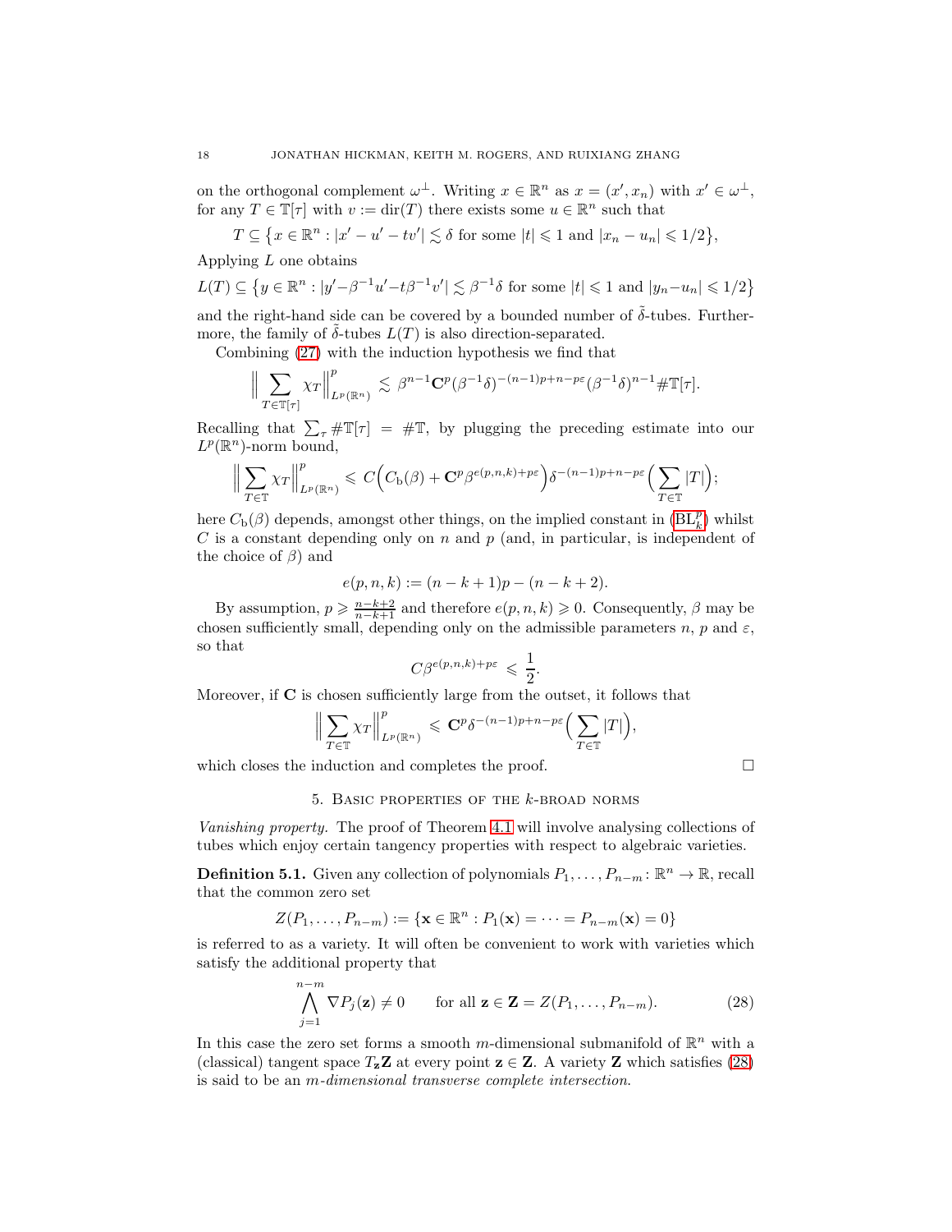on the orthogonal complement $\omega^\perp$. Writing $x \in \mathbb{R}^n$ as $x = (x', x_n)$ with $x' \in \omega^\perp$, for any $T \in \mathbb{T}[\tau]$ with $v := \mathrm{dir}(T)$ there exists some $u \in \mathbb{R}^n$ such that

$$T \subseteq \big\{x \in \mathbb{R}^n : |x' - u' - tv'| \lesssim \delta \text{ for some } |t| \leqslant 1 \text{ and } |x_n - u_n| \leqslant 1/2\big\},$$

Applying $L$ one obtains

$$L(T) \subseteq \big\{y \in \mathbb{R}^n : |y' - \beta^{-1}u' - t\beta^{-1}v'| \lesssim \beta^{-1}\delta \text{ for some } |t| \leqslant 1 \text{ and } |y_n - u_n| \leqslant 1/2\big\}$$

and the right-hand side can be covered by a bounded number of $\tilde{\delta}$-tubes. Furthermore, the family of $\tilde{\delta}$-tubes $L(T)$ is also direction-separated.

Combining (27) with the induction hypothesis we find that

$$\Big\| \sum_{T \in \mathbb{T}[\tau]} \chi_T \Big\|_{L^p(\mathbb{R}^n)}^p \lesssim \beta^{n-1} \mathbf{C}^p (\beta^{-1}\delta)^{-(n-1)p+n-p\varepsilon} (\beta^{-1}\delta)^{n-1} \#\mathbb{T}[\tau].$$

Recalling that $\sum_\tau \#\mathbb{T}[\tau] = \#\mathbb{T}$, by plugging the preceding estimate into our $L^p(\mathbb{R}^n)$-norm bound,

$$\Big\| \sum_{T \in \mathbb{T}} \chi_T \Big\|_{L^p(\mathbb{R}^n)}^p \leqslant C\Big(C_{\mathrm{b}}(\beta) + \mathbf{C}^p \beta^{e(p,n,k)+p\varepsilon}\Big) \delta^{-(n-1)p+n-p\varepsilon} \Big(\sum_{T \in \mathbb{T}} |T|\Big);$$

here $C_{\mathrm{b}}(\beta)$ depends, amongst other things, on the implied constant in ($\mathrm{BL}_k^p$) whilst $C$ is a constant depending only on $n$ and $p$ (and, in particular, is independent of the choice of $\beta$) and

$$e(p, n, k) := (n - k + 1)p - (n - k + 2).$$

By assumption, $p \geqslant \frac{n-k+2}{n-k+1}$ and therefore $e(p, n, k) \geqslant 0$. Consequently, $\beta$ may be chosen sufficiently small, depending only on the admissible parameters $n$, $p$ and $\varepsilon$, so that

$$C\beta^{e(p,n,k)+p\varepsilon} \leqslant \frac{1}{2}.$$

Moreover, if $\mathbf{C}$ is chosen sufficiently large from the outset, it follows that

$$\Big\| \sum_{T \in \mathbb{T}} \chi_T \Big\|_{L^p(\mathbb{R}^n)}^p \leqslant \mathbf{C}^p \delta^{-(n-1)p+n-p\varepsilon} \Big(\sum_{T \in \mathbb{T}} |T|\Big),$$

which closes the induction and completes the proof. □

## 5. Basic properties of the $k$-broad norms

*Vanishing property.* The proof of Theorem 4.1 will involve analysing collections of tubes which enjoy certain tangency properties with respect to algebraic varieties.

**Definition 5.1.** Given any collection of polynomials $P_1, \dots, P_{n-m} : \mathbb{R}^n \to \mathbb{R}$, recall that the common zero set

$$Z(P_1, \dots, P_{n-m}) := \{\mathbf{x} \in \mathbb{R}^n : P_1(\mathbf{x}) = \cdots = P_{n-m}(\mathbf{x}) = 0\}$$

is referred to as a variety. It will often be convenient to work with varieties which satisfy the additional property that

$$\bigwedge_{j=1}^{n-m} \nabla P_j(\mathbf{z}) \neq 0 \qquad \text{for all } \mathbf{z} \in \mathbf{Z} = Z(P_1, \dots, P_{n-m}). \tag{28}$$

In this case the zero set forms a smooth $m$-dimensional submanifold of $\mathbb{R}^n$ with a (classical) tangent space $T_{\mathbf{z}}\mathbf{Z}$ at every point $\mathbf{z} \in \mathbf{Z}$. A variety $\mathbf{Z}$ which satisfies (28) is said to be an *$m$-dimensional transverse complete intersection*.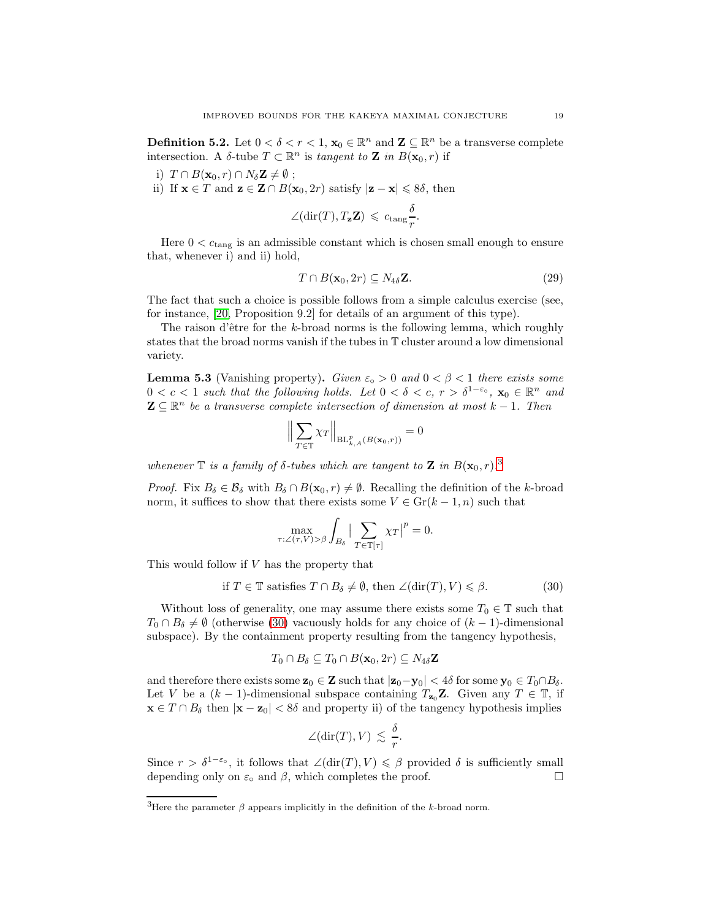**Definition 5.2.** Let $0 < \delta < r < 1$, $\mathbf{x}_0 \in \mathbb{R}^n$ and $\mathbf{Z} \subseteq \mathbb{R}^n$ be a transverse complete intersection. A $\delta$-tube $T \subset \mathbb{R}^n$ is *tangent to* $\mathbf{Z}$ *in* $B(\mathbf{x}_0, r)$ if

i) $T \cap B(\mathbf{x}_0, r) \cap N_\delta \mathbf{Z} \neq \emptyset$ ;
ii) If $\mathbf{x} \in T$ and $\mathbf{z} \in \mathbf{Z} \cap B(\mathbf{x}_0, 2r)$ satisfy $|\mathbf{z} - \mathbf{x}| \leqslant 8\delta$, then

$$\angle(\mathrm{dir}(T), T_{\mathbf{z}}\mathbf{Z}) \leqslant c_{\mathrm{tang}} \frac{\delta}{r}.$$

Here $0 < c_{\mathrm{tang}}$ is an admissible constant which is chosen small enough to ensure that, whenever i) and ii) hold,

$$T \cap B(\mathbf{x}_0, 2r) \subseteq N_{4\delta}\mathbf{Z}. \tag{29}$$

The fact that such a choice is possible follows from a simple calculus exercise (see, for instance, [20, Proposition 9.2] for details of an argument of this type).

The raison d'être for the $k$-broad norms is the following lemma, which roughly states that the broad norms vanish if the tubes in $\mathbb{T}$ cluster around a low dimensional variety.

**Lemma 5.3** (Vanishing property). *Given $\varepsilon_\circ > 0$ and $0 < \beta < 1$ there exists some $0 < c < 1$ such that the following holds. Let $0 < \delta < c$, $r > \delta^{1-\varepsilon_\circ}$, $\mathbf{x}_0 \in \mathbb{R}^n$ and $\mathbf{Z} \subseteq \mathbb{R}^n$ be a transverse complete intersection of dimension at most $k-1$. Then*

$$\Big\| \sum_{T \in \mathbb{T}} \chi_T \Big\|_{\mathrm{BL}^p_{k,A}(B(\mathbf{x}_0, r))} = 0$$

*whenever $\mathbb{T}$ is a family of $\delta$-tubes which are tangent to $\mathbf{Z}$ in $B(\mathbf{x}_0, r)$.*[3]

*Proof.* Fix $B_\delta \in \mathcal{B}_\delta$ with $B_\delta \cap B(\mathbf{x}_0, r) \neq \emptyset$. Recalling the definition of the $k$-broad norm, it suffices to show that there exists some $V \in \mathrm{Gr}(k-1, n)$ such that

$$\max_{\tau : \angle(\tau, V) > \beta} \int_{B_\delta} \Big| \sum_{T \in \mathbb{T}[\tau]} \chi_T \Big|^p = 0.$$

This would follow if $V$ has the property that

$$\text{if } T \in \mathbb{T} \text{ satisfies } T \cap B_\delta \neq \emptyset, \text{ then } \angle(\mathrm{dir}(T), V) \leqslant \beta. \tag{30}$$

Without loss of generality, one may assume there exists some $T_0 \in \mathbb{T}$ such that $T_0 \cap B_\delta \neq \emptyset$ (otherwise (30) vacuously holds for any choice of $(k-1)$-dimensional subspace). By the containment property resulting from the tangency hypothesis,

$$T_0 \cap B_\delta \subseteq T_0 \cap B(\mathbf{x}_0, 2r) \subseteq N_{4\delta}\mathbf{Z}$$

and therefore there exists some $\mathbf{z}_0 \in \mathbf{Z}$ such that $|\mathbf{z}_0 - \mathbf{y}_0| < 4\delta$ for some $\mathbf{y}_0 \in T_0 \cap B_\delta$. Let $V$ be a $(k-1)$-dimensional subspace containing $T_{\mathbf{z}_0}\mathbf{Z}$. Given any $T \in \mathbb{T}$, if $\mathbf{x} \in T \cap B_\delta$ then $|\mathbf{x} - \mathbf{z}_0| < 8\delta$ and property ii) of the tangency hypothesis implies

$$\angle(\mathrm{dir}(T), V) \lesssim \frac{\delta}{r}.$$

Since $r > \delta^{1-\varepsilon_\circ}$, it follows that $\angle(\mathrm{dir}(T), V) \leqslant \beta$ provided $\delta$ is sufficiently small depending only on $\varepsilon_\circ$ and $\beta$, which completes the proof. $\square$

---

[3] Here the parameter $\beta$ appears implicitly in the definition of the $k$-broad norm.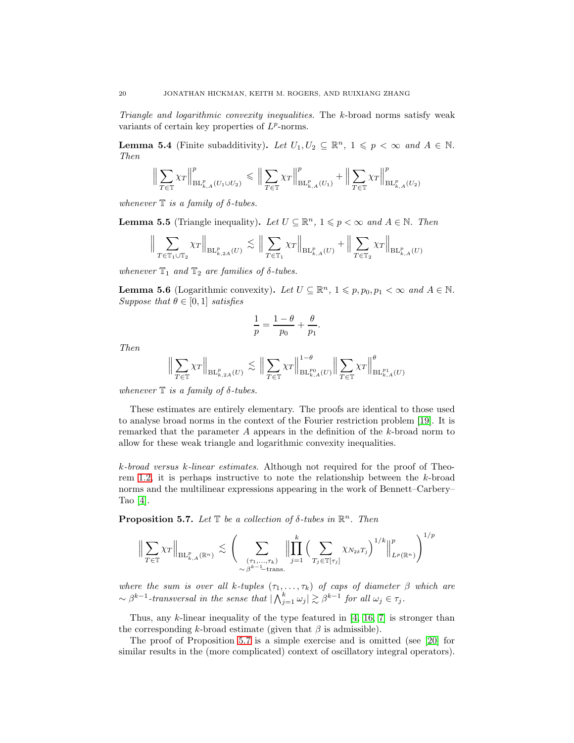*Triangle and logarithmic convexity inequalities.* The $k$-broad norms satisfy weak variants of certain key properties of $L^p$-norms.

**Lemma 5.4** (Finite subadditivity)**.** *Let $U_1, U_2 \subseteq \mathbb{R}^n$, $1 \leqslant p < \infty$ and $A \in \mathbb{N}$. Then*

$$\Big\| \sum_{T \in \mathbb{T}} \chi_T \Big\|_{\mathrm{BL}^p_{k,A}(U_1 \cup U_2)}^p \leqslant \Big\| \sum_{T \in \mathbb{T}} \chi_T \Big\|_{\mathrm{BL}^p_{k,A}(U_1)}^p + \Big\| \sum_{T \in \mathbb{T}} \chi_T \Big\|_{\mathrm{BL}^p_{k,A}(U_2)}^p$$

*whenever $\mathbb{T}$ is a family of $\delta$-tubes.*

**Lemma 5.5** (Triangle inequality)**.** *Let $U \subseteq \mathbb{R}^n$, $1 \leqslant p < \infty$ and $A \in \mathbb{N}$. Then*

$$\Big\| \sum_{T \in \mathbb{T}_1 \cup \mathbb{T}_2} \chi_T \Big\|_{\mathrm{BL}^p_{k,2A}(U)} \lesssim \Big\| \sum_{T \in \mathbb{T}_1} \chi_T \Big\|_{\mathrm{BL}^p_{k,A}(U)} + \Big\| \sum_{T \in \mathbb{T}_2} \chi_T \Big\|_{\mathrm{BL}^p_{k,A}(U)}$$

*whenever $\mathbb{T}_1$ and $\mathbb{T}_2$ are families of $\delta$-tubes.*

**Lemma 5.6** (Logarithmic convexity)**.** *Let $U \subseteq \mathbb{R}^n$, $1 \leqslant p, p_0, p_1 < \infty$ and $A \in \mathbb{N}$. Suppose that $\theta \in [0,1]$ satisfies*

$$\frac{1}{p} = \frac{1-\theta}{p_0} + \frac{\theta}{p_1}.$$

*Then*

$$\Big\| \sum_{T \in \mathbb{T}} \chi_T \Big\|_{\mathrm{BL}^p_{k,2A}(U)} \lesssim \Big\| \sum_{T \in \mathbb{T}} \chi_T \Big\|_{\mathrm{BL}^{p_0}_{k,A}(U)}^{1-\theta} \Big\| \sum_{T \in \mathbb{T}} \chi_T \Big\|_{\mathrm{BL}^{p_1}_{k,A}(U)}^{\theta}$$

*whenever $\mathbb{T}$ is a family of $\delta$-tubes.*

These estimates are entirely elementary. The proofs are identical to those used to analyse broad norms in the context of the Fourier restriction problem [19]. It is remarked that the parameter $A$ appears in the definition of the $k$-broad norm to allow for these weak triangle and logarithmic convexity inequalities.

*$k$-broad versus $k$-linear estimates.* Although not required for the proof of Theorem 1.2, it is perhaps instructive to note the relationship between the $k$-broad norms and the multilinear expressions appearing in the work of Bennett–Carbery–Tao [4].

**Proposition 5.7.** *Let $\mathbb{T}$ be a collection of $\delta$-tubes in $\mathbb{R}^n$. Then*

$$\Big\| \sum_{T \in \mathbb{T}} \chi_T \Big\|_{\mathrm{BL}^p_{k,A}(\mathbb{R}^n)} \lesssim \bigg( \sum_{\substack{(\tau_1, \dots, \tau_k) \\ \sim \beta^{k-1}\text{–trans.}}} \Big\| \prod_{j=1}^k \Big( \sum_{T_j \in \mathbb{T}[\tau_j]} \chi_{N_{2\delta} T_j} \Big)^{1/k} \Big\|_{L^p(\mathbb{R}^n)}^p \bigg)^{1/p}$$

*where the sum is over all $k$-tuples $(\tau_1, \dots, \tau_k)$ of caps of diameter $\beta$ which are $\sim \beta^{k-1}$-transversal in the sense that $|\bigwedge_{j=1}^k \omega_j| \gtrsim \beta^{k-1}$ for all $\omega_j \in \tau_j$.*

Thus, any $k$-linear inequality of the type featured in [4, 16, 7] is stronger than the corresponding $k$-broad estimate (given that $\beta$ is admissible).

The proof of Proposition 5.7 is a simple exercise and is omitted (see [20] for similar results in the (more complicated) context of oscillatory integral operators).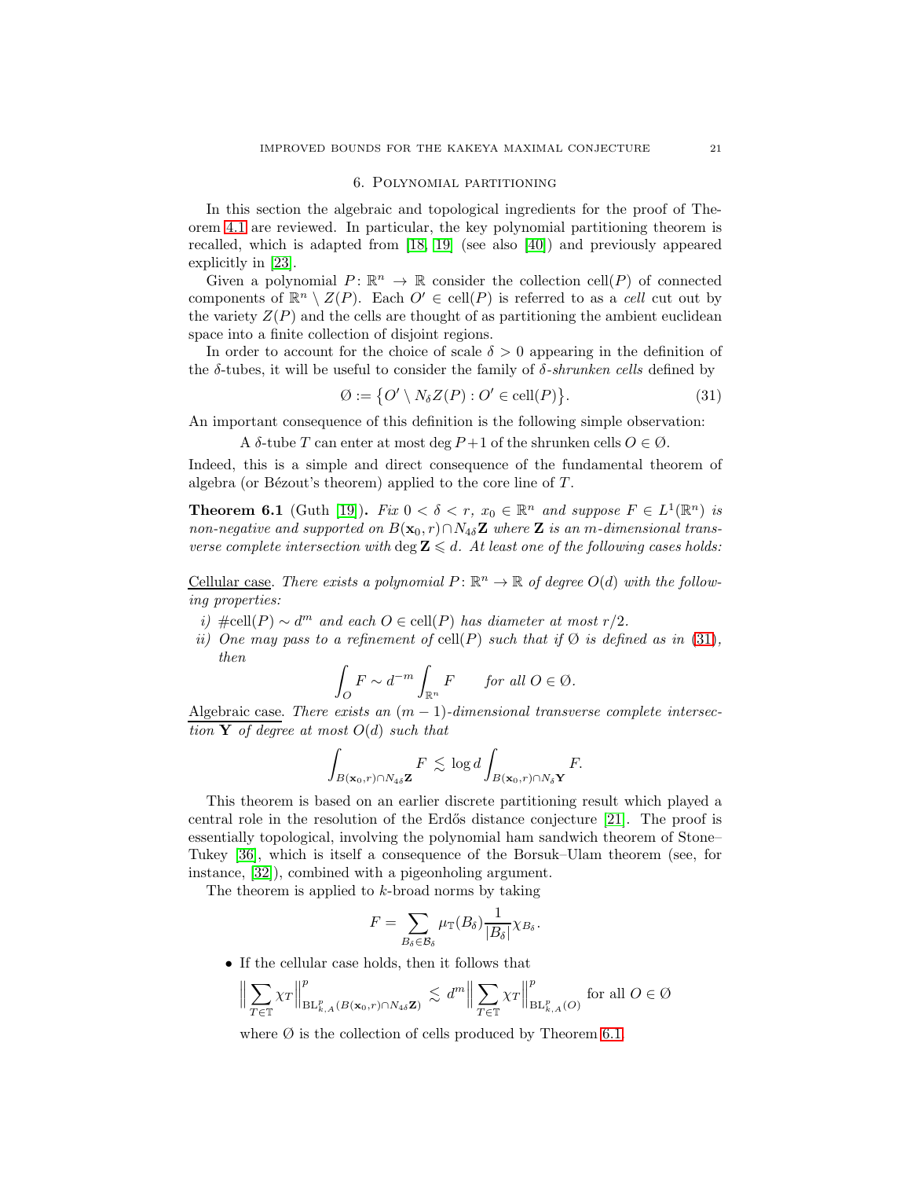## 6. Polynomial partitioning

In this section the algebraic and topological ingredients for the proof of Theorem 4.1 are reviewed. In particular, the key polynomial partitioning theorem is recalled, which is adapted from [18, 19] (see also [40]) and previously appeared explicitly in [23].

Given a polynomial $P\colon \mathbb{R}^n \to \mathbb{R}$ consider the collection $\mathrm{cell}(P)$ of connected components of $\mathbb{R}^n \setminus Z(P)$. Each $O' \in \mathrm{cell}(P)$ is referred to as a *cell* cut out by the variety $Z(P)$ and the cells are thought of as partitioning the ambient euclidean space into a finite collection of disjoint regions.

In order to account for the choice of scale $\delta > 0$ appearing in the definition of the $\delta$-tubes, it will be useful to consider the family of *$\delta$-shrunken cells* defined by

$$\emptyset := \big\{ O' \setminus N_\delta Z(P) : O' \in \mathrm{cell}(P) \big\}. \tag{31}$$

An important consequence of this definition is the following simple observation:

A $\delta$-tube $T$ can enter at most $\deg P + 1$ of the shrunken cells $O \in \emptyset$.

Indeed, this is a simple and direct consequence of the fundamental theorem of algebra (or Bézout's theorem) applied to the core line of $T$.

**Theorem 6.1** (Guth [19])**.** *Fix $0 < \delta < r$, $x_0 \in \mathbb{R}^n$ and suppose $F \in L^1(\mathbb{R}^n)$ is non-negative and supported on $B(\mathbf{x}_0, r) \cap N_{4\delta}\mathbf{Z}$ where $\mathbf{Z}$ is an $m$-dimensional transverse complete intersection with $\deg \mathbf{Z} \leqslant d$. At least one of the following cases holds:*

Cellular case. *There exists a polynomial $P\colon \mathbb{R}^n \to \mathbb{R}$ of degree $O(d)$ with the following properties:*

*i) $\#\mathrm{cell}(P) \sim d^m$ and each $O \in \mathrm{cell}(P)$ has diameter at most $r/2$.*

*ii) One may pass to a refinement of $\mathrm{cell}(P)$ such that if $\emptyset$ is defined as in (31), then*

$$\int_O F \sim d^{-m} \int_{\mathbb{R}^n} F \qquad \text{for all } O \in \emptyset.$$

Algebraic case. *There exists an $(m-1)$-dimensional transverse complete intersection $\mathbf{Y}$ of degree at most $O(d)$ such that*

$$\int_{B(\mathbf{x}_0, r) \cap N_{4\delta}\mathbf{Z}} F \lesssim \log d \int_{B(\mathbf{x}_0, r) \cap N_\delta \mathbf{Y}} F.$$

This theorem is based on an earlier discrete partitioning result which played a central role in the resolution of the Erdős distance conjecture [21]. The proof is essentially topological, involving the polynomial ham sandwich theorem of Stone–Tukey [36], which is itself a consequence of the Borsuk–Ulam theorem (see, for instance, [32]), combined with a pigeonholing argument.

The theorem is applied to $k$-broad norms by taking

$$F = \sum_{B_\delta \in \mathcal{B}_\delta} \mu_{\mathbb{T}}(B_\delta) \frac{1}{|B_\delta|} \chi_{B_\delta}.$$

- If the cellular case holds, then it follows that

$$\Big\| \sum_{T \in \mathbb{T}} \chi_T \Big\|^p_{\mathrm{BL}^p_{k,A}(B(\mathbf{x}_0, r) \cap N_{4\delta}\mathbf{Z})} \lesssim d^m \Big\| \sum_{T \in \mathbb{T}} \chi_T \Big\|^p_{\mathrm{BL}^p_{k,A}(O)} \text{ for all } O \in \emptyset$$

  where $\emptyset$ is the collection of cells produced by Theorem 6.1.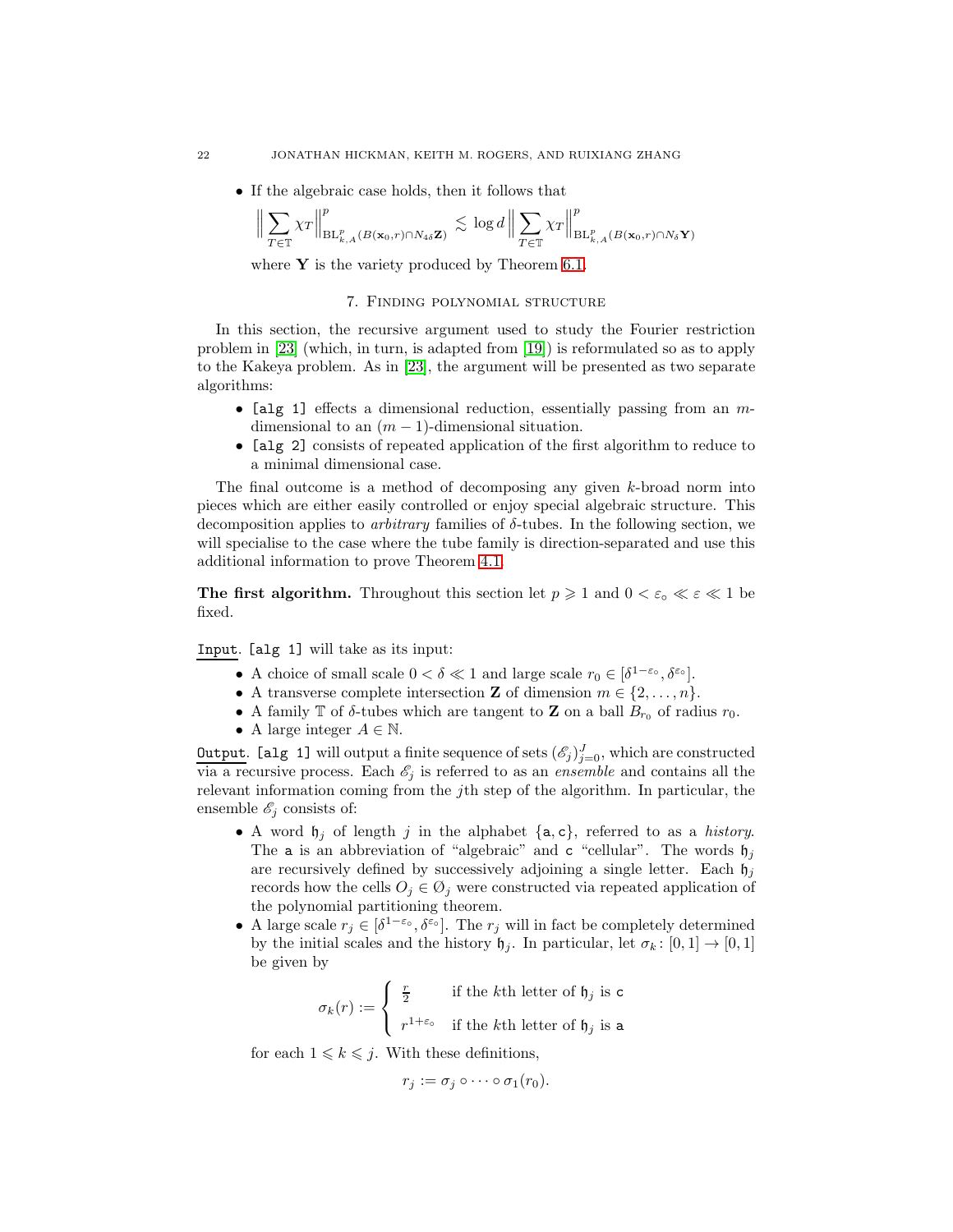- If the algebraic case holds, then it follows that

$$\Big\| \sum_{T \in \mathbb{T}} \chi_T \Big\|^p_{\mathrm{BL}^p_{k,A}(B(\mathbf{x}_0,r) \cap N_{4\delta}\mathbf{Z})} \lesssim \log d \Big\| \sum_{T \in \mathbb{T}} \chi_T \Big\|^p_{\mathrm{BL}^p_{k,A}(B(\mathbf{x}_0,r) \cap N_{\delta}\mathbf{Y})}$$

where $\mathbf{Y}$ is the variety produced by Theorem 6.1.

## 7. Finding polynomial structure

In this section, the recursive argument used to study the Fourier restriction problem in [23] (which, in turn, is adapted from [19]) is reformulated so as to apply to the Kakeya problem. As in [23], the argument will be presented as two separate algorithms:

- [alg 1] effects a dimensional reduction, essentially passing from an $m$-dimensional to an $(m-1)$-dimensional situation.
- [alg 2] consists of repeated application of the first algorithm to reduce to a minimal dimensional case.

The final outcome is a method of decomposing any given $k$-broad norm into pieces which are either easily controlled or enjoy special algebraic structure. This decomposition applies to *arbitrary* families of $\delta$-tubes. In the following section, we will specialise to the case where the tube family is direction-separated and use this additional information to prove Theorem 4.1.

**The first algorithm.** Throughout this section let $p \geqslant 1$ and $0 < \varepsilon_\circ \ll \varepsilon \ll 1$ be fixed.

Input. [alg 1] will take as its input:

- A choice of small scale $0 < \delta \ll 1$ and large scale $r_0 \in [\delta^{1-\varepsilon_\circ}, \delta^{\varepsilon_\circ}]$.
- A transverse complete intersection $\mathbf{Z}$ of dimension $m \in \{2, \dots, n\}$.
- A family $\mathbb{T}$ of $\delta$-tubes which are tangent to $\mathbf{Z}$ on a ball $B_{r_0}$ of radius $r_0$.
- A large integer $A \in \mathbb{N}$.

Output. [alg 1] will output a finite sequence of sets $(\mathscr{E}_j)_{j=0}^J$, which are constructed via a recursive process. Each $\mathscr{E}_j$ is referred to as an *ensemble* and contains all the relevant information coming from the $j$th step of the algorithm. In particular, the ensemble $\mathscr{E}_j$ consists of:

- A word $\mathfrak{h}_j$ of length $j$ in the alphabet $\{\mathtt{a}, \mathtt{c}\}$, referred to as a *history*. The $\mathtt{a}$ is an abbreviation of "algebraic" and $\mathtt{c}$ "cellular". The words $\mathfrak{h}_j$ are recursively defined by successively adjoining a single letter. Each $\mathfrak{h}_j$ records how the cells $O_j \in \mathcal{O}_j$ were constructed via repeated application of the polynomial partitioning theorem.
- A large scale $r_j \in [\delta^{1-\varepsilon_\circ}, \delta^{\varepsilon_\circ}]$. The $r_j$ will in fact be completely determined by the initial scales and the history $\mathfrak{h}_j$. In particular, let $\sigma_k \colon [0,1] \to [0,1]$ be given by

$$\sigma_k(r) := \begin{cases} \frac{r}{2} & \text{if the } k\text{th letter of } \mathfrak{h}_j \text{ is } \mathtt{c} \\ r^{1+\varepsilon_\circ} & \text{if the } k\text{th letter of } \mathfrak{h}_j \text{ is } \mathtt{a} \end{cases}$$

for each $1 \leqslant k \leqslant j$. With these definitions,

$$r_j := \sigma_j \circ \dots \circ \sigma_1(r_0).$$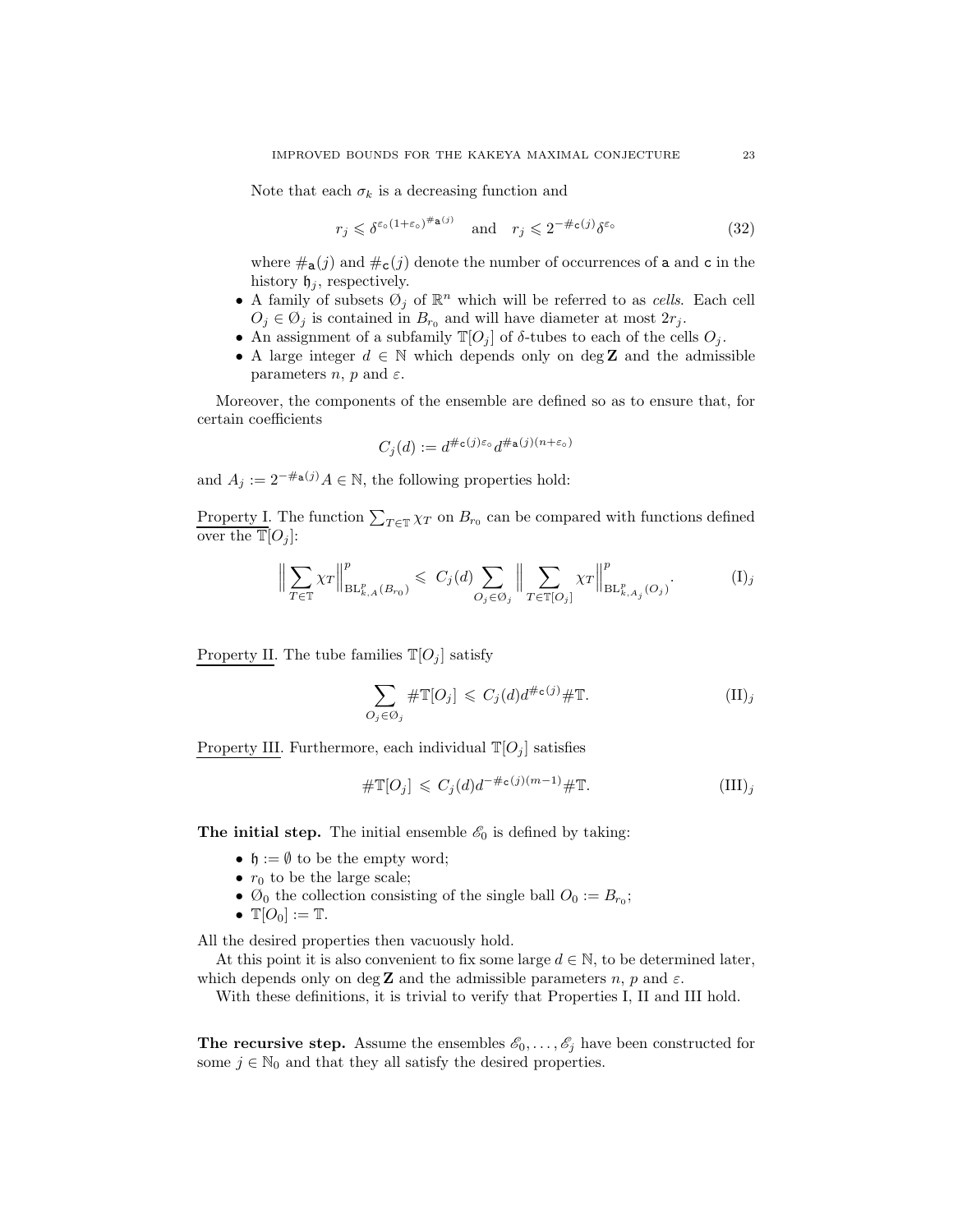Note that each $\sigma_k$ is a decreasing function and

$$r_j \leqslant \delta^{\varepsilon_\circ(1+\varepsilon_\circ)^{\#_{\mathtt{a}}(j)}} \quad \text{and} \quad r_j \leqslant 2^{-\#_{\mathtt{c}}(j)}\delta^{\varepsilon_\circ} \tag{32}$$

where $\#_{\mathtt{a}}(j)$ and $\#_{\mathtt{c}}(j)$ denote the number of occurrences of $\mathtt{a}$ and $\mathtt{c}$ in the history $\mathfrak{h}_j$, respectively.

- A family of subsets $\mathcal{O}_j$ of $\mathbb{R}^n$ which will be referred to as *cells*. Each cell $O_j \in \mathcal{O}_j$ is contained in $B_{r_0}$ and will have diameter at most $2r_j$.
- An assignment of a subfamily $\mathbb{T}[O_j]$ of $\delta$-tubes to each of the cells $O_j$.
- A large integer $d \in \mathbb{N}$ which depends only on $\deg \mathbf{Z}$ and the admissible parameters $n$, $p$ and $\varepsilon$.

Moreover, the components of the ensemble are defined so as to ensure that, for certain coefficients

$$C_j(d) := d^{\#_{\mathtt{c}}(j)\varepsilon_\circ} d^{\#_{\mathtt{a}}(j)(n+\varepsilon_\circ)}$$

and $A_j := 2^{-\#_{\mathtt{a}}(j)}A \in \mathbb{N}$, the following properties hold:

Property I. The function $\sum_{T\in\mathbb{T}} \chi_T$ on $B_{r_0}$ can be compared with functions defined over the $\mathbb{T}[O_j]$:

$$\Big\| \sum_{T\in\mathbb{T}} \chi_T \Big\|^p_{\mathrm{BL}^p_{k,A}(B_{r_0})} \leqslant C_j(d) \sum_{O_j\in\mathcal{O}_j} \Big\| \sum_{T\in\mathbb{T}[O_j]} \chi_T \Big\|^p_{\mathrm{BL}^p_{k,A_j}(O_j)}. \tag{I$_j$}$$

Property II. The tube families $\mathbb{T}[O_j]$ satisfy

$$\sum_{O_j\in\mathcal{O}_j} \#\mathbb{T}[O_j] \leqslant C_j(d) d^{\#_{\mathtt{c}}(j)} \#\mathbb{T}. \tag{II$_j$}$$

Property III. Furthermore, each individual $\mathbb{T}[O_j]$ satisfies

$$\#\mathbb{T}[O_j] \leqslant C_j(d) d^{-\#_{\mathtt{c}}(j)(m-1)} \#\mathbb{T}. \tag{III$_j$}$$

**The initial step.** The initial ensemble $\mathscr{E}_0$ is defined by taking:

- $\mathfrak{h} := \emptyset$ to be the empty word;
- $r_0$ to be the large scale;
- $\mathcal{O}_0$ the collection consisting of the single ball $O_0 := B_{r_0}$;
- $\mathbb{T}[O_0] := \mathbb{T}$.

All the desired properties then vacuously hold.

At this point it is also convenient to fix some large $d \in \mathbb{N}$, to be determined later, which depends only on $\deg \mathbf{Z}$ and the admissible parameters $n$, $p$ and $\varepsilon$.

With these definitions, it is trivial to verify that Properties I, II and III hold.

**The recursive step.** Assume the ensembles $\mathscr{E}_0, \dots, \mathscr{E}_j$ have been constructed for some $j \in \mathbb{N}_0$ and that they all satisfy the desired properties.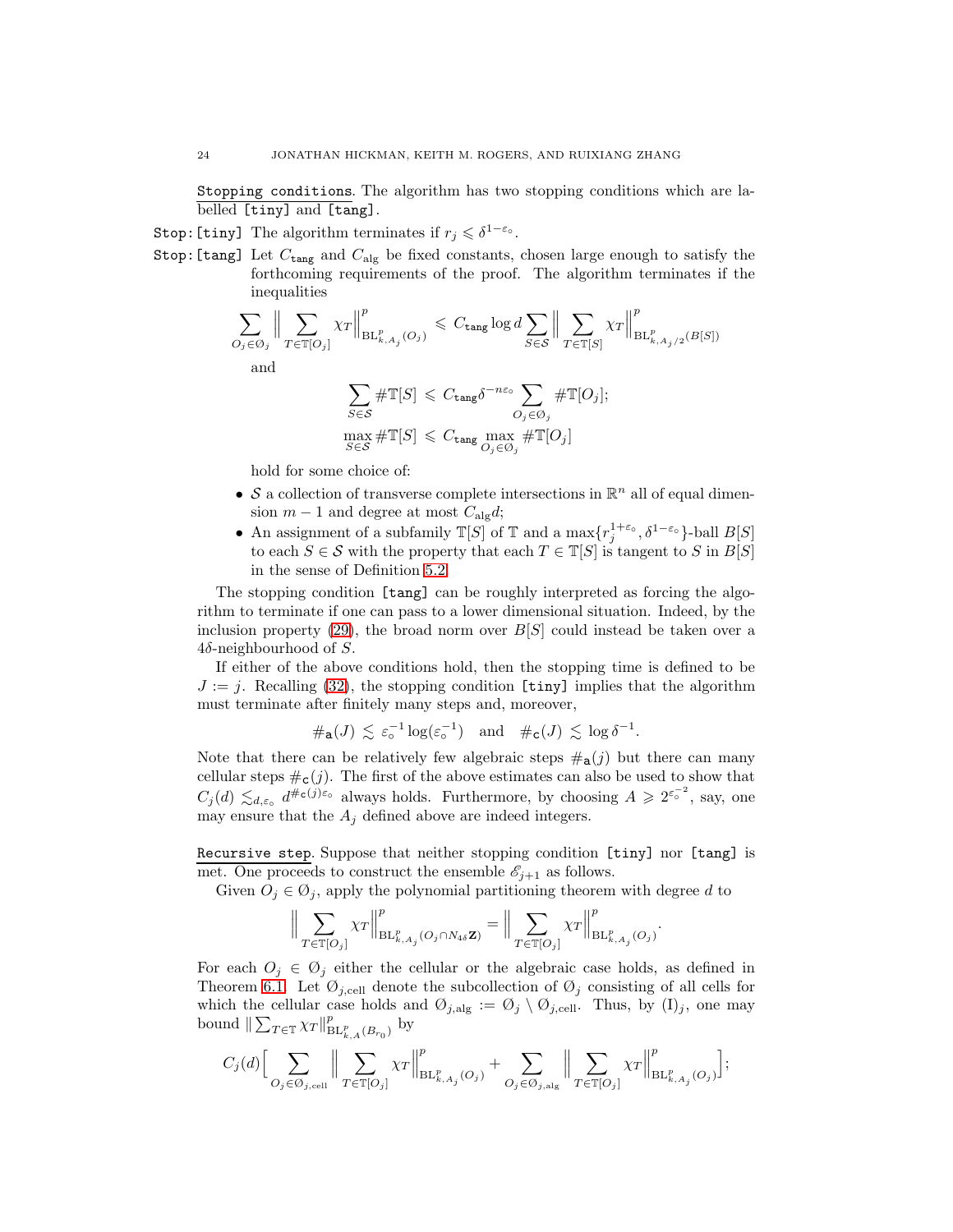`Stopping conditions`. The algorithm has two stopping conditions which are labelled `[tiny]` and `[tang]`.

`Stop:[tiny]` The algorithm terminates if $r_j \leqslant \delta^{1-\varepsilon_\circ}$.

`Stop:[tang]` Let $C_{\texttt{tang}}$ and $C_{\mathrm{alg}}$ be fixed constants, chosen large enough to satisfy the forthcoming requirements of the proof. The algorithm terminates if the inequalities

$$\sum_{O_j \in \mathcal{O}_j} \Big\| \sum_{T \in \mathbb{T}[O_j]} \chi_T \Big\|^p_{\mathrm{BL}^p_{k,A_j}(O_j)} \leqslant C_{\texttt{tang}} \log d \sum_{S \in \mathcal{S}} \Big\| \sum_{T \in \mathbb{T}[S]} \chi_T \Big\|^p_{\mathrm{BL}^p_{k,A_j/2}(B[S])}$$

and

$$\sum_{S \in \mathcal{S}} \#\mathbb{T}[S] \leqslant C_{\texttt{tang}} \delta^{-n\varepsilon_\circ} \sum_{O_j \in \mathcal{O}_j} \#\mathbb{T}[O_j];$$

$$\max_{S \in \mathcal{S}} \#\mathbb{T}[S] \leqslant C_{\texttt{tang}} \max_{O_j \in \mathcal{O}_j} \#\mathbb{T}[O_j]$$

hold for some choice of:

- $\mathcal{S}$ a collection of transverse complete intersections in $\mathbb{R}^n$ all of equal dimension $m-1$ and degree at most $C_{\mathrm{alg}} d$;
- An assignment of a subfamily $\mathbb{T}[S]$ of $\mathbb{T}$ and a $\max\{r_j^{1+\varepsilon_\circ}, \delta^{1-\varepsilon_\circ}\}$-ball $B[S]$ to each $S \in \mathcal{S}$ with the property that each $T \in \mathbb{T}[S]$ is tangent to $S$ in $B[S]$ in the sense of Definition 5.2.

The stopping condition `[tang]` can be roughly interpreted as forcing the algorithm to terminate if one can pass to a lower dimensional situation. Indeed, by the inclusion property (29), the broad norm over $B[S]$ could instead be taken over a $4\delta$-neighbourhood of $S$.

If either of the above conditions hold, then the stopping time is defined to be $J := j$. Recalling (32), the stopping condition `[tiny]` implies that the algorithm must terminate after finitely many steps and, moreover,

$$\#_{\mathtt{a}}(J) \lesssim \varepsilon_\circ^{-1} \log(\varepsilon_\circ^{-1}) \quad \text{and} \quad \#_{\mathtt{c}}(J) \lesssim \log \delta^{-1}.$$

Note that there can be relatively few algebraic steps $\#_{\mathtt{a}}(j)$ but there can many cellular steps $\#_{\mathtt{c}}(j)$. The first of the above estimates can also be used to show that $C_j(d) \lesssim_{d,\varepsilon_\circ} d^{\#_{\mathtt{c}}(j)\varepsilon_\circ}$ always holds. Furthermore, by choosing $A \geqslant 2^{\varepsilon_\circ^{-2}}$, say, one may ensure that the $A_j$ defined above are indeed integers.

`Recursive step`. Suppose that neither stopping condition `[tiny]` nor `[tang]` is met. One proceeds to construct the ensemble $\mathscr{E}_{j+1}$ as follows.

Given $O_j \in \mathcal{O}_j$, apply the polynomial partitioning theorem with degree $d$ to

$$\Big\| \sum_{T \in \mathbb{T}[O_j]} \chi_T \Big\|^p_{\mathrm{BL}^p_{k,A_j}(O_j \cap N_{4\delta}\mathbf{Z})} = \Big\| \sum_{T \in \mathbb{T}[O_j]} \chi_T \Big\|^p_{\mathrm{BL}^p_{k,A_j}(O_j)}.$$

For each $O_j \in \mathcal{O}_j$ either the cellular or the algebraic case holds, as defined in Theorem 6.1. Let $\mathcal{O}_{j,\mathrm{cell}}$ denote the subcollection of $\mathcal{O}_j$ consisting of all cells for which the cellular case holds and $\mathcal{O}_{j,\mathrm{alg}} := \mathcal{O}_j \setminus \mathcal{O}_{j,\mathrm{cell}}$. Thus, by (I)$_j$, one may bound $\| \sum_{T \in \mathbb{T}} \chi_T \|^p_{\mathrm{BL}^p_{k,A}(B_{r_0})}$ by

$$C_j(d) \Big[ \sum_{O_j \in \mathcal{O}_{j,\mathrm{cell}}} \Big\| \sum_{T \in \mathbb{T}[O_j]} \chi_T \Big\|^p_{\mathrm{BL}^p_{k,A_j}(O_j)} + \sum_{O_j \in \mathcal{O}_{j,\mathrm{alg}}} \Big\| \sum_{T \in \mathbb{T}[O_j]} \chi_T \Big\|^p_{\mathrm{BL}^p_{k,A_j}(O_j)} \Big];$$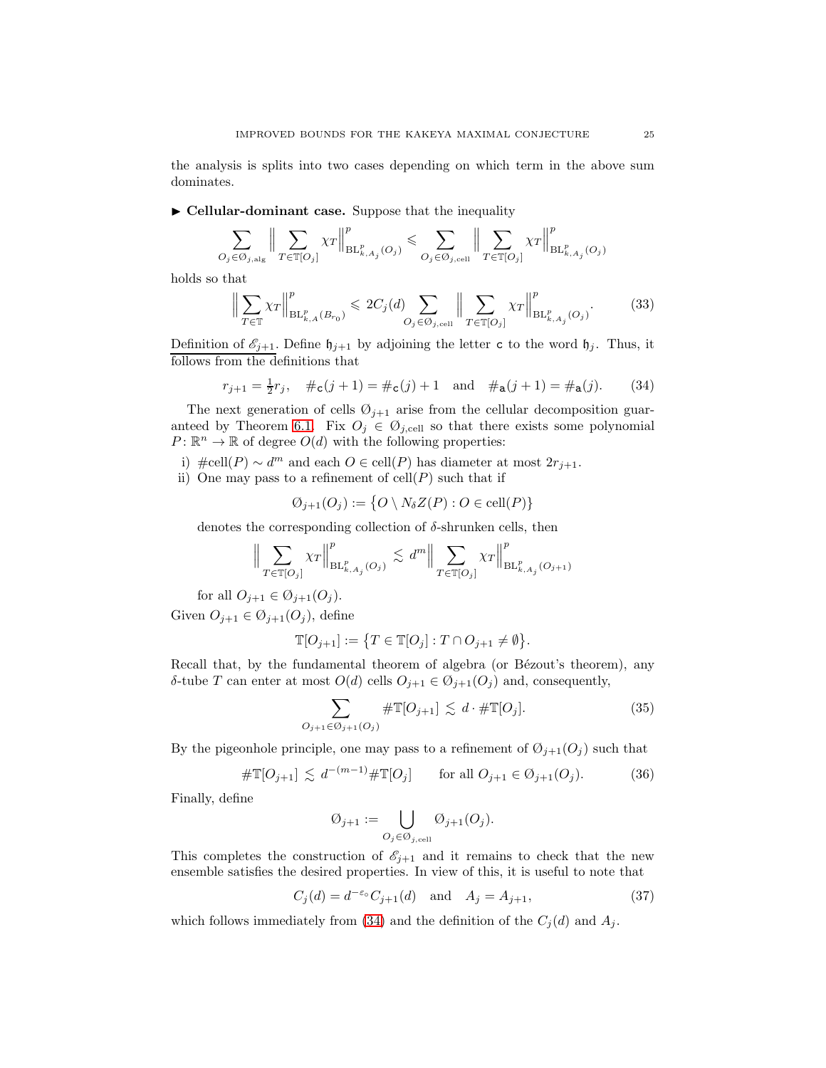the analysis is splits into two cases depending on which term in the above sum dominates.

► **Cellular-dominant case.** Suppose that the inequality

$$\sum_{O_j \in \mathcal{O}_{j,\mathrm{alg}}} \Big\| \sum_{T \in \mathbb{T}[O_j]} \chi_T \Big\|_{\mathrm{BL}^p_{k,A_j}(O_j)}^p \leqslant \sum_{O_j \in \mathcal{O}_{j,\mathrm{cell}}} \Big\| \sum_{T \in \mathbb{T}[O_j]} \chi_T \Big\|_{\mathrm{BL}^p_{k,A_j}(O_j)}^p$$

holds so that

$$\Big\| \sum_{T \in \mathbb{T}} \chi_T \Big\|_{\mathrm{BL}^p_{k,A}(B_{r_0})}^p \leqslant 2C_j(d) \sum_{O_j \in \mathcal{O}_{j,\mathrm{cell}}} \Big\| \sum_{T \in \mathbb{T}[O_j]} \chi_T \Big\|_{\mathrm{BL}^p_{k,A_j}(O_j)}^p. \tag{33}$$

<u>Definition of $\mathscr{E}_{j+1}$.</u> Define $\mathfrak{h}_{j+1}$ by adjoining the letter $\mathsf{c}$ to the word $\mathfrak{h}_j$. Thus, it follows from the definitions that

$$r_{j+1} = \tfrac{1}{2} r_j, \quad \#_{\mathsf{c}}(j+1) = \#_{\mathsf{c}}(j) + 1 \quad \text{and} \quad \#_{\mathsf{a}}(j+1) = \#_{\mathsf{a}}(j). \tag{34}$$

The next generation of cells $\mathcal{O}_{j+1}$ arise from the cellular decomposition guaranteed by Theorem 6.1. Fix $O_j \in \mathcal{O}_{j,\mathrm{cell}}$ so that there exists some polynomial $P \colon \mathbb{R}^n \to \mathbb{R}$ of degree $O(d)$ with the following properties:

i) $\#\mathrm{cell}(P) \sim d^m$ and each $O \in \mathrm{cell}(P)$ has diameter at most $2r_{j+1}$.
ii) One may pass to a refinement of $\mathrm{cell}(P)$ such that if

$$\mathcal{O}_{j+1}(O_j) := \big\{ O \setminus N_\delta Z(P) : O \in \mathrm{cell}(P) \big\}$$

denotes the corresponding collection of $\delta$-shrunken cells, then

$$\Big\| \sum_{T \in \mathbb{T}[O_j]} \chi_T \Big\|_{\mathrm{BL}^p_{k,A_j}(O_j)}^p \lesssim d^m \Big\| \sum_{T \in \mathbb{T}[O_j]} \chi_T \Big\|_{\mathrm{BL}^p_{k,A_j}(O_{j+1})}^p$$

for all $O_{j+1} \in \mathcal{O}_{j+1}(O_j)$.

Given $O_{j+1} \in \mathcal{O}_{j+1}(O_j)$, define

$$\mathbb{T}[O_{j+1}] := \big\{ T \in \mathbb{T}[O_j] : T \cap O_{j+1} \neq \emptyset \big\}.$$

Recall that, by the fundamental theorem of algebra (or Bézout's theorem), any $\delta$-tube $T$ can enter at most $O(d)$ cells $O_{j+1} \in \mathcal{O}_{j+1}(O_j)$ and, consequently,

$$\sum_{O_{j+1} \in \mathcal{O}_{j+1}(O_j)} \#\mathbb{T}[O_{j+1}] \lesssim d \cdot \#\mathbb{T}[O_j]. \tag{35}$$

By the pigeonhole principle, one may pass to a refinement of $\mathcal{O}_{j+1}(O_j)$ such that

$$\#\mathbb{T}[O_{j+1}] \lesssim d^{-(m-1)} \#\mathbb{T}[O_j] \qquad \text{for all } O_{j+1} \in \mathcal{O}_{j+1}(O_j). \tag{36}$$

Finally, define

$$\mathcal{O}_{j+1} := \bigcup_{O_j \in \mathcal{O}_{j,\mathrm{cell}}} \mathcal{O}_{j+1}(O_j).$$

This completes the construction of $\mathscr{E}_{j+1}$ and it remains to check that the new ensemble satisfies the desired properties. In view of this, it is useful to note that

$$C_j(d) = d^{-\varepsilon_\circ} C_{j+1}(d) \quad \text{and} \quad A_j = A_{j+1}, \tag{37}$$

which follows immediately from (34) and the definition of the $C_j(d)$ and $A_j$.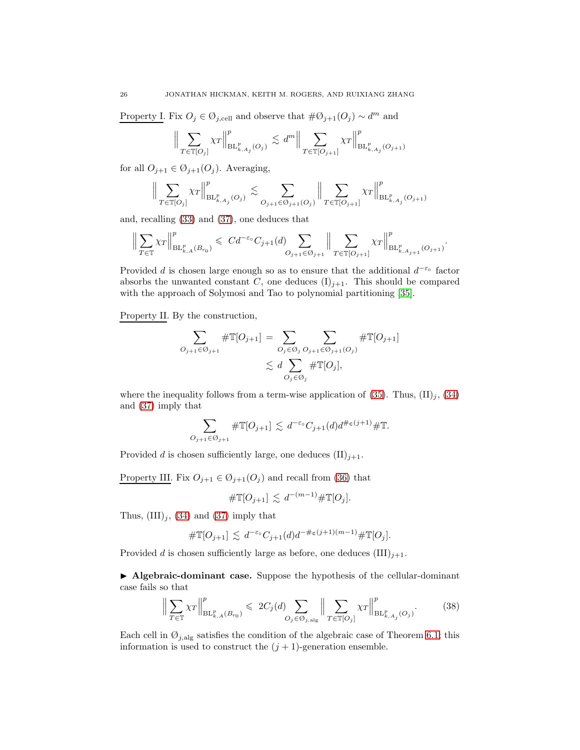<u>Property I</u>. Fix $O_j \in \mathcal{O}_{j,\mathrm{cell}}$ and observe that $\#\mathcal{O}_{j+1}(O_j) \sim d^m$ and

$$\Big\| \sum_{T \in \mathbb{T}[O_j]} \chi_T \Big\|^p_{\mathrm{BL}^p_{k,A_j}(O_j)} \lesssim d^m \Big\| \sum_{T \in \mathbb{T}[O_{j+1}]} \chi_T \Big\|^p_{\mathrm{BL}^p_{k,A_j}(O_{j+1})}$$

for all $O_{j+1} \in \mathcal{O}_{j+1}(O_j)$. Averaging,

$$\Big\| \sum_{T \in \mathbb{T}[O_j]} \chi_T \Big\|^p_{\mathrm{BL}^p_{k,A_j}(O_j)} \lesssim \sum_{O_{j+1} \in \mathcal{O}_{j+1}(O_j)} \Big\| \sum_{T \in \mathbb{T}[O_{j+1}]} \chi_T \Big\|^p_{\mathrm{BL}^p_{k,A_j}(O_{j+1})}$$

and, recalling (33) and (37), one deduces that

$$\Big\| \sum_{T \in \mathbb{T}} \chi_T \Big\|^p_{\mathrm{BL}^p_{k,A}(B_{r_0})} \leqslant C d^{-\varepsilon_\circ} C_{j+1}(d) \sum_{O_{j+1} \in \mathcal{O}_{j+1}} \Big\| \sum_{T \in \mathbb{T}[O_{j+1}]} \chi_T \Big\|^p_{\mathrm{BL}^p_{k,A_{j+1}}(O_{j+1})}.$$

Provided $d$ is chosen large enough so as to ensure that the additional $d^{-\varepsilon_\circ}$ factor absorbs the unwanted constant $C$, one deduces $(\mathrm{I})_{j+1}$. This should be compared with the approach of Solymosi and Tao to polynomial partitioning [35].

<u>Property II</u>. By the construction,

$$\begin{aligned} \sum_{O_{j+1} \in \mathcal{O}_{j+1}} \#\mathbb{T}[O_{j+1}] &= \sum_{O_j \in \mathcal{O}_j} \sum_{O_{j+1} \in \mathcal{O}_{j+1}(O_j)} \#\mathbb{T}[O_{j+1}] \\ &\lesssim d \sum_{O_j \in \mathcal{O}_j} \#\mathbb{T}[O_j], \end{aligned}$$

where the inequality follows from a term-wise application of (35). Thus, $(\mathrm{II})_j$, (34) and (37) imply that

$$\sum_{O_{j+1} \in \mathcal{O}_{j+1}} \#\mathbb{T}[O_{j+1}] \lesssim d^{-\varepsilon_\circ} C_{j+1}(d) d^{\#\mathsf{c}(j+1)} \#\mathbb{T}.$$

Provided $d$ is chosen sufficiently large, one deduces $(\mathrm{II})_{j+1}$.

<u>Property III</u>. Fix $O_{j+1} \in \mathcal{O}_{j+1}(O_j)$ and recall from (36) that

$$\#\mathbb{T}[O_{j+1}] \lesssim d^{-(m-1)} \#\mathbb{T}[O_j].$$

Thus, $(\mathrm{III})_j$, (34) and (37) imply that

$$\#\mathbb{T}[O_{j+1}] \lesssim d^{-\varepsilon_\circ} C_{j+1}(d) d^{-\#\mathsf{c}(j+1)(m-1)} \#\mathbb{T}[O_j].$$

Provided $d$ is chosen sufficiently large as before, one deduces $(\mathrm{III})_{j+1}$.

▶ **Algebraic-dominant case.** Suppose the hypothesis of the cellular-dominant case fails so that

$$\Big\| \sum_{T \in \mathbb{T}} \chi_T \Big\|^p_{\mathrm{BL}^p_{k,A}(B_{r_0})} \leqslant 2C_j(d) \sum_{O_j \in \mathcal{O}_{j,\mathrm{alg}}} \Big\| \sum_{T \in \mathbb{T}[O_j]} \chi_T \Big\|^p_{\mathrm{BL}^p_{k,A_j}(O_j)}. \tag{38}$$

Each cell in $\mathcal{O}_{j,\mathrm{alg}}$ satisfies the condition of the algebraic case of Theorem 6.1; this information is used to construct the $(j+1)$-generation ensemble.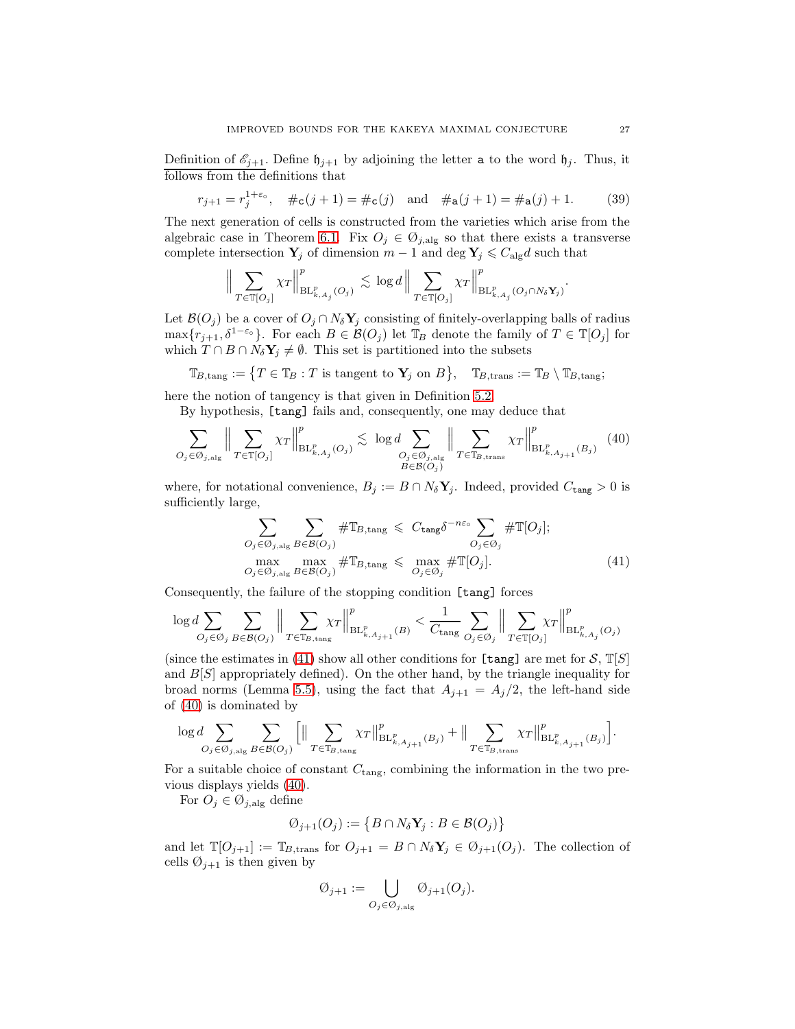<u>Definition of $\mathscr{E}_{j+1}$.</u> Define $\mathfrak{h}_{j+1}$ by adjoining the letter $\mathtt{a}$ to the word $\mathfrak{h}_j$. Thus, it follows from the definitions that

$$r_{j+1} = r_j^{1+\varepsilon_\circ}, \quad \#_{\mathtt{c}}(j+1) = \#_{\mathtt{c}}(j) \quad \text{and} \quad \#_{\mathtt{a}}(j+1) = \#_{\mathtt{a}}(j) + 1. \tag{39}$$

The next generation of cells is constructed from the varieties which arise from the algebraic case in Theorem 6.1. Fix $O_j \in \mathcal{O}_{j,\mathrm{alg}}$ so that there exists a transverse complete intersection $\mathbf{Y}_j$ of dimension $m-1$ and $\deg \mathbf{Y}_j \leqslant C_{\mathrm{alg}} d$ such that

$$\Big\| \sum_{T \in \mathbb{T}[O_j]} \chi_T \Big\|^p_{\mathrm{BL}^p_{k,A_j}(O_j)} \lesssim \log d \Big\| \sum_{T \in \mathbb{T}[O_j]} \chi_T \Big\|^p_{\mathrm{BL}^p_{k,A_j}(O_j \cap N_\delta \mathbf{Y}_j)}.$$

Let $\mathcal{B}(O_j)$ be a cover of $O_j \cap N_\delta \mathbf{Y}_j$ consisting of finitely-overlapping balls of radius $\max\{r_{j+1}, \delta^{1-\varepsilon_\circ}\}$. For each $B \in \mathcal{B}(O_j)$ let $\mathbb{T}_B$ denote the family of $T \in \mathbb{T}[O_j]$ for which $T \cap B \cap N_\delta \mathbf{Y}_j \neq \emptyset$. This set is partitioned into the subsets

$$\mathbb{T}_{B,\mathrm{tang}} := \big\{ T \in \mathbb{T}_B : T \text{ is tangent to } \mathbf{Y}_j \text{ on } B \big\}, \quad \mathbb{T}_{B,\mathrm{trans}} := \mathbb{T}_B \setminus \mathbb{T}_{B,\mathrm{tang}};$$

here the notion of tangency is that given in Definition 5.2.

By hypothesis, [tang] fails and, consequently, one may deduce that

$$\sum_{O_j \in \mathcal{O}_{j,\mathrm{alg}}} \Big\| \sum_{T \in \mathbb{T}[O_j]} \chi_T \Big\|^p_{\mathrm{BL}^p_{k,A_j}(O_j)} \lesssim \log d \sum_{\substack{O_j \in \mathcal{O}_{j,\mathrm{alg}} \\ B \in \mathcal{B}(O_j)}} \Big\| \sum_{T \in \mathbb{T}_{B,\mathrm{trans}}} \chi_T \Big\|^p_{\mathrm{BL}^p_{k,A_{j+1}}(B_j)} \tag{40}$$

where, for notational convenience, $B_j := B \cap N_\delta \mathbf{Y}_j$. Indeed, provided $C_{\mathtt{tang}} > 0$ is sufficiently large,

$$\begin{aligned} \sum_{O_j \in \mathcal{O}_{j,\mathrm{alg}}} \sum_{B \in \mathcal{B}(O_j)} \#\mathbb{T}_{B,\mathrm{tang}} &\leqslant C_{\mathtt{tang}} \delta^{-n\varepsilon_\circ} \sum_{O_j \in \mathcal{O}_j} \#\mathbb{T}[O_j]; \\ \max_{O_j \in \mathcal{O}_{j,\mathrm{alg}}} \max_{B \in \mathcal{B}(O_j)} \#\mathbb{T}_{B,\mathrm{tang}} &\leqslant \max_{O_j \in \mathcal{O}_j} \#\mathbb{T}[O_j]. \end{aligned} \tag{41}$$

Consequently, the failure of the stopping condition [tang] forces

$$\log d \sum_{O_j \in \mathcal{O}_j} \sum_{B \in \mathcal{B}(O_j)} \Big\| \sum_{T \in \mathbb{T}_{B,\mathrm{tang}}} \chi_T \Big\|^p_{\mathrm{BL}^p_{k,A_{j+1}}(B)} < \frac{1}{C_{\mathtt{tang}}} \sum_{O_j \in \mathcal{O}_j} \Big\| \sum_{T \in \mathbb{T}[O_j]} \chi_T \Big\|^p_{\mathrm{BL}^p_{k,A_j}(O_j)}$$

(since the estimates in (41) show all other conditions for [tang] are met for $\mathcal{S}$, $\mathbb{T}[S]$ and $B[S]$ appropriately defined). On the other hand, by the triangle inequality for broad norms (Lemma 5.5), using the fact that $A_{j+1} = A_j/2$, the left-hand side of (40) is dominated by

$$\log d \sum_{O_j \in \mathcal{O}_{j,\mathrm{alg}}} \sum_{B \in \mathcal{B}(O_j)} \Big[ \big\| \sum_{T \in \mathbb{T}_{B,\mathrm{tang}}} \chi_T \big\|^p_{\mathrm{BL}^p_{k,A_{j+1}}(B_j)} + \big\| \sum_{T \in \mathbb{T}_{B,\mathrm{trans}}} \chi_T \big\|^p_{\mathrm{BL}^p_{k,A_{j+1}}(B_j)} \Big].$$

For a suitable choice of constant $C_{\mathrm{tang}}$, combining the information in the two previous displays yields (40).

For $O_j \in \mathcal{O}_{j,\mathrm{alg}}$ define

$$\mathcal{O}_{j+1}(O_j) := \big\{ B \cap N_\delta \mathbf{Y}_j : B \in \mathcal{B}(O_j) \big\}$$

and let $\mathbb{T}[O_{j+1}] := \mathbb{T}_{B,\mathrm{trans}}$ for $O_{j+1} = B \cap N_\delta \mathbf{Y}_j \in \mathcal{O}_{j+1}(O_j)$. The collection of cells $\mathcal{O}_{j+1}$ is then given by

$$\mathcal{O}_{j+1} := \bigcup_{O_j \in \mathcal{O}_{j,\mathrm{alg}}} \mathcal{O}_{j+1}(O_j).$$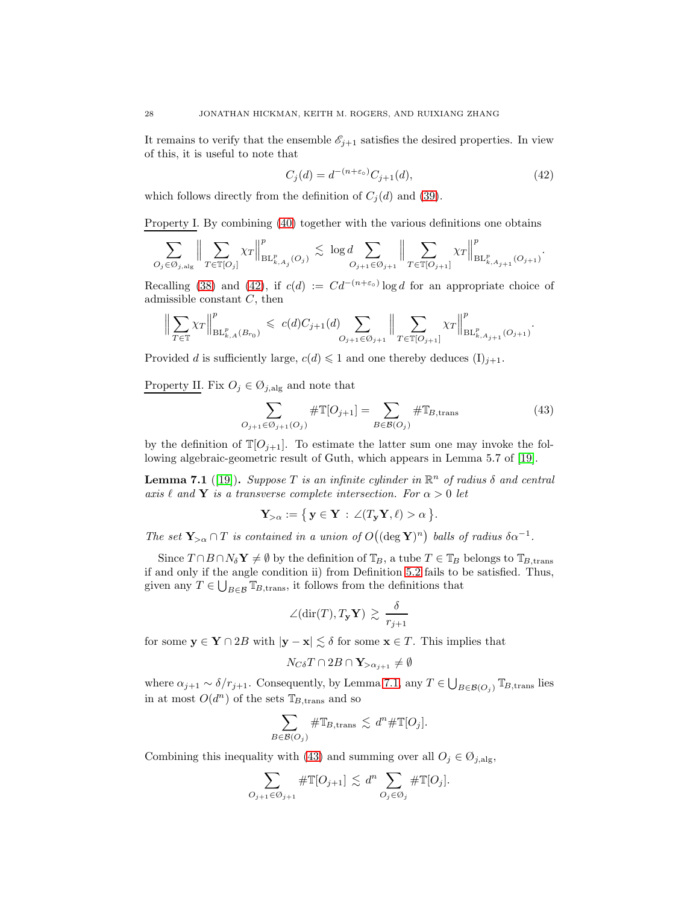It remains to verify that the ensemble $\mathscr{E}_{j+1}$ satisfies the desired properties. In view of this, it is useful to note that

$$C_j(d) = d^{-(n+\varepsilon_\circ)} C_{j+1}(d), \tag{42}$$

which follows directly from the definition of $C_j(d)$ and (39).

<u>Property I</u>. By combining (40) together with the various definitions one obtains

$$\sum_{O_j \in \mathcal{O}_{j,\mathrm{alg}}} \Big\| \sum_{T \in \mathbb{T}[O_j]} \chi_T \Big\|^p_{\mathrm{BL}^p_{k,A_j}(O_j)} \lesssim \log d \sum_{O_{j+1} \in \mathcal{O}_{j+1}} \Big\| \sum_{T \in \mathbb{T}[O_{j+1}]} \chi_T \Big\|^p_{\mathrm{BL}^p_{k,A_{j+1}}(O_{j+1})}.$$

Recalling (38) and (42), if $c(d) := C d^{-(n+\varepsilon_\circ)} \log d$ for an appropriate choice of admissible constant $C$, then

$$\Big\| \sum_{T \in \mathbb{T}} \chi_T \Big\|^p_{\mathrm{BL}^p_{k,A}(B_{r_0})} \leqslant c(d) C_{j+1}(d) \sum_{O_{j+1} \in \mathcal{O}_{j+1}} \Big\| \sum_{T \in \mathbb{T}[O_{j+1}]} \chi_T \Big\|^p_{\mathrm{BL}^p_{k,A_{j+1}}(O_{j+1})}.$$

Provided $d$ is sufficiently large, $c(d) \leqslant 1$ and one thereby deduces $(\mathrm{I})_{j+1}$.

<u>Property II</u>. Fix $O_j \in \mathcal{O}_{j,\mathrm{alg}}$ and note that

$$\sum_{O_{j+1} \in \mathcal{O}_{j+1}(O_j)} \#\mathbb{T}[O_{j+1}] = \sum_{B \in \mathcal{B}(O_j)} \#\mathbb{T}_{B,\mathrm{trans}} \tag{43}$$

by the definition of $\mathbb{T}[O_{j+1}]$. To estimate the latter sum one may invoke the following algebraic-geometric result of Guth, which appears in Lemma 5.7 of [19].

**Lemma 7.1** ([19]). *Suppose $T$ is an infinite cylinder in $\mathbb{R}^n$ of radius $\delta$ and central axis $\ell$ and $\mathbf{Y}$ is a transverse complete intersection. For $\alpha > 0$ let*

$$\mathbf{Y}_{>\alpha} := \{\, \mathbf{y} \in \mathbf{Y} : \angle(T_{\mathbf{y}}\mathbf{Y}, \ell) > \alpha \,\}.$$

*The set $\mathbf{Y}_{>\alpha} \cap T$ is contained in a union of $O\big((\deg \mathbf{Y})^n\big)$ balls of radius $\delta\alpha^{-1}$.*

Since $T \cap B \cap N_\delta \mathbf{Y} \neq \emptyset$ by the definition of $\mathbb{T}_B$, a tube $T \in \mathbb{T}_B$ belongs to $\mathbb{T}_{B,\mathrm{trans}}$ if and only if the angle condition ii) from Definition 5.2 fails to be satisfied. Thus, given any $T \in \bigcup_{B \in \mathcal{B}} \mathbb{T}_{B,\mathrm{trans}}$, it follows from the definitions that

$$\angle(\mathrm{dir}(T), T_{\mathbf{y}}\mathbf{Y}) \gtrsim \frac{\delta}{r_{j+1}}$$

for some $\mathbf{y} \in \mathbf{Y} \cap 2B$ with $|\mathbf{y} - \mathbf{x}| \lesssim \delta$ for some $\mathbf{x} \in T$. This implies that

$$N_{C\delta}T \cap 2B \cap \mathbf{Y}_{>\alpha_{j+1}} \neq \emptyset$$

where $\alpha_{j+1} \sim \delta / r_{j+1}$. Consequently, by Lemma 7.1, any $T \in \bigcup_{B \in \mathcal{B}(O_j)} \mathbb{T}_{B,\mathrm{trans}}$ lies in at most $O(d^n)$ of the sets $\mathbb{T}_{B,\mathrm{trans}}$ and so

$$\sum_{B \in \mathcal{B}(O_j)} \#\mathbb{T}_{B,\mathrm{trans}} \lesssim d^n \#\mathbb{T}[O_j].$$

Combining this inequality with (43) and summing over all $O_j \in \mathcal{O}_{j,\mathrm{alg}}$,

$$\sum_{O_{j+1} \in \mathcal{O}_{j+1}} \#\mathbb{T}[O_{j+1}] \lesssim d^n \sum_{O_j \in \mathcal{O}_j} \#\mathbb{T}[O_j].$$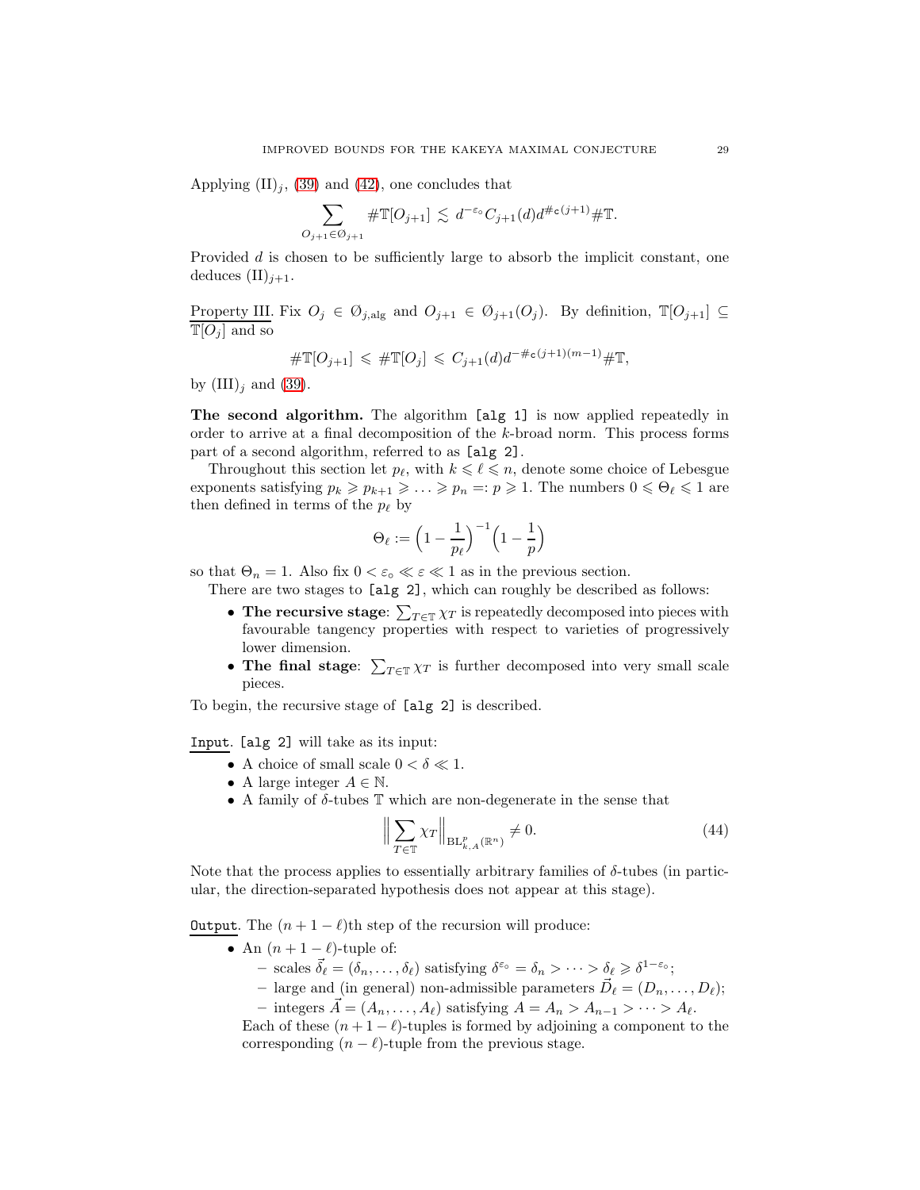Applying $(\mathrm{II})_j$, (39) and (42), one concludes that

$$\sum_{O_{j+1} \in \emptyset_{j+1}} \#\mathbb{T}[O_{j+1}] \lesssim d^{-\varepsilon_\circ} C_{j+1}(d) d^{\#\mathfrak{c}(j+1)} \#\mathbb{T}.$$

Provided $d$ is chosen to be sufficiently large to absorb the implicit constant, one deduces $(\mathrm{II})_{j+1}$.

<u>Property III</u>. Fix $O_j \in \emptyset_{j,\mathrm{alg}}$ and $O_{j+1} \in \emptyset_{j+1}(O_j)$. By definition, $\mathbb{T}[O_{j+1}] \subseteq \mathbb{T}[O_j]$ and so

$$\#\mathbb{T}[O_{j+1}] \leqslant \#\mathbb{T}[O_j] \leqslant C_{j+1}(d) d^{-\#\mathfrak{c}(j+1)(m-1)} \#\mathbb{T},$$

by $(\mathrm{III})_j$ and (39).

**The second algorithm.** The algorithm `[alg 1]` is now applied repeatedly in order to arrive at a final decomposition of the $k$-broad norm. This process forms part of a second algorithm, referred to as `[alg 2]`.

Throughout this section let $p_\ell$, with $k \leqslant \ell \leqslant n$, denote some choice of Lebesgue exponents satisfying $p_k \geqslant p_{k+1} \geqslant \ldots \geqslant p_n =: p \geqslant 1$. The numbers $0 \leqslant \Theta_\ell \leqslant 1$ are then defined in terms of the $p_\ell$ by

$$\Theta_\ell := \Big(1 - \frac{1}{p_\ell}\Big)^{-1}\Big(1 - \frac{1}{p}\Big)$$

so that $\Theta_n = 1$. Also fix $0 < \varepsilon_\circ \ll \varepsilon \ll 1$ as in the previous section.

There are two stages to `[alg 2]`, which can roughly be described as follows:

- **The recursive stage**: $\sum_{T \in \mathbb{T}} \chi_T$ is repeatedly decomposed into pieces with favourable tangency properties with respect to varieties of progressively lower dimension.
- **The final stage**: $\sum_{T \in \mathbb{T}} \chi_T$ is further decomposed into very small scale pieces.

To begin, the recursive stage of `[alg 2]` is described.

<u>`Input`</u>. `[alg 2]` will take as its input:

- A choice of small scale $0 < \delta \ll 1$.
- A large integer $A \in \mathbb{N}$.
- A family of $\delta$-tubes $\mathbb{T}$ which are non-degenerate in the sense that

$$\Big\| \sum_{T \in \mathbb{T}} \chi_T \Big\|_{\mathrm{BL}^p_{k,A}(\mathbb{R}^n)} \neq 0. \tag{44}$$

Note that the process applies to essentially arbitrary families of $\delta$-tubes (in particular, the direction-separated hypothesis does not appear at this stage).

<u>`Output`</u>. The $(n+1-\ell)$th step of the recursion will produce:

- An $(n+1-\ell)$-tuple of:
  - scales $\vec{\delta}_\ell = (\delta_n, \ldots, \delta_\ell)$ satisfying $\delta^{\varepsilon_\circ} = \delta_n > \cdots > \delta_\ell \geqslant \delta^{1-\varepsilon_\circ}$;
  - large and (in general) non-admissible parameters $\vec{D}_\ell = (D_n, \ldots, D_\ell)$;
  - integers $\vec{A} = (A_n, \ldots, A_\ell)$ satisfying $A = A_n > A_{n-1} > \cdots > A_\ell$.

  Each of these $(n+1-\ell)$-tuples is formed by adjoining a component to the corresponding $(n-\ell)$-tuple from the previous stage.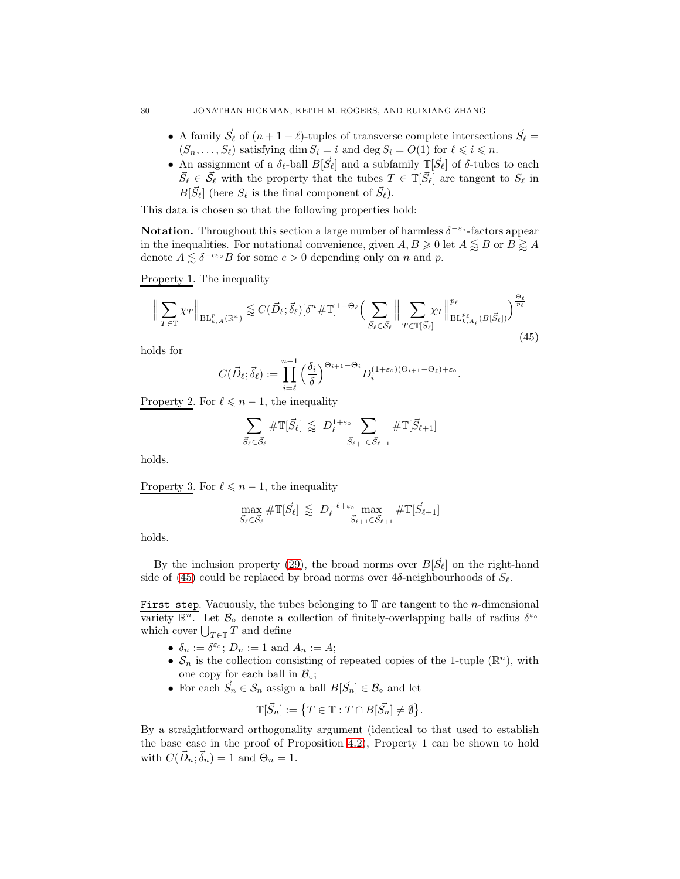- A family $\vec{\mathcal{S}}_\ell$ of $(n+1-\ell)$-tuples of transverse complete intersections $\vec{S}_\ell = (S_n, \dots, S_\ell)$ satisfying $\dim S_i = i$ and $\deg S_i = O(1)$ for $\ell \leqslant i \leqslant n$.
- An assignment of a $\delta_\ell$-ball $B[\vec{S}_\ell]$ and a subfamily $\mathbb{T}[\vec{S}_\ell]$ of $\delta$-tubes to each $\vec{S}_\ell \in \vec{\mathcal{S}}_\ell$ with the property that the tubes $T \in \mathbb{T}[\vec{S}_\ell]$ are tangent to $S_\ell$ in $B[\vec{S}_\ell]$ (here $S_\ell$ is the final component of $\vec{S}_\ell$).

This data is chosen so that the following properties hold:

**Notation.** Throughout this section a large number of harmless $\delta^{-\varepsilon_\circ}$-factors appear in the inequalities. For notational convenience, given $A, B \geqslant 0$ let $A \lessapprox B$ or $B \gtrapprox A$ denote $A \lesssim \delta^{-c\varepsilon_\circ} B$ for some $c > 0$ depending only on $n$ and $p$.

<u>Property 1</u>. The inequality

$$\Big\| \sum_{T \in \mathbb{T}} \chi_T \Big\|_{\mathrm{BL}^p_{k,A}(\mathbb{R}^n)} \lessapprox C(\vec{D}_\ell; \vec{\delta}_\ell) [\delta^n \#\mathbb{T}]^{1-\Theta_\ell} \Big( \sum_{\vec{S}_\ell \in \vec{\mathcal{S}}_\ell} \Big\| \sum_{T \in \mathbb{T}[\vec{S}_\ell]} \chi_T \Big\|^{p_\ell}_{\mathrm{BL}^{p_\ell}_{k,A_\ell}(B[\vec{S}_\ell])} \Big)^{\frac{\Theta_\ell}{p_\ell}} \tag{45}$$

holds for

$$C(\vec{D}_\ell; \vec{\delta}_\ell) := \prod_{i=\ell}^{n-1} \Big(\frac{\delta_i}{\delta}\Big)^{\Theta_{i+1} - \Theta_i} D_i^{(1+\varepsilon_\circ)(\Theta_{i+1}-\Theta_\ell)+\varepsilon_\circ}.$$

<u>Property 2</u>. For $\ell \leqslant n-1$, the inequality

$$\sum_{\vec{S}_\ell \in \vec{\mathcal{S}}_\ell} \#\mathbb{T}[\vec{S}_\ell] \lessapprox D_\ell^{1+\varepsilon_\circ} \sum_{\vec{S}_{\ell+1} \in \vec{\mathcal{S}}_{\ell+1}} \#\mathbb{T}[\vec{S}_{\ell+1}]$$

holds.

<u>Property 3</u>. For $\ell \leqslant n-1$, the inequality

$$\max_{\vec{S}_\ell \in \vec{\mathcal{S}}_\ell} \#\mathbb{T}[\vec{S}_\ell] \lessapprox D_\ell^{-\ell+\varepsilon_\circ} \max_{\vec{S}_{\ell+1} \in \vec{\mathcal{S}}_{\ell+1}} \#\mathbb{T}[\vec{S}_{\ell+1}]$$

holds.

By the inclusion property (29), the broad norms over $B[\vec{S}_\ell]$ on the right-hand side of (45) could be replaced by broad norms over $4\delta$-neighbourhoods of $S_\ell$.

<u>`First step`</u>. Vacuously, the tubes belonging to $\mathbb{T}$ are tangent to the $n$-dimensional variety $\mathbb{R}^n$. Let $\mathcal{B}_\circ$ denote a collection of finitely-overlapping balls of radius $\delta^{\varepsilon_\circ}$ which cover $\bigcup_{T \in \mathbb{T}} T$ and define

- $\delta_n := \delta^{\varepsilon_\circ}$; $D_n := 1$ and $A_n := A$;
- $\mathcal{S}_n$ is the collection consisting of repeated copies of the 1-tuple $(\mathbb{R}^n)$, with one copy for each ball in $\mathcal{B}_\circ$;
- For each $\vec{S}_n \in \vec{\mathcal{S}}_n$ assign a ball $B[\vec{S}_n] \in \mathcal{B}_\circ$ and let

$$\mathbb{T}[\vec{S}_n] := \big\{ T \in \mathbb{T} : T \cap B[\vec{S}_n] \neq \emptyset \big\}.$$

By a straightforward orthogonality argument (identical to that used to establish the base case in the proof of Proposition 4.2), Property 1 can be shown to hold with $C(\vec{D}_n; \vec{\delta}_n) = 1$ and $\Theta_n = 1$.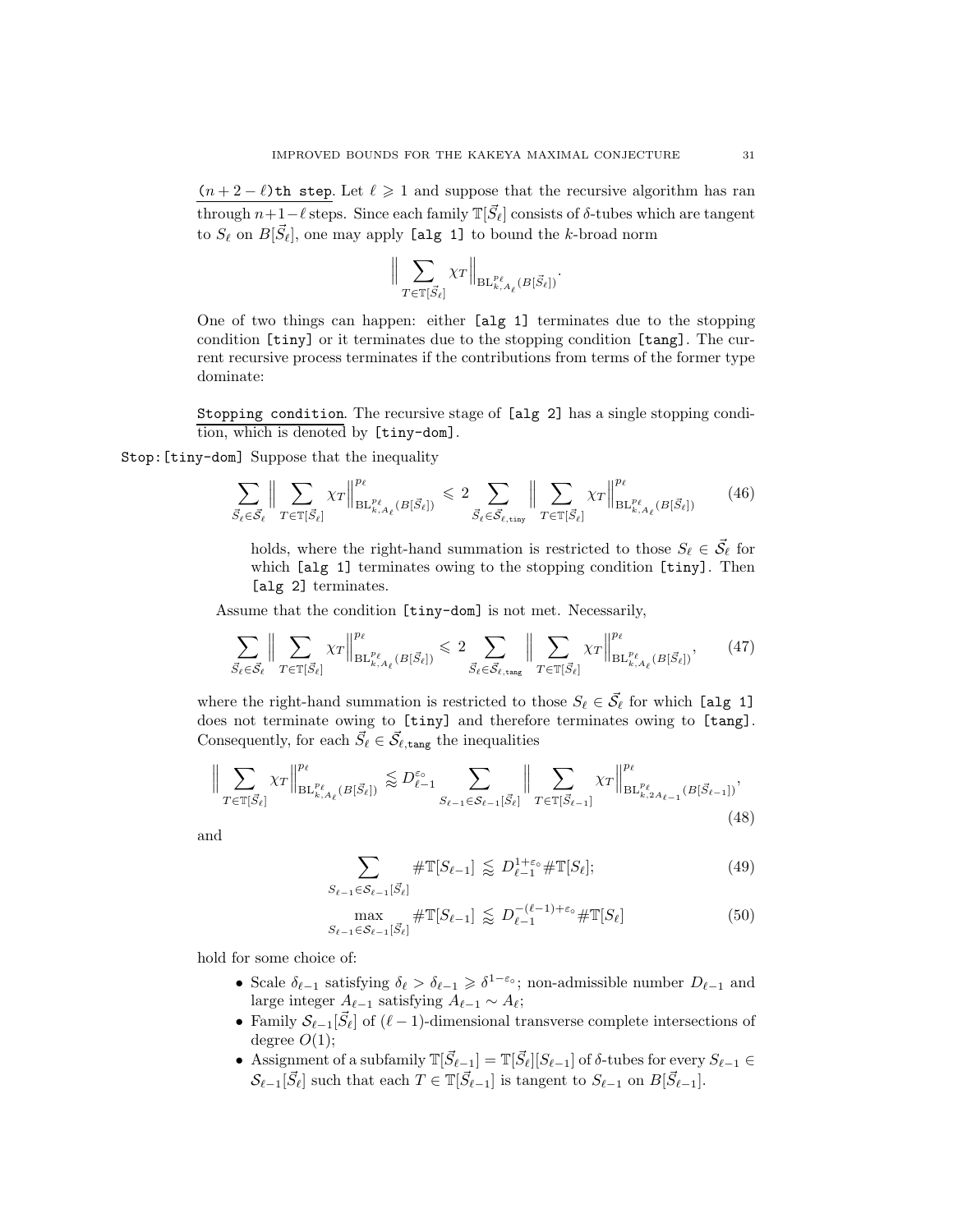$\underline{(n+2-\ell)\texttt{th step}}$. Let $\ell \geqslant 1$ and suppose that the recursive algorithm has ran through $n+1-\ell$ steps. Since each family $\mathbb{T}[\vec{S}_\ell]$ consists of $\delta$-tubes which are tangent to $S_\ell$ on $B[\vec{S}_\ell]$, one may apply `[alg 1]` to bound the $k$-broad norm

$$\Big\| \sum_{T \in \mathbb{T}[\vec{S}_\ell]} \chi_T \Big\|_{\mathrm{BL}^{p_\ell}_{k,A_\ell}(B[\vec{S}_\ell])}.$$

One of two things can happen: either `[alg 1]` terminates due to the stopping condition `[tiny]` or it terminates due to the stopping condition `[tang]`. The current recursive process terminates if the contributions from terms of the former type dominate:

<u>Stopping condition</u>. The recursive stage of `[alg 2]` has a single stopping condition, which is denoted by `[tiny-dom]`.

`Stop:[tiny-dom]` Suppose that the inequality

$$\sum_{\vec{S}_\ell \in \vec{\mathcal{S}}_\ell} \Big\| \sum_{T \in \mathbb{T}[\vec{S}_\ell]} \chi_T \Big\|^{p_\ell}_{\mathrm{BL}^{p_\ell}_{k,A_\ell}(B[\vec{S}_\ell])} \leqslant 2 \sum_{\vec{S}_\ell \in \vec{\mathcal{S}}_{\ell,\texttt{tiny}}} \Big\| \sum_{T \in \mathbb{T}[\vec{S}_\ell]} \chi_T \Big\|^{p_\ell}_{\mathrm{BL}^{p_\ell}_{k,A_\ell}(B[\vec{S}_\ell])} \tag{46}$$

holds, where the right-hand summation is restricted to those $S_\ell \in \vec{\mathcal{S}}_\ell$ for which `[alg 1]` terminates owing to the stopping condition `[tiny]`. Then `[alg 2]` terminates.

Assume that the condition `[tiny-dom]` is not met. Necessarily,

$$\sum_{\vec{S}_\ell \in \vec{\mathcal{S}}_\ell} \Big\| \sum_{T \in \mathbb{T}[\vec{S}_\ell]} \chi_T \Big\|^{p_\ell}_{\mathrm{BL}^{p_\ell}_{k,A_\ell}(B[\vec{S}_\ell])} \leqslant 2 \sum_{\vec{S}_\ell \in \vec{\mathcal{S}}_{\ell,\texttt{tang}}} \Big\| \sum_{T \in \mathbb{T}[\vec{S}_\ell]} \chi_T \Big\|^{p_\ell}_{\mathrm{BL}^{p_\ell}_{k,A_\ell}(B[\vec{S}_\ell])}, \tag{47}$$

where the right-hand summation is restricted to those $S_\ell \in \vec{\mathcal{S}}_\ell$ for which `[alg 1]` does not terminate owing to `[tiny]` and therefore terminates owing to `[tang]`. Consequently, for each $\vec{S}_\ell \in \vec{\mathcal{S}}_{\ell,\texttt{tang}}$ the inequalities

$$\Big\| \sum_{T \in \mathbb{T}[\vec{S}_\ell]} \chi_T \Big\|^{p_\ell}_{\mathrm{BL}^{p_\ell}_{k,A_\ell}(B[\vec{S}_\ell])} \lessapprox D_{\ell-1}^{\varepsilon_\circ} \sum_{S_{\ell-1} \in \mathcal{S}_{\ell-1}[\vec{S}_\ell]} \Big\| \sum_{T \in \mathbb{T}[\vec{S}_{\ell-1}]} \chi_T \Big\|^{p_\ell}_{\mathrm{BL}^{p_\ell}_{k,2A_{\ell-1}}(B[\vec{S}_{\ell-1}])}, \tag{48}$$

and

$$\sum_{S_{\ell-1} \in \mathcal{S}_{\ell-1}[\vec{S}_\ell]} \#\mathbb{T}[S_{\ell-1}] \lessapprox D_{\ell-1}^{1+\varepsilon_\circ} \#\mathbb{T}[S_\ell]; \tag{49}$$

$$\max_{S_{\ell-1} \in \mathcal{S}_{\ell-1}[\vec{S}_\ell]} \#\mathbb{T}[S_{\ell-1}] \lessapprox D_{\ell-1}^{-(\ell-1)+\varepsilon_\circ} \#\mathbb{T}[S_\ell] \tag{50}$$

hold for some choice of:

- Scale $\delta_{\ell-1}$ satisfying $\delta_\ell > \delta_{\ell-1} \geqslant \delta^{1-\varepsilon_\circ}$; non-admissible number $D_{\ell-1}$ and large integer $A_{\ell-1}$ satisfying $A_{\ell-1} \sim A_\ell$;
- Family $\mathcal{S}_{\ell-1}[\vec{S}_\ell]$ of $(\ell-1)$-dimensional transverse complete intersections of degree $O(1)$;
- Assignment of a subfamily $\mathbb{T}[\vec{S}_{\ell-1}] = \mathbb{T}[\vec{S}_\ell][S_{\ell-1}]$ of $\delta$-tubes for every $S_{\ell-1} \in \mathcal{S}_{\ell-1}[\vec{S}_\ell]$ such that each $T \in \mathbb{T}[\vec{S}_{\ell-1}]$ is tangent to $S_{\ell-1}$ on $B[\vec{S}_{\ell-1}]$.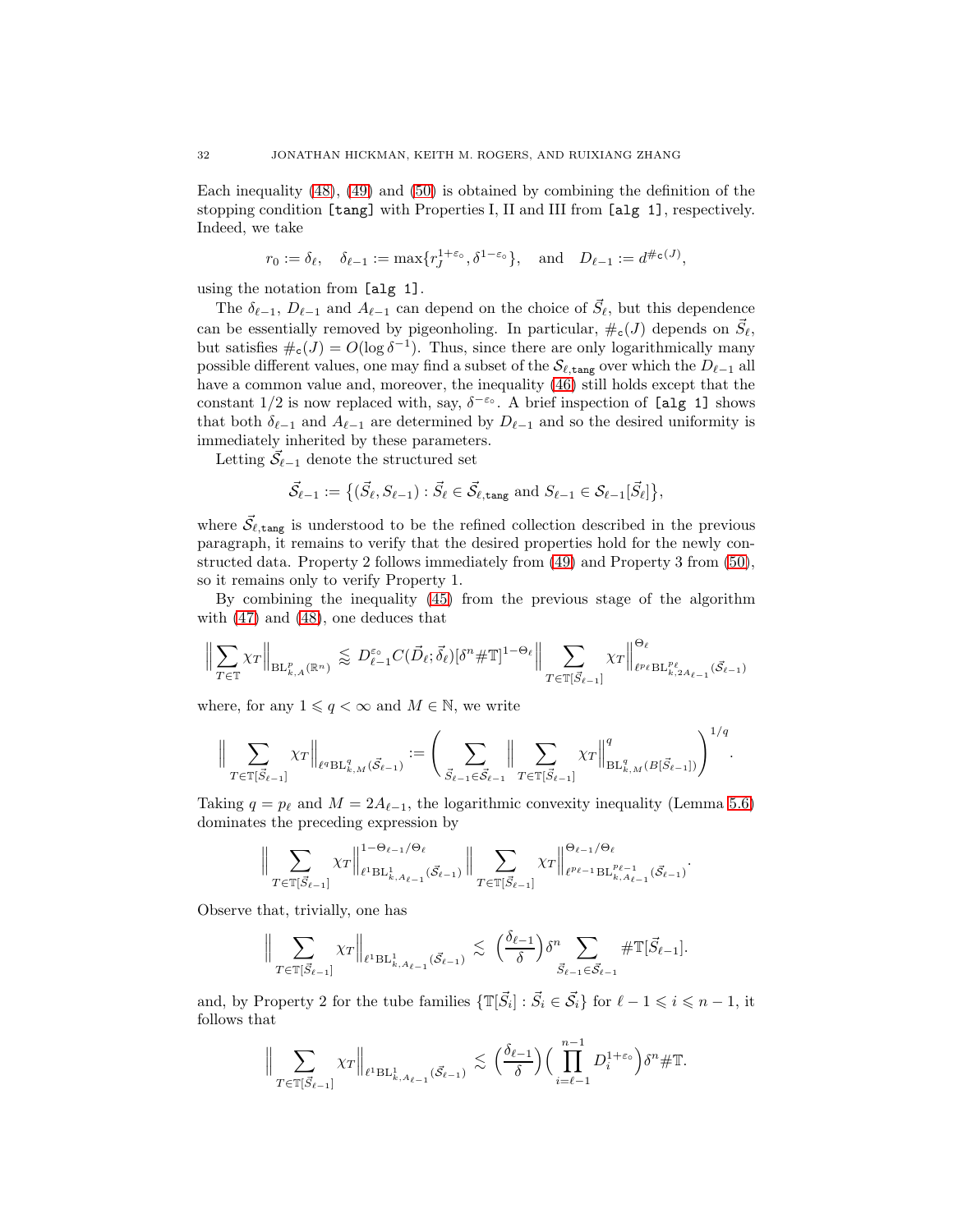Each inequality (48), (49) and (50) is obtained by combining the definition of the stopping condition `[tang]` with Properties I, II and III from `[alg 1]`, respectively. Indeed, we take

$$r_0 := \delta_\ell, \quad \delta_{\ell-1} := \max\{r_J^{1+\varepsilon_\circ}, \delta^{1-\varepsilon_\circ}\}, \quad \text{and} \quad D_{\ell-1} := d^{\#_{\mathtt{c}}(J)},$$

using the notation from `[alg 1]`.

The $\delta_{\ell-1}$, $D_{\ell-1}$ and $A_{\ell-1}$ can depend on the choice of $\vec{S}_\ell$, but this dependence can be essentially removed by pigeonholing. In particular, $\#_{\mathtt{c}}(J)$ depends on $\vec{S}_\ell$, but satisfies $\#_{\mathtt{c}}(J) = O(\log \delta^{-1})$. Thus, since there are only logarithmically many possible different values, one may find a subset of the $\mathcal{S}_{\ell,\mathtt{tang}}$ over which the $D_{\ell-1}$ all have a common value and, moreover, the inequality (46) still holds except that the constant $1/2$ is now replaced with, say, $\delta^{-\varepsilon_\circ}$. A brief inspection of `[alg 1]` shows that both $\delta_{\ell-1}$ and $A_{\ell-1}$ are determined by $D_{\ell-1}$ and so the desired uniformity is immediately inherited by these parameters.

Letting $\vec{\mathcal{S}}_{\ell-1}$ denote the structured set

$$\vec{\mathcal{S}}_{\ell-1} := \{(\vec{S}_\ell, S_{\ell-1}) : \vec{S}_\ell \in \vec{\mathcal{S}}_{\ell,\mathtt{tang}} \text{ and } S_{\ell-1} \in \mathcal{S}_{\ell-1}[\vec{S}_\ell]\},$$

where $\vec{\mathcal{S}}_{\ell,\mathtt{tang}}$ is understood to be the refined collection described in the previous paragraph, it remains to verify that the desired properties hold for the newly constructed data. Property 2 follows immediately from (49) and Property 3 from (50), so it remains only to verify Property 1.

By combining the inequality (45) from the previous stage of the algorithm with (47) and (48), one deduces that

$$\Big\| \sum_{T \in \mathbb{T}} \chi_T \Big\|_{\mathrm{BL}^p_{k,A}(\mathbb{R}^n)} \lessapprox D_{\ell-1}^{\varepsilon_\circ} C(\vec{D}_\ell; \vec{\delta}_\ell)[\delta^n \#\mathbb{T}]^{1-\Theta_\ell} \Big\| \sum_{T \in \mathbb{T}[\vec{S}_{\ell-1}]} \chi_T \Big\|^{\Theta_\ell}_{\ell^{p_\ell}\mathrm{BL}^{p_\ell}_{k,2A_{\ell-1}}(\vec{\mathcal{S}}_{\ell-1})}$$

where, for any $1 \leqslant q < \infty$ and $M \in \mathbb{N}$, we write

$$\Big\| \sum_{T \in \mathbb{T}[\vec{S}_{\ell-1}]} \chi_T \Big\|_{\ell^q \mathrm{BL}^q_{k,M}(\vec{\mathcal{S}}_{\ell-1})} := \bigg( \sum_{\vec{S}_{\ell-1} \in \vec{\mathcal{S}}_{\ell-1}} \Big\| \sum_{T \in \mathbb{T}[\vec{S}_{\ell-1}]} \chi_T \Big\|^q_{\mathrm{BL}^q_{k,M}(B[\vec{S}_{\ell-1}])} \bigg)^{1/q}.$$

Taking $q = p_\ell$ and $M = 2A_{\ell-1}$, the logarithmic convexity inequality (Lemma 5.6) dominates the preceding expression by

$$\Big\| \sum_{T \in \mathbb{T}[\vec{S}_{\ell-1}]} \chi_T \Big\|^{1-\Theta_{\ell-1}/\Theta_\ell}_{\ell^1 \mathrm{BL}^1_{k,A_{\ell-1}}(\vec{\mathcal{S}}_{\ell-1})} \Big\| \sum_{T \in \mathbb{T}[\vec{S}_{\ell-1}]} \chi_T \Big\|^{\Theta_{\ell-1}/\Theta_\ell}_{\ell^{p_{\ell-1}} \mathrm{BL}^{p_{\ell-1}}_{k,A_{\ell-1}}(\vec{\mathcal{S}}_{\ell-1})}.$$

Observe that, trivially, one has

$$\Big\| \sum_{T \in \mathbb{T}[\vec{S}_{\ell-1}]} \chi_T \Big\|_{\ell^1 \mathrm{BL}^1_{k,A_{\ell-1}}(\vec{\mathcal{S}}_{\ell-1})} \lesssim \Big(\frac{\delta_{\ell-1}}{\delta}\Big) \delta^n \sum_{\vec{S}_{\ell-1} \in \vec{\mathcal{S}}_{\ell-1}} \#\mathbb{T}[\vec{S}_{\ell-1}].$$

and, by Property 2 for the tube families $\{\mathbb{T}[\vec{S}_i] : \vec{S}_i \in \vec{\mathcal{S}}_i\}$ for $\ell - 1 \leqslant i \leqslant n-1$, it follows that

$$\Big\| \sum_{T \in \mathbb{T}[\vec{S}_{\ell-1}]} \chi_T \Big\|_{\ell^1 \mathrm{BL}^1_{k,A_{\ell-1}}(\vec{\mathcal{S}}_{\ell-1})} \lesssim \Big(\frac{\delta_{\ell-1}}{\delta}\Big) \Big( \prod_{i=\ell-1}^{n-1} D_i^{1+\varepsilon_\circ} \Big) \delta^n \#\mathbb{T}.$$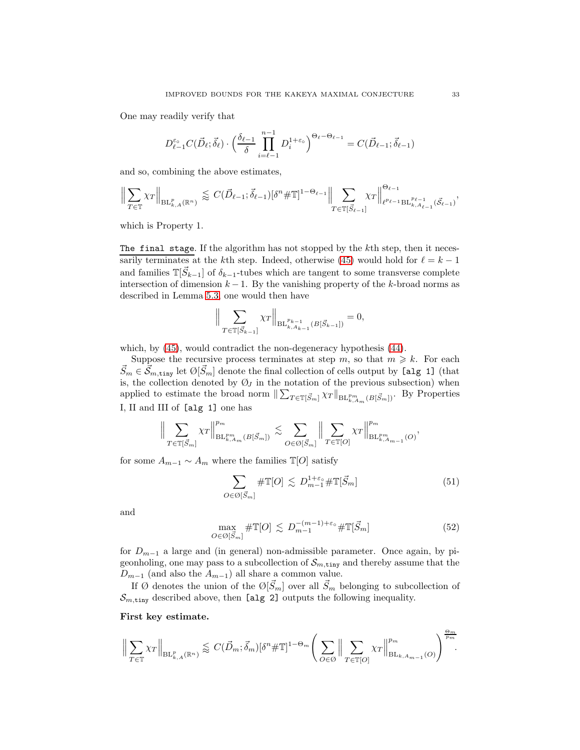One may readily verify that

$$D_{\ell-1}^{\varepsilon_\circ} C(\vec{D}_\ell; \vec{\delta}_\ell) \cdot \Big( \frac{\delta_{\ell-1}}{\delta} \prod_{i=\ell-1}^{n-1} D_i^{1+\varepsilon_\circ} \Big)^{\Theta_\ell - \Theta_{\ell-1}} = C(\vec{D}_{\ell-1}; \vec{\delta}_{\ell-1})$$

and so, combining the above estimates,

$$\Big\| \sum_{T \in \mathbb{T}} \chi_T \Big\|_{\mathrm{BL}^p_{k,A}(\mathbb{R}^n)} \lessapprox C(\vec{D}_{\ell-1}; \vec{\delta}_{\ell-1}) [\delta^n \# \mathbb{T}]^{1-\Theta_{\ell-1}} \Big\| \sum_{T \in \mathbb{T}[\vec{S}_{\ell-1}]} \chi_T \Big\|^{\Theta_{\ell-1}}_{\ell^{p_{\ell-1}} \mathrm{BL}^{p_{\ell-1}}_{k,A_{\ell-1}}(\vec{\mathcal{S}}_{\ell-1})},$$

which is Property 1.

<u>`The final stage`</u>. If the algorithm has not stopped by the $k$th step, then it necessarily terminates at the $k$th step. Indeed, otherwise (45) would hold for $\ell = k-1$ and families $\mathbb{T}[\vec{S}_{k-1}]$ of $\delta_{k-1}$-tubes which are tangent to some transverse complete intersection of dimension $k-1$. By the vanishing property of the $k$-broad norms as described in Lemma 5.3, one would then have

$$\Big\| \sum_{T \in \mathbb{T}[\vec{S}_{k-1}]} \chi_T \Big\|_{\mathrm{BL}^{p_{k-1}}_{k,A_{k-1}}(B[\vec{S}_{k-1}])} = 0,$$

which, by (45), would contradict the non-degeneracy hypothesis (44).

Suppose the recursive process terminates at step $m$, so that $m \geqslant k$. For each $\vec{S}_m \in \vec{\mathcal{S}}_{m,\texttt{tiny}}$ let $\emptyset[\vec{S}_m]$ denote the final collection of cells output by `[alg 1]` (that is, the collection denoted by $\emptyset_J$ in the notation of the previous subsection) when applied to estimate the broad norm $\| \sum_{T \in \mathbb{T}[\vec{S}_m]} \chi_T \|_{\mathrm{BL}^{p_m}_{k,A_m}(B[\vec{S}_m])}$. By Properties I, II and III of `[alg 1]` one has

$$\Big\| \sum_{T \in \mathbb{T}[\vec{S}_m]} \chi_T \Big\|^{p_m}_{\mathrm{BL}^{p_m}_{k,A_m}(B[\vec{S}_m])} \lesssim \sum_{O \in \emptyset[\vec{S}_m]} \Big\| \sum_{T \in \mathbb{T}[O]} \chi_T \Big\|^{p_m}_{\mathrm{BL}^{p_m}_{k,A_{m-1}}(O)},$$

for some $A_{m-1} \sim A_m$ where the families $\mathbb{T}[O]$ satisfy

$$\sum_{O \in \emptyset[\vec{S}_m]} \# \mathbb{T}[O] \lesssim D_{m-1}^{1+\varepsilon_\circ} \# \mathbb{T}[\vec{S}_m] \tag{51}$$

and

$$\max_{O \in \emptyset[\vec{S}_m]} \# \mathbb{T}[O] \lesssim D_{m-1}^{-(m-1)+\varepsilon_\circ} \# \mathbb{T}[\vec{S}_m] \tag{52}$$

for $D_{m-1}$ a large and (in general) non-admissible parameter. Once again, by pigeonholing, one may pass to a subcollection of $\mathcal{S}_{m,\texttt{tiny}}$ and thereby assume that the $D_{m-1}$ (and also the $A_{m-1}$) all share a common value.

If $\emptyset$ denotes the union of the $\emptyset[\vec{S}_m]$ over all $\vec{S}_m$ belonging to subcollection of $\mathcal{S}_{m,\texttt{tiny}}$ described above, then `[alg 2]` outputs the following inequality.

**First key estimate.**

$$\Big\| \sum_{T \in \mathbb{T}} \chi_T \Big\|_{\mathrm{BL}^p_{k,A}(\mathbb{R}^n)} \lessapprox C(\vec{D}_m; \vec{\delta}_m) [\delta^n \# \mathbb{T}]^{1-\Theta_m} \Big( \sum_{O \in \emptyset} \Big\| \sum_{T \in \mathbb{T}[O]} \chi_T \Big\|^{p_m}_{\mathrm{BL}_{k,A_{m-1}}(O)} \Big)^{\frac{\Theta_m}{p_m}}.$$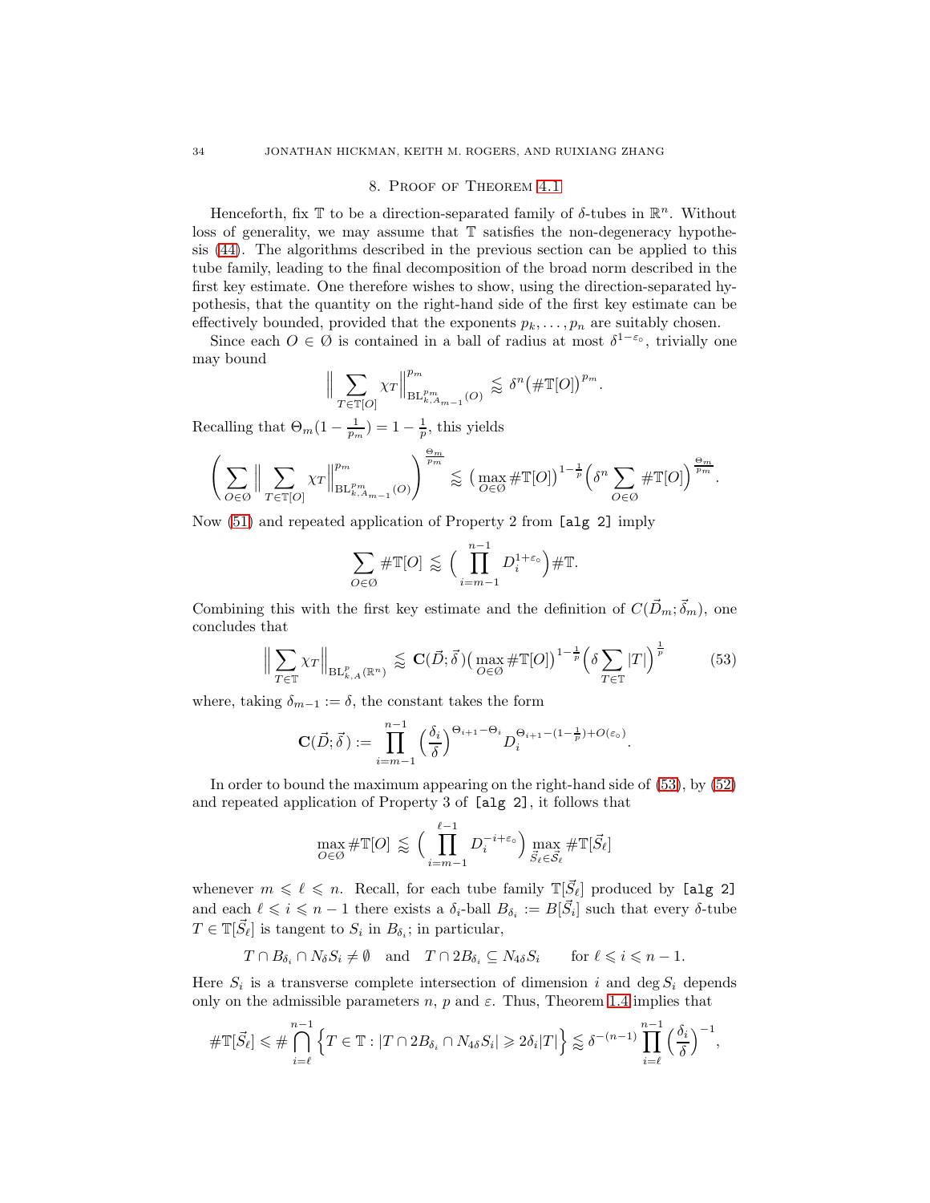## 8. Proof of Theorem 4.1

Henceforth, fix $\mathbb{T}$ to be a direction-separated family of $\delta$-tubes in $\mathbb{R}^n$. Without loss of generality, we may assume that $\mathbb{T}$ satisfies the non-degeneracy hypothesis (44). The algorithms described in the previous section can be applied to this tube family, leading to the final decomposition of the broad norm described in the first key estimate. One therefore wishes to show, using the direction-separated hypothesis, that the quantity on the right-hand side of the first key estimate can be effectively bounded, provided that the exponents $p_k, \dots, p_n$ are suitably chosen.

Since each $O \in \emptyset$ is contained in a ball of radius at most $\delta^{1-\varepsilon_\circ}$, trivially one may bound

$$\Big\| \sum_{T \in \mathbb{T}[O]} \chi_T \Big\|^{p_m}_{\mathrm{BL}^{p_m}_{k,A_{m-1}}(O)} \lessapprox \delta^n \big(\#\mathbb{T}[O]\big)^{p_m}.$$

Recalling that $\Theta_m(1 - \frac{1}{p_m}) = 1 - \frac{1}{p}$, this yields

$$\bigg( \sum_{O \in \emptyset} \Big\| \sum_{T \in \mathbb{T}[O]} \chi_T \Big\|^{p_m}_{\mathrm{BL}^{p_m}_{k,A_{m-1}}(O)} \bigg)^{\frac{\Theta_m}{p_m}} \lessapprox \big( \max_{O \in \emptyset} \#\mathbb{T}[O] \big)^{1-\frac{1}{p}} \Big( \delta^n \sum_{O \in \emptyset} \#\mathbb{T}[O] \Big)^{\frac{\Theta_m}{p_m}}.$$

Now (51) and repeated application of Property 2 from `[alg 2]` imply

$$\sum_{O \in \emptyset} \#\mathbb{T}[O] \lessapprox \Big( \prod_{i=m-1}^{n-1} D_i^{1+\varepsilon_\circ} \Big) \#\mathbb{T}.$$

Combining this with the first key estimate and the definition of $C(\vec{D}_m; \vec{\delta}_m)$, one concludes that

$$\Big\| \sum_{T \in \mathbb{T}} \chi_T \Big\|_{\mathrm{BL}^p_{k,A}(\mathbb{R}^n)} \lessapprox \mathbf{C}(\vec{D}; \vec{\delta}) \big( \max_{O \in \emptyset} \#\mathbb{T}[O] \big)^{1-\frac{1}{p}} \Big( \delta \sum_{T \in \mathbb{T}} |T| \Big)^{\frac{1}{p}} \tag{53}$$

where, taking $\delta_{m-1} := \delta$, the constant takes the form

$$\mathbf{C}(\vec{D}; \vec{\delta}) := \prod_{i=m-1}^{n-1} \Big( \frac{\delta_i}{\delta} \Big)^{\Theta_{i+1} - \Theta_i} D_i^{\Theta_{i+1} - (1-\frac{1}{p}) + O(\varepsilon_\circ)}.$$

In order to bound the maximum appearing on the right-hand side of (53), by (52) and repeated application of Property 3 of `[alg 2]`, it follows that

$$\max_{O \in \emptyset} \#\mathbb{T}[O] \lessapprox \Big( \prod_{i=m-1}^{\ell-1} D_i^{-i+\varepsilon_\circ} \Big) \max_{\vec{S}_\ell \in \vec{\mathcal{S}}_\ell} \#\mathbb{T}[\vec{S}_\ell]$$

whenever $m \leqslant \ell \leqslant n$. Recall, for each tube family $\mathbb{T}[\vec{S}_\ell]$ produced by `[alg 2]` and each $\ell \leqslant i \leqslant n-1$ there exists a $\delta_i$-ball $B_{\delta_i} := B[\vec{S}_i]$ such that every $\delta$-tube $T \in \mathbb{T}[\vec{S}_\ell]$ is tangent to $S_i$ in $B_{\delta_i}$; in particular,

$$T \cap B_{\delta_i} \cap N_\delta S_i \neq \emptyset \quad \text{and} \quad T \cap 2B_{\delta_i} \subseteq N_{4\delta} S_i \qquad \text{for } \ell \leqslant i \leqslant n-1.$$

Here $S_i$ is a transverse complete intersection of dimension $i$ and $\deg S_i$ depends only on the admissible parameters $n$, $p$ and $\varepsilon$. Thus, Theorem 1.4 implies that

$$\#\mathbb{T}[\vec{S}_\ell] \leqslant \# \bigcap_{i=\ell}^{n-1} \Big\{ T \in \mathbb{T} : |T \cap 2B_{\delta_i} \cap N_{4\delta} S_i| \geqslant 2\delta_i |T| \Big\} \lessapprox \delta^{-(n-1)} \prod_{i=\ell}^{n-1} \Big( \frac{\delta_i}{\delta} \Big)^{-1},$$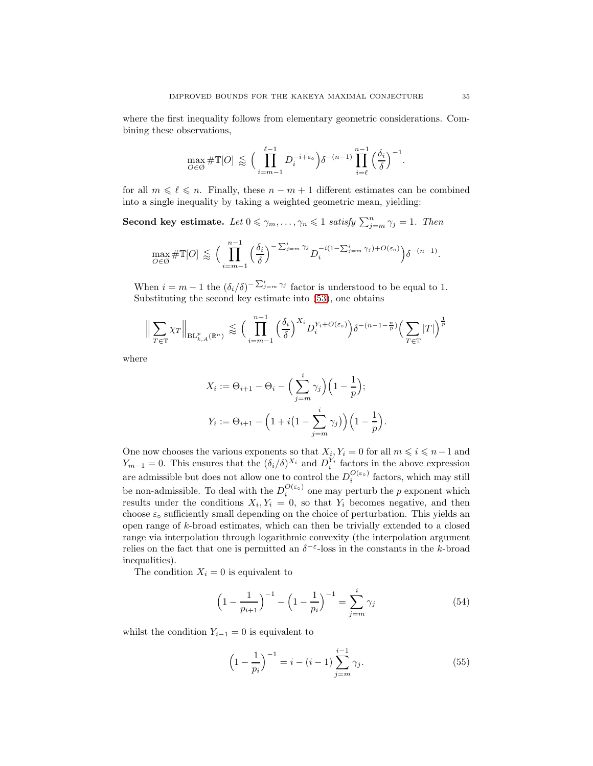where the first inequality follows from elementary geometric considerations. Combining these observations,

$$\max_{O \in \emptyset} \#\mathbb{T}[O] \lessapprox \Big( \prod_{i=m-1}^{\ell-1} D_i^{-i+\varepsilon_\circ} \Big) \delta^{-(n-1)} \prod_{i=\ell}^{n-1} \Big( \frac{\delta_i}{\delta} \Big)^{-1}.$$

for all $m \leqslant \ell \leqslant n$. Finally, these $n-m+1$ different estimates can be combined into a single inequality by taking a weighted geometric mean, yielding:

**Second key estimate.** *Let $0 \leqslant \gamma_m, \dots, \gamma_n \leqslant 1$ satisfy $\sum_{j=m}^n \gamma_j = 1$. Then*

$$\max_{O \in \emptyset} \#\mathbb{T}[O] \lessapprox \Big( \prod_{i=m-1}^{n-1} \Big( \frac{\delta_i}{\delta} \Big)^{-\sum_{j=m}^i \gamma_j} D_i^{-i(1-\sum_{j=m}^i \gamma_j)+O(\varepsilon_\circ)} \Big) \delta^{-(n-1)}.$$

When $i = m-1$ the $(\delta_i/\delta)^{-\sum_{j=m}^i \gamma_j}$ factor is understood to be equal to 1.

Substituting the second key estimate into (53), one obtains

$$\Big\| \sum_{T \in \mathbb{T}} \chi_T \Big\|_{\mathrm{BL}^p_{k,A}(\mathbb{R}^n)} \lessapprox \Big( \prod_{i=m-1}^{n-1} \Big( \frac{\delta_i}{\delta} \Big)^{X_i} D_i^{Y_i + O(\varepsilon_\circ)} \Big) \delta^{-(n-1-\frac{n}{p})} \Big( \sum_{T \in \mathbb{T}} |T| \Big)^{\frac{1}{p}}$$

where

$$X_i := \Theta_{i+1} - \Theta_i - \Big( \sum_{j=m}^i \gamma_j \Big) \Big( 1 - \frac{1}{p} \Big);$$

$$Y_i := \Theta_{i+1} - \Big( 1 + i \big(1 - \sum_{j=m}^i \gamma_j \big) \Big) \Big( 1 - \frac{1}{p} \Big).$$

One now chooses the various exponents so that $X_i, Y_i = 0$ for all $m \leqslant i \leqslant n-1$ and $Y_{m-1} = 0$. This ensures that the $(\delta_i/\delta)^{X_i}$ and $D_i^{Y_i}$ factors in the above expression are admissible but does not allow one to control the $D_i^{O(\varepsilon_\circ)}$ factors, which may still be non-admissible. To deal with the $D_i^{O(\varepsilon_\circ)}$ one may perturb the $p$ exponent which results under the conditions $X_i, Y_i = 0$, so that $Y_i$ becomes negative, and then choose $\varepsilon_\circ$ sufficiently small depending on the choice of perturbation. This yields an open range of $k$-broad estimates, which can then be trivially extended to a closed range via interpolation through logarithmic convexity (the interpolation argument relies on the fact that one is permitted an $\delta^{-\varepsilon}$-loss in the constants in the $k$-broad inequalities).

The condition $X_i = 0$ is equivalent to

$$\Big( 1 - \frac{1}{p_{i+1}} \Big)^{-1} - \Big( 1 - \frac{1}{p_i} \Big)^{-1} = \sum_{j=m}^i \gamma_j \tag{54}$$

whilst the condition $Y_{i-1} = 0$ is equivalent to

$$\Big( 1 - \frac{1}{p_i} \Big)^{-1} = i - (i-1) \sum_{j=m}^{i-1} \gamma_j. \tag{55}$$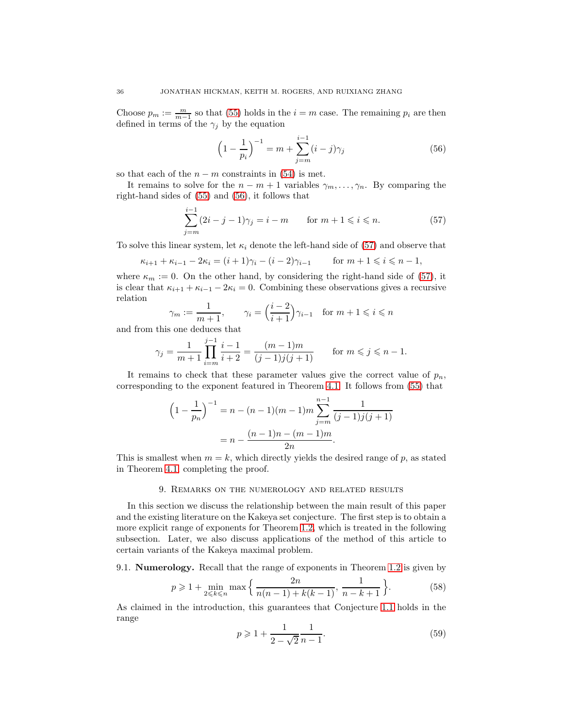Choose $p_m := \frac{m}{m-1}$ so that (55) holds in the $i = m$ case. The remaining $p_i$ are then defined in terms of the $\gamma_j$ by the equation

$$\Big(1 - \frac{1}{p_i}\Big)^{-1} = m + \sum_{j=m}^{i-1}(i-j)\gamma_j \tag{56}$$

so that each of the $n - m$ constraints in (54) is met.

It remains to solve for the $n - m + 1$ variables $\gamma_m, \dots, \gamma_n$. By comparing the right-hand sides of (55) and (56), it follows that

$$\sum_{j=m}^{i-1}(2i - j - 1)\gamma_j = i - m \qquad \text{for } m+1 \leqslant i \leqslant n. \tag{57}$$

To solve this linear system, let $\kappa_i$ denote the left-hand side of (57) and observe that

$$\kappa_{i+1} + \kappa_{i-1} - 2\kappa_i = (i+1)\gamma_i - (i-2)\gamma_{i-1} \qquad \text{for } m+1 \leqslant i \leqslant n-1,$$

where $\kappa_m := 0$. On the other hand, by considering the right-hand side of (57), it is clear that $\kappa_{i+1} + \kappa_{i-1} - 2\kappa_i = 0$. Combining these observations gives a recursive relation

$$\gamma_m := \frac{1}{m+1}, \qquad \gamma_i = \Big(\frac{i-2}{i+1}\Big)\gamma_{i-1} \quad \text{for } m+1 \leqslant i \leqslant n$$

and from this one deduces that

$$\gamma_j = \frac{1}{m+1}\prod_{i=m}^{j-1}\frac{i-1}{i+2} = \frac{(m-1)m}{(j-1)j(j+1)} \qquad \text{for } m \leqslant j \leqslant n-1.$$

It remains to check that these parameter values give the correct value of $p_n$, corresponding to the exponent featured in Theorem 4.1. It follows from (55) that

$$\begin{aligned}\Big(1 - \frac{1}{p_n}\Big)^{-1} &= n - (n-1)(m-1)m\sum_{j=m}^{n-1}\frac{1}{(j-1)j(j+1)} \\ &= n - \frac{(n-1)n - (m-1)m}{2n}.\end{aligned}$$

This is smallest when $m = k$, which directly yields the desired range of $p$, as stated in Theorem 4.1, completing the proof.

## 9. Remarks on the numerology and related results

In this section we discuss the relationship between the main result of this paper and the existing literature on the Kakeya set conjecture. The first step is to obtain a more explicit range of exponents for Theorem 1.2, which is treated in the following subsection. Later, we also discuss applications of the method of this article to certain variants of the Kakeya maximal problem.

### 9.1. Numerology.

Recall that the range of exponents in Theorem 1.2 is given by

$$p \geqslant 1 + \min_{2 \leqslant k \leqslant n} \max\Big\{\frac{2n}{n(n-1) + k(k-1)}, \frac{1}{n-k+1}\Big\}. \tag{58}$$

As claimed in the introduction, this guarantees that Conjecture 1.1 holds in the range

$$p \geqslant 1 + \frac{1}{2 - \sqrt{2}}\frac{1}{n-1}. \tag{59}$$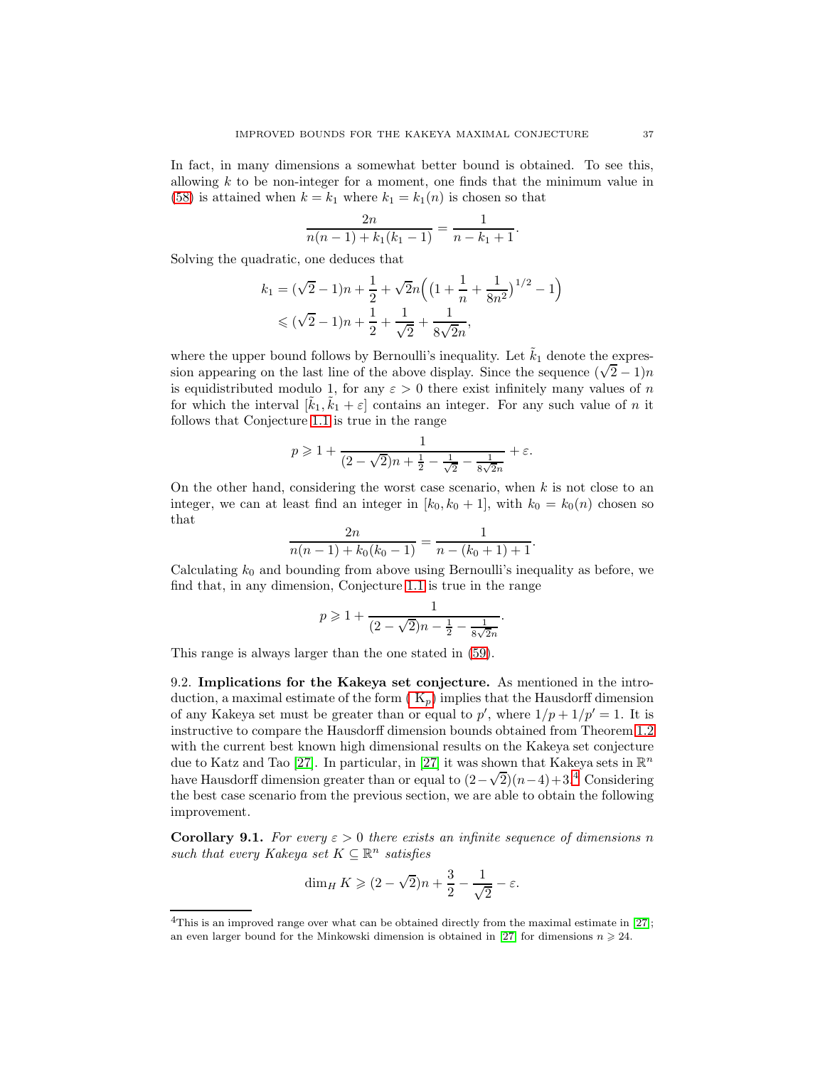In fact, in many dimensions a somewhat better bound is obtained. To see this, allowing $k$ to be non-integer for a moment, one finds that the minimum value in (58) is attained when $k = k_1$ where $k_1 = k_1(n)$ is chosen so that

$$\frac{2n}{n(n-1) + k_1(k_1 - 1)} = \frac{1}{n - k_1 + 1}.$$

Solving the quadratic, one deduces that

$$\begin{aligned} k_1 &= (\sqrt{2} - 1)n + \frac{1}{2} + \sqrt{2}n\Big(\big(1 + \frac{1}{n} + \frac{1}{8n^2}\big)^{1/2} - 1\Big) \\ &\leqslant (\sqrt{2} - 1)n + \frac{1}{2} + \frac{1}{\sqrt{2}} + \frac{1}{8\sqrt{2}n}, \end{aligned}$$

where the upper bound follows by Bernoulli's inequality. Let $\tilde{k}_1$ denote the expression appearing on the last line of the above display. Since the sequence $(\sqrt{2} - 1)n$ is equidistributed modulo 1, for any $\varepsilon > 0$ there exist infinitely many values of $n$ for which the interval $[\tilde{k}_1, \tilde{k}_1 + \varepsilon]$ contains an integer. For any such value of $n$ it follows that Conjecture 1.1 is true in the range

$$p \geqslant 1 + \frac{1}{(2 - \sqrt{2})n + \frac{1}{2} - \frac{1}{\sqrt{2}} - \frac{1}{8\sqrt{2}n}} + \varepsilon.$$

On the other hand, considering the worst case scenario, when $k$ is not close to an integer, we can at least find an integer in $[k_0, k_0 + 1]$, with $k_0 = k_0(n)$ chosen so that

$$\frac{2n}{n(n-1) + k_0(k_0 - 1)} = \frac{1}{n - (k_0 + 1) + 1}.$$

Calculating $k_0$ and bounding from above using Bernoulli's inequality as before, we find that, in any dimension, Conjecture 1.1 is true in the range

$$p \geqslant 1 + \frac{1}{(2 - \sqrt{2})n - \frac{1}{2} - \frac{1}{8\sqrt{2}n}}.$$

This range is always larger than the one stated in (59).

## 9.2. Implications for the Kakeya set conjecture.

As mentioned in the introduction, a maximal estimate of the form ($\mathrm{K}_p$) implies that the Hausdorff dimension of any Kakeya set must be greater than or equal to $p'$, where $1/p + 1/p' = 1$. It is instructive to compare the Hausdorff dimension bounds obtained from Theorem 1.2 with the current best known high dimensional results on the Kakeya set conjecture due to Katz and Tao [27]. In particular, in [27] it was shown that Kakeya sets in $\mathbb{R}^n$ have Hausdorff dimension greater than or equal to $(2-\sqrt{2})(n-4)+3$.[4] Considering the best case scenario from the previous section, we are able to obtain the following improvement.

**Corollary 9.1.** *For every $\varepsilon > 0$ there exists an infinite sequence of dimensions $n$ such that every Kakeya set $K \subseteq \mathbb{R}^n$ satisfies*

$$\dim_H K \geqslant (2 - \sqrt{2})n + \frac{3}{2} - \frac{1}{\sqrt{2}} - \varepsilon.$$

[4] This is an improved range over what can be obtained directly from the maximal estimate in [27]; an even larger bound for the Minkowski dimension is obtained in [27] for dimensions $n \geqslant 24$.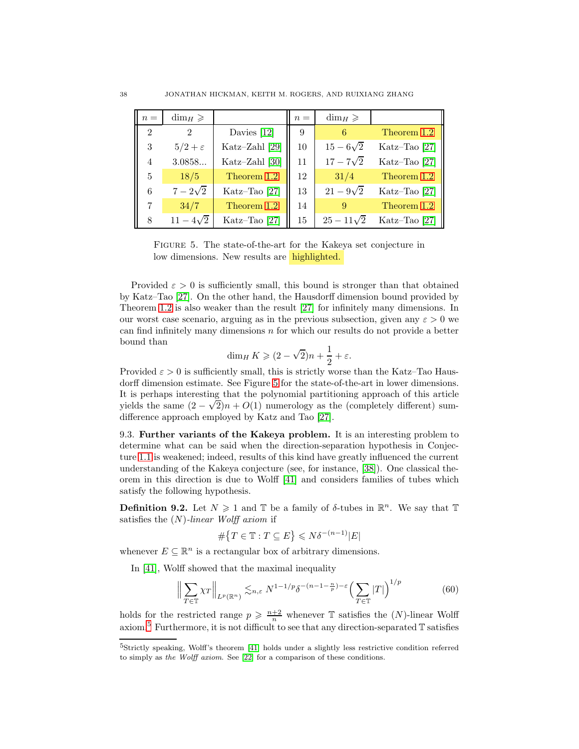| $n =$ | $\dim_H \geqslant$ | | $n =$ | $\dim_H \geqslant$ | |
|---|---|---|---|---|---|
| 2 | 2 | Davies [12] | 9 | 6 | Theorem 1.2 |
| 3 | $5/2 + \varepsilon$ | Katz–Zahl [29] | 10 | $15 - 6\sqrt{2}$ | Katz–Tao [27] |
| 4 | 3.0858... | Katz–Zahl [30] | 11 | $17 - 7\sqrt{2}$ | Katz–Tao [27] |
| 5 | $18/5$ | Theorem 1.2 | 12 | $31/4$ | Theorem 1.2 |
| 6 | $7 - 2\sqrt{2}$ | Katz–Tao [27] | 13 | $21 - 9\sqrt{2}$ | Katz–Tao [27] |
| 7 | $34/7$ | Theorem 1.2 | 14 | 9 | Theorem 1.2 |
| 8 | $11 - 4\sqrt{2}$ | Katz–Tao [27] | 15 | $25 - 11\sqrt{2}$ | Katz–Tao [27] |

Figure 5. The state-of-the-art for the Kakeya set conjecture in low dimensions. New results are highlighted.

Provided $\varepsilon > 0$ is sufficiently small, this bound is stronger than that obtained by Katz–Tao [27]. On the other hand, the Hausdorff dimension bound provided by Theorem 1.2 is also weaker than the result [27] for infinitely many dimensions. In our worst case scenario, arguing as in the previous subsection, given any $\varepsilon > 0$ we can find infinitely many dimensions $n$ for which our results do not provide a better bound than

$$\dim_H K \geqslant (2 - \sqrt{2})n + \frac{1}{2} + \varepsilon.$$

Provided $\varepsilon > 0$ is sufficiently small, this is strictly worse than the Katz–Tao Hausdorff dimension estimate. See Figure 5 for the state-of-the-art in lower dimensions. It is perhaps interesting that the polynomial partitioning approach of this article yields the same $(2 - \sqrt{2})n + O(1)$ numerology as the (completely different) sum-difference approach employed by Katz and Tao [27].

9.3. **Further variants of the Kakeya problem.** It is an interesting problem to determine what can be said when the direction-separation hypothesis in Conjecture 1.1 is weakened; indeed, results of this kind have greatly influenced the current understanding of the Kakeya conjecture (see, for instance, [38]). One classical theorem in this direction is due to Wolff [41] and considers families of tubes which satisfy the following hypothesis.

**Definition 9.2.** Let $N \geqslant 1$ and $\mathbb{T}$ be a family of $\delta$-tubes in $\mathbb{R}^n$. We say that $\mathbb{T}$ satisfies the $(N)$-*linear Wolff axiom* if

$$\#\{T \in \mathbb{T} : T \subseteq E\} \leqslant N\delta^{-(n-1)}|E|$$

whenever $E \subseteq \mathbb{R}^n$ is a rectangular box of arbitrary dimensions.

In [41], Wolff showed that the maximal inequality

$$\Big\| \sum_{T \in \mathbb{T}} \chi_T \Big\|_{L^p(\mathbb{R}^n)} \lesssim_{n,\varepsilon} N^{1-1/p} \delta^{-(n-1-\frac{n}{p})-\varepsilon} \Big( \sum_{T \in \mathbb{T}} |T| \Big)^{1/p} \tag{60}$$

holds for the restricted range $p \geqslant \frac{n+2}{n}$ whenever $\mathbb{T}$ satisfies the $(N)$-linear Wolff axiom.[5] Furthermore, it is not difficult to see that any direction-separated $\mathbb{T}$ satisfies

[5] Strictly speaking, Wolff's theorem [41] holds under a slightly less restrictive condition referred to simply as *the Wolff axiom*. See [22] for a comparison of these conditions.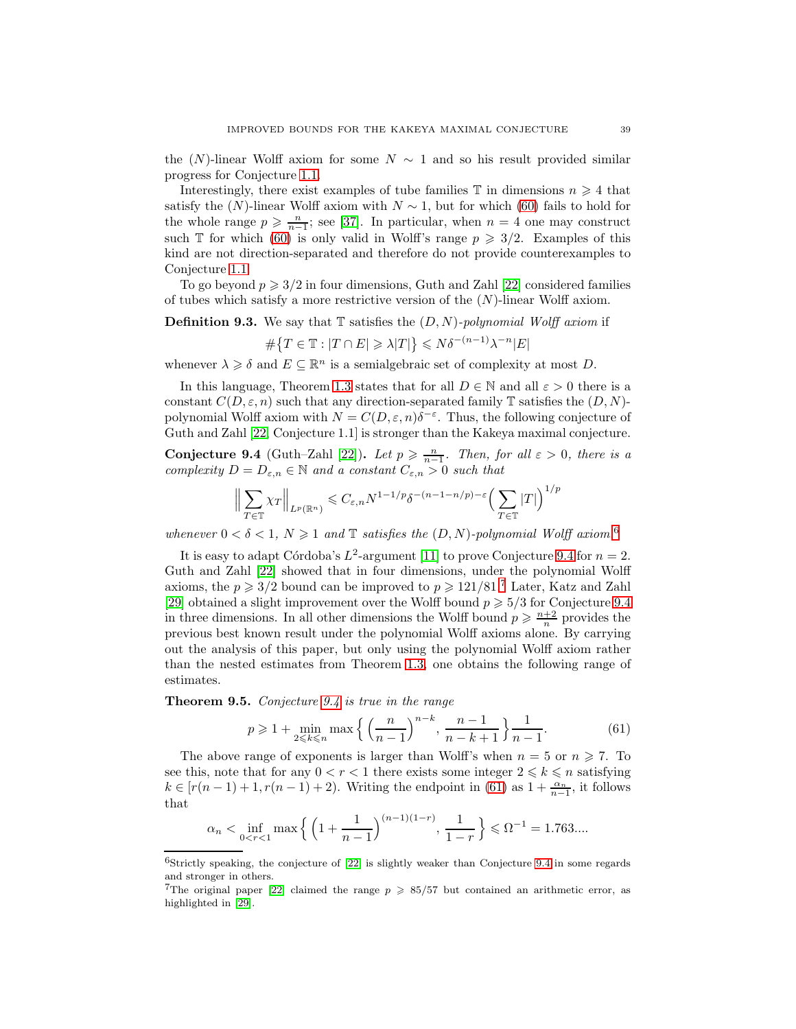the $(N)$-linear Wolff axiom for some $N \sim 1$ and so his result provided similar progress for Conjecture 1.1.

Interestingly, there exist examples of tube families $\mathbb{T}$ in dimensions $n \geqslant 4$ that satisfy the $(N)$-linear Wolff axiom with $N \sim 1$, but for which (60) fails to hold for the whole range $p \geqslant \frac{n}{n-1}$; see [37]. In particular, when $n = 4$ one may construct such $\mathbb{T}$ for which (60) is only valid in Wolff's range $p \geqslant 3/2$. Examples of this kind are not direction-separated and therefore do not provide counterexamples to Conjecture 1.1.

To go beyond $p \geqslant 3/2$ in four dimensions, Guth and Zahl [22] considered families of tubes which satisfy a more restrictive version of the $(N)$-linear Wolff axiom.

**Definition 9.3.** We say that $\mathbb{T}$ satisfies the $(D, N)$-*polynomial Wolff axiom* if

$$\#\{T \in \mathbb{T} : |T \cap E| \geqslant \lambda |T|\} \leqslant N \delta^{-(n-1)} \lambda^{-n} |E|$$

whenever $\lambda \geqslant \delta$ and $E \subseteq \mathbb{R}^n$ is a semialgebraic set of complexity at most $D$.

In this language, Theorem 1.3 states that for all $D \in \mathbb{N}$ and all $\varepsilon > 0$ there is a constant $C(D, \varepsilon, n)$ such that any direction-separated family $\mathbb{T}$ satisfies the $(D, N)$-polynomial Wolff axiom with $N = C(D, \varepsilon, n)\delta^{-\varepsilon}$. Thus, the following conjecture of Guth and Zahl [22, Conjecture 1.1] is stronger than the Kakeya maximal conjecture.

**Conjecture 9.4** (Guth–Zahl [22])**.** *Let $p \geqslant \frac{n}{n-1}$. Then, for all $\varepsilon > 0$, there is a complexity $D = D_{\varepsilon,n} \in \mathbb{N}$ and a constant $C_{\varepsilon,n} > 0$ such that*

$$\Big\| \sum_{T \in \mathbb{T}} \chi_T \Big\|_{L^p(\mathbb{R}^n)} \leqslant C_{\varepsilon,n} N^{1-1/p} \delta^{-(n-1-n/p)-\varepsilon} \Big( \sum_{T \in \mathbb{T}} |T| \Big)^{1/p}$$

*whenever $0 < \delta < 1$, $N \geqslant 1$ and $\mathbb{T}$ satisfies the $(D, N)$-polynomial Wolff axiom.*[6]

It is easy to adapt Córdoba's $L^2$-argument [11] to prove Conjecture 9.4 for $n = 2$. Guth and Zahl [22] showed that in four dimensions, under the polynomial Wolff axioms, the $p \geqslant 3/2$ bound can be improved to $p \geqslant 121/81$.[7] Later, Katz and Zahl [29] obtained a slight improvement over the Wolff bound $p \geqslant 5/3$ for Conjecture 9.4 in three dimensions. In all other dimensions the Wolff bound $p \geqslant \frac{n+2}{n}$ provides the previous best known result under the polynomial Wolff axioms alone. By carrying out the analysis of this paper, but only using the polynomial Wolff axiom rather than the nested estimates from Theorem 1.3, one obtains the following range of estimates.

**Theorem 9.5.** *Conjecture 9.4 is true in the range*

$$p \geqslant 1 + \min_{2 \leqslant k \leqslant n} \max\Big\{ \Big(\frac{n}{n-1}\Big)^{n-k}, \frac{n-1}{n-k+1} \Big\} \frac{1}{n-1}. \tag{61}$$

The above range of exponents is larger than Wolff's when $n = 5$ or $n \geqslant 7$. To see this, note that for any $0 < r < 1$ there exists some integer $2 \leqslant k \leqslant n$ satisfying $k \in [r(n-1)+1, r(n-1)+2)$. Writing the endpoint in (61) as $1 + \frac{\alpha_n}{n-1}$, it follows that

$$\alpha_n < \inf_{0<r<1} \max\Big\{ \Big(1 + \frac{1}{n-1}\Big)^{(n-1)(1-r)}, \frac{1}{1-r} \Big\} \leqslant \Omega^{-1} = 1.763....$$

---

[6] Strictly speaking, the conjecture of [22] is slightly weaker than Conjecture 9.4 in some regards and stronger in others.

[7] The original paper [22] claimed the range $p \geqslant 85/57$ but contained an arithmetic error, as highlighted in [29].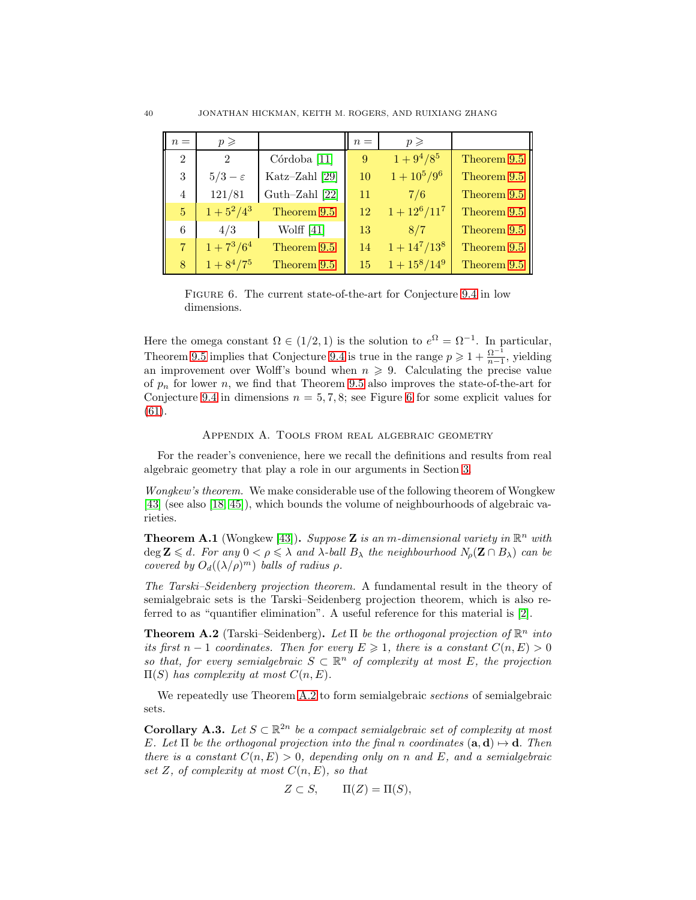| $n =$ | $p \geqslant$ | | $n =$ | $p \geqslant$ | |
|---|---|---|---|---|---|
| 2 | 2 | Córdoba [11] | 9 | $1 + 9^4/8^5$ | Theorem 9.5 |
| 3 | $5/3 - \varepsilon$ | Katz–Zahl [29] | 10 | $1 + 10^5/9^6$ | Theorem 9.5 |
| 4 | $121/81$ | Guth–Zahl [22] | 11 | $7/6$ | Theorem 9.5 |
| 5 | $1 + 5^2/4^3$ | Theorem 9.5 | 12 | $1 + 12^6/11^7$ | Theorem 9.5 |
| 6 | $4/3$ | Wolff [41] | 13 | $8/7$ | Theorem 9.5 |
| 7 | $1 + 7^3/6^4$ | Theorem 9.5 | 14 | $1 + 14^7/13^8$ | Theorem 9.5 |
| 8 | $1 + 8^4/7^5$ | Theorem 9.5 | 15 | $1 + 15^8/14^9$ | Theorem 9.5 |

Figure 6. The current state-of-the-art for Conjecture 9.4 in low dimensions.

Here the omega constant $\Omega \in (1/2, 1)$ is the solution to $e^{\Omega} = \Omega^{-1}$. In particular, Theorem 9.5 implies that Conjecture 9.4 is true in the range $p \geqslant 1 + \frac{\Omega^{-1}}{n-1}$, yielding an improvement over Wolff's bound when $n \geqslant 9$. Calculating the precise value of $p_n$ for lower $n$, we find that Theorem 9.5 also improves the state-of-the-art for Conjecture 9.4 in dimensions $n = 5, 7, 8$; see Figure 6 for some explicit values for (61).

## Appendix A. Tools from real algebraic geometry

For the reader's convenience, here we recall the definitions and results from real algebraic geometry that play a role in our arguments in Section 3.

*Wongkew's theorem.* We make considerable use of the following theorem of Wongkew [43] (see also [18, 45]), which bounds the volume of neighbourhoods of algebraic varieties.

**Theorem A.1** (Wongkew [43])**.** *Suppose $\mathbf{Z}$ is an $m$-dimensional variety in $\mathbb{R}^n$ with $\deg \mathbf{Z} \leqslant d$. For any $0 < \rho \leqslant \lambda$ and $\lambda$-ball $B_\lambda$ the neighbourhood $N_\rho(\mathbf{Z} \cap B_\lambda)$ can be covered by $O_d((\lambda/\rho)^m)$ balls of radius $\rho$.*

*The Tarski–Seidenberg projection theorem.* A fundamental result in the theory of semialgebraic sets is the Tarski–Seidenberg projection theorem, which is also referred to as "quantifier elimination". A useful reference for this material is [2].

**Theorem A.2** (Tarski–Seidenberg)**.** *Let $\Pi$ be the orthogonal projection of $\mathbb{R}^n$ into its first $n-1$ coordinates. Then for every $E \geqslant 1$, there is a constant $C(n, E) > 0$ so that, for every semialgebraic $S \subset \mathbb{R}^n$ of complexity at most $E$, the projection $\Pi(S)$ has complexity at most $C(n, E)$.*

We repeatedly use Theorem A.2 to form semialgebraic *sections* of semialgebraic sets.

**Corollary A.3.** *Let $S \subset \mathbb{R}^{2n}$ be a compact semialgebraic set of complexity at most $E$. Let $\Pi$ be the orthogonal projection into the final $n$ coordinates $(\mathbf{a}, \mathbf{d}) \mapsto \mathbf{d}$. Then there is a constant $C(n, E) > 0$, depending only on $n$ and $E$, and a semialgebraic set $Z$, of complexity at most $C(n, E)$, so that*

$$Z \subset S, \qquad \Pi(Z) = \Pi(S),$$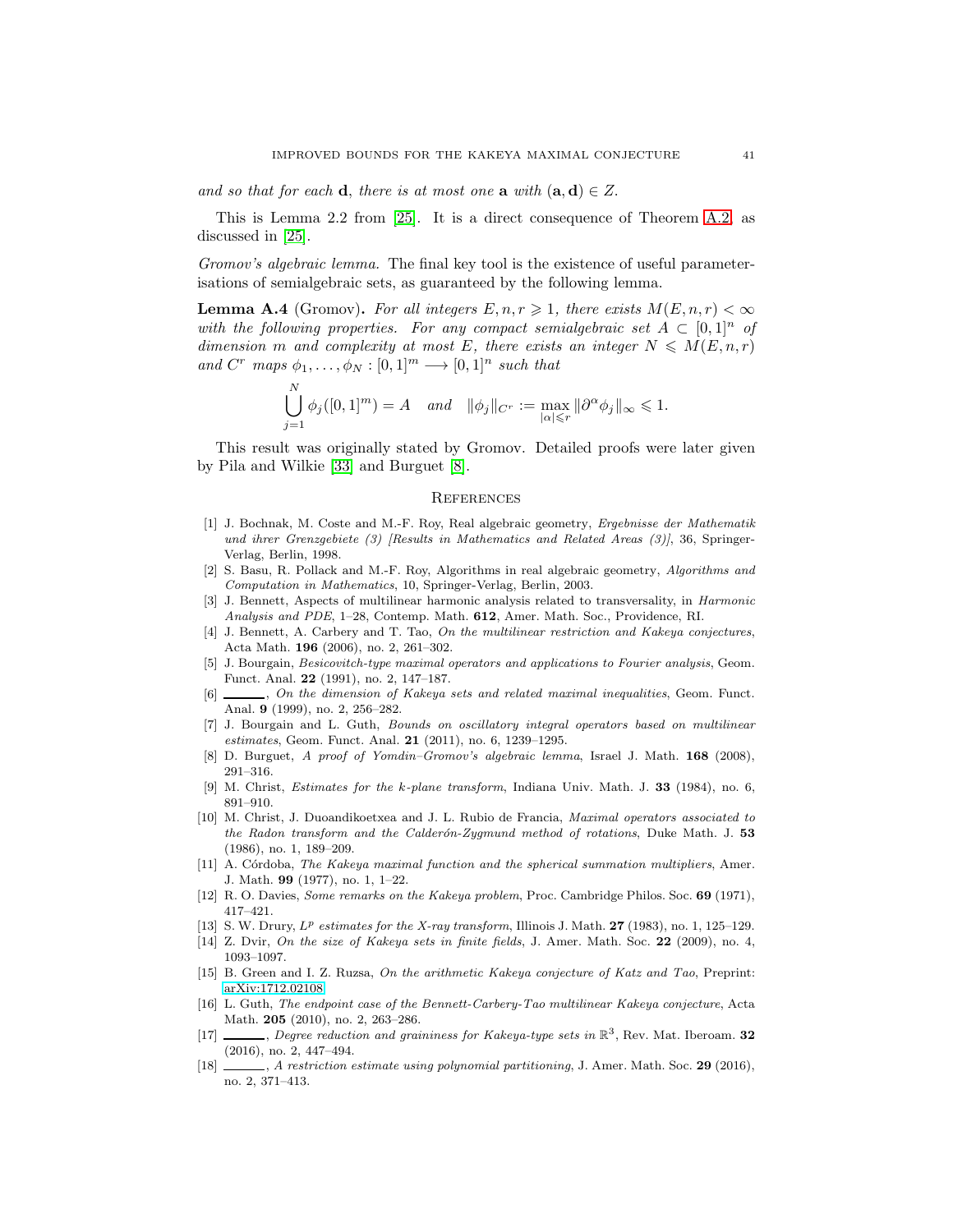*and so that for each* $\mathbf{d}$, *there is at most one* $\mathbf{a}$ *with* $(\mathbf{a}, \mathbf{d}) \in Z$.

This is Lemma 2.2 from [25]. It is a direct consequence of Theorem A.2 as discussed in [25].

*Gromov's algebraic lemma.* The final key tool is the existence of useful parameterisations of semialgebraic sets, as guaranteed by the following lemma.

**Lemma A.4** (Gromov). *For all integers* $E, n, r \geqslant 1$, *there exists* $M(E, n, r) < \infty$ *with the following properties. For any compact semialgebraic set* $A \subset [0,1]^n$ *of dimension* $m$ *and complexity at most* $E$, *there exists an integer* $N \leqslant M(E, n, r)$ *and* $C^r$ *maps* $\phi_1, \dots, \phi_N : [0,1]^m \longrightarrow [0,1]^n$ *such that*

$$\bigcup_{j=1}^{N} \phi_j([0,1]^m) = A \quad \text{and} \quad \|\phi_j\|_{C^r} := \max_{|\alpha| \leqslant r} \|\partial^\alpha \phi_j\|_\infty \leqslant 1.$$

This result was originally stated by Gromov. Detailed proofs were later given by Pila and Wilkie [33] and Burguet [8].

## References

[1] J. Bochnak, M. Coste and M.-F. Roy, Real algebraic geometry, *Ergebnisse der Mathematik und ihrer Grenzgebiete (3) [Results in Mathematics and Related Areas (3)]*, 36, Springer-Verlag, Berlin, 1998.

[2] S. Basu, R. Pollack and M.-F. Roy, Algorithms in real algebraic geometry, *Algorithms and Computation in Mathematics*, 10, Springer-Verlag, Berlin, 2003.

[3] J. Bennett, Aspects of multilinear harmonic analysis related to transversality, in *Harmonic Analysis and PDE*, 1–28, Contemp. Math. **612**, Amer. Math. Soc., Providence, RI.

[4] J. Bennett, A. Carbery and T. Tao, *On the multilinear restriction and Kakeya conjectures*, Acta Math. **196** (2006), no. 2, 261–302.

[5] J. Bourgain, *Besicovitch-type maximal operators and applications to Fourier analysis*, Geom. Funct. Anal. **22** (1991), no. 2, 147–187.

[6] ———, *On the dimension of Kakeya sets and related maximal inequalities*, Geom. Funct. Anal. **9** (1999), no. 2, 256–282.

[7] J. Bourgain and L. Guth, *Bounds on oscillatory integral operators based on multilinear estimates*, Geom. Funct. Anal. **21** (2011), no. 6, 1239–1295.

[8] D. Burguet, *A proof of Yomdin–Gromov's algebraic lemma*, Israel J. Math. **168** (2008), 291–316.

[9] M. Christ, *Estimates for the k-plane transform*, Indiana Univ. Math. J. **33** (1984), no. 6, 891–910.

[10] M. Christ, J. Duoandikoetxea and J. L. Rubio de Francia, *Maximal operators associated to the Radon transform and the Calderón-Zygmund method of rotations*, Duke Math. J. **53** (1986), no. 1, 189–209.

[11] A. Córdoba, *The Kakeya maximal function and the spherical summation multipliers*, Amer. J. Math. **99** (1977), no. 1, 1–22.

[12] R. O. Davies, *Some remarks on the Kakeya problem*, Proc. Cambridge Philos. Soc. **69** (1971), 417–421.

[13] S. W. Drury, *$L^p$ estimates for the X-ray transform*, Illinois J. Math. **27** (1983), no. 1, 125–129.

[14] Z. Dvir, *On the size of Kakeya sets in finite fields*, J. Amer. Math. Soc. **22** (2009), no. 4, 1093–1097.

[15] B. Green and I. Z. Ruzsa, *On the arithmetic Kakeya conjecture of Katz and Tao*, Preprint: arXiv:1712.02108

[16] L. Guth, *The endpoint case of the Bennett-Carbery-Tao multilinear Kakeya conjecture*, Acta Math. **205** (2010), no. 2, 263–286.

[17] ———, *Degree reduction and graininess for Kakeya-type sets in $\mathbb{R}^3$*, Rev. Mat. Iberoam. **32** (2016), no. 2, 447–494.

[18] ———, *A restriction estimate using polynomial partitioning*, J. Amer. Math. Soc. **29** (2016), no. 2, 371–413.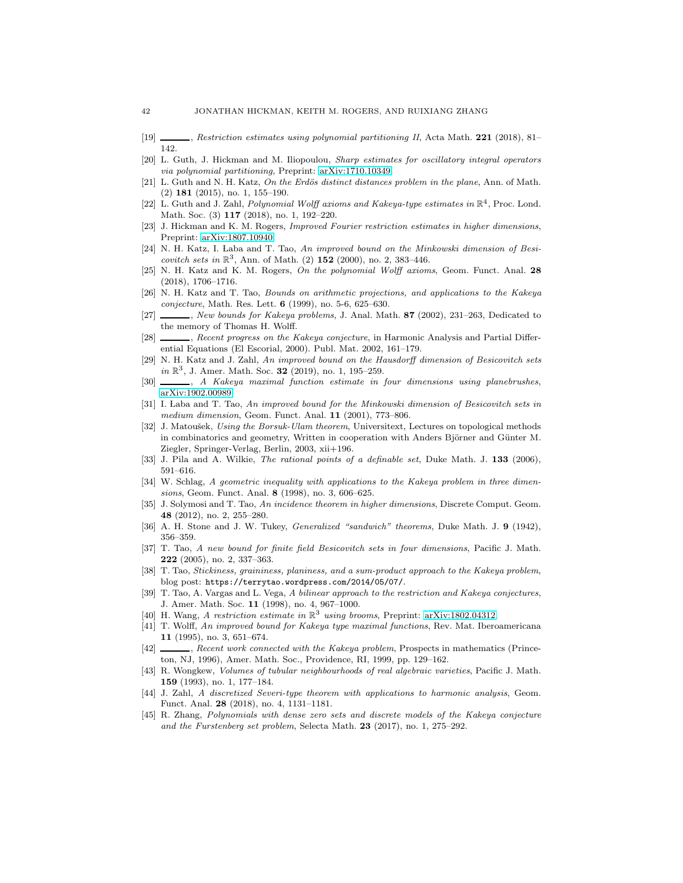[19] ———, *Restriction estimates using polynomial partitioning II*, Acta Math. **221** (2018), 81–142.

[20] L. Guth, J. Hickman and M. Iliopoulou, *Sharp estimates for oscillatory integral operators via polynomial partitioning*, Preprint: arXiv:1710.10349

[21] L. Guth and N. H. Katz, *On the Erdös distinct distances problem in the plane*, Ann. of Math. (2) **181** (2015), no. 1, 155–190.

[22] L. Guth and J. Zahl, *Polynomial Wolff axioms and Kakeya-type estimates in* $\mathbb{R}^4$, Proc. Lond. Math. Soc. (3) **117** (2018), no. 1, 192–220.

[23] J. Hickman and K. M. Rogers, *Improved Fourier restriction estimates in higher dimensions*, Preprint: arXiv:1807.10940

[24] N. H. Katz, I. Łaba and T. Tao, *An improved bound on the Minkowski dimension of Besicovitch sets in* $\mathbb{R}^3$, Ann. of Math. (2) **152** (2000), no. 2, 383–446.

[25] N. H. Katz and K. M. Rogers, *On the polynomial Wolff axioms*, Geom. Funct. Anal. **28** (2018), 1706–1716.

[26] N. H. Katz and T. Tao, *Bounds on arithmetic projections, and applications to the Kakeya conjecture*, Math. Res. Lett. **6** (1999), no. 5-6, 625–630.

[27] ———, *New bounds for Kakeya problems*, J. Anal. Math. **87** (2002), 231–263, Dedicated to the memory of Thomas H. Wolff.

[28] ———, *Recent progress on the Kakeya conjecture*, in Harmonic Analysis and Partial Differential Equations (El Escorial, 2000). Publ. Mat. 2002, 161–179.

[29] N. H. Katz and J. Zahl, *An improved bound on the Hausdorff dimension of Besicovitch sets in* $\mathbb{R}^3$, J. Amer. Math. Soc. **32** (2019), no. 1, 195–259.

[30] ———, *A Kakeya maximal function estimate in four dimensions using planebrushes*, arXiv:1902.00989

[31] I. Łaba and T. Tao, *An improved bound for the Minkowski dimension of Besicovitch sets in medium dimension*, Geom. Funct. Anal. **11** (2001), 773–806.

[32] J. Matoušek, *Using the Borsuk-Ulam theorem*, Universitext, Lectures on topological methods in combinatorics and geometry, Written in cooperation with Anders Björner and Günter M. Ziegler, Springer-Verlag, Berlin, 2003, xii+196.

[33] J. Pila and A. Wilkie, *The rational points of a definable set*, Duke Math. J. **133** (2006), 591–616.

[34] W. Schlag, *A geometric inequality with applications to the Kakeya problem in three dimensions*, Geom. Funct. Anal. **8** (1998), no. 3, 606–625.

[35] J. Solymosi and T. Tao, *An incidence theorem in higher dimensions*, Discrete Comput. Geom. **48** (2012), no. 2, 255–280.

[36] A. H. Stone and J. W. Tukey, *Generalized "sandwich" theorems*, Duke Math. J. **9** (1942), 356–359.

[37] T. Tao, *A new bound for finite field Besicovitch sets in four dimensions*, Pacific J. Math. **222** (2005), no. 2, 337–363.

[38] T. Tao, *Stickiness, graininess, planiness, and a sum-product approach to the Kakeya problem*, blog post: `https://terrytao.wordpress.com/2014/05/07/`.

[39] T. Tao, A. Vargas and L. Vega, *A bilinear approach to the restriction and Kakeya conjectures*, J. Amer. Math. Soc. **11** (1998), no. 4, 967–1000.

[40] H. Wang, *A restriction estimate in* $\mathbb{R}^3$ *using brooms*, Preprint: arXiv:1802.04312

[41] T. Wolff, *An improved bound for Kakeya type maximal functions*, Rev. Mat. Iberoamericana **11** (1995), no. 3, 651–674.

[42] ———, *Recent work connected with the Kakeya problem*, Prospects in mathematics (Princeton, NJ, 1996), Amer. Math. Soc., Providence, RI, 1999, pp. 129–162.

[43] R. Wongkew, *Volumes of tubular neighbourhoods of real algebraic varieties*, Pacific J. Math. **159** (1993), no. 1, 177–184.

[44] J. Zahl, *A discretized Severi-type theorem with applications to harmonic analysis*, Geom. Funct. Anal. **28** (2018), no. 4, 1131–1181.

[45] R. Zhang, *Polynomials with dense zero sets and discrete models of the Kakeya conjecture and the Furstenberg set problem*, Selecta Math. **23** (2017), no. 1, 275–292.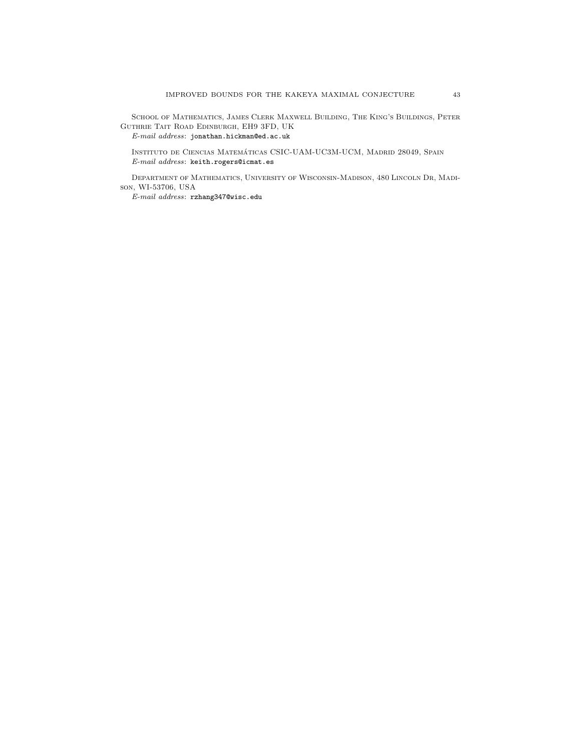School of Mathematics, James Clerk Maxwell Building, The King's Buildings, Peter Guthrie Tait Road Edinburgh, EH9 3FD, UK
*E-mail address*: jonathan.hickman@ed.ac.uk

Instituto de Ciencias Matemáticas CSIC-UAM-UC3M-UCM, Madrid 28049, Spain
*E-mail address*: keith.rogers@icmat.es

Department of Mathematics, University of Wisconsin-Madison, 480 Lincoln Dr, Madison, WI-53706, USA
*E-mail address*: rzhang347@wisc.edu